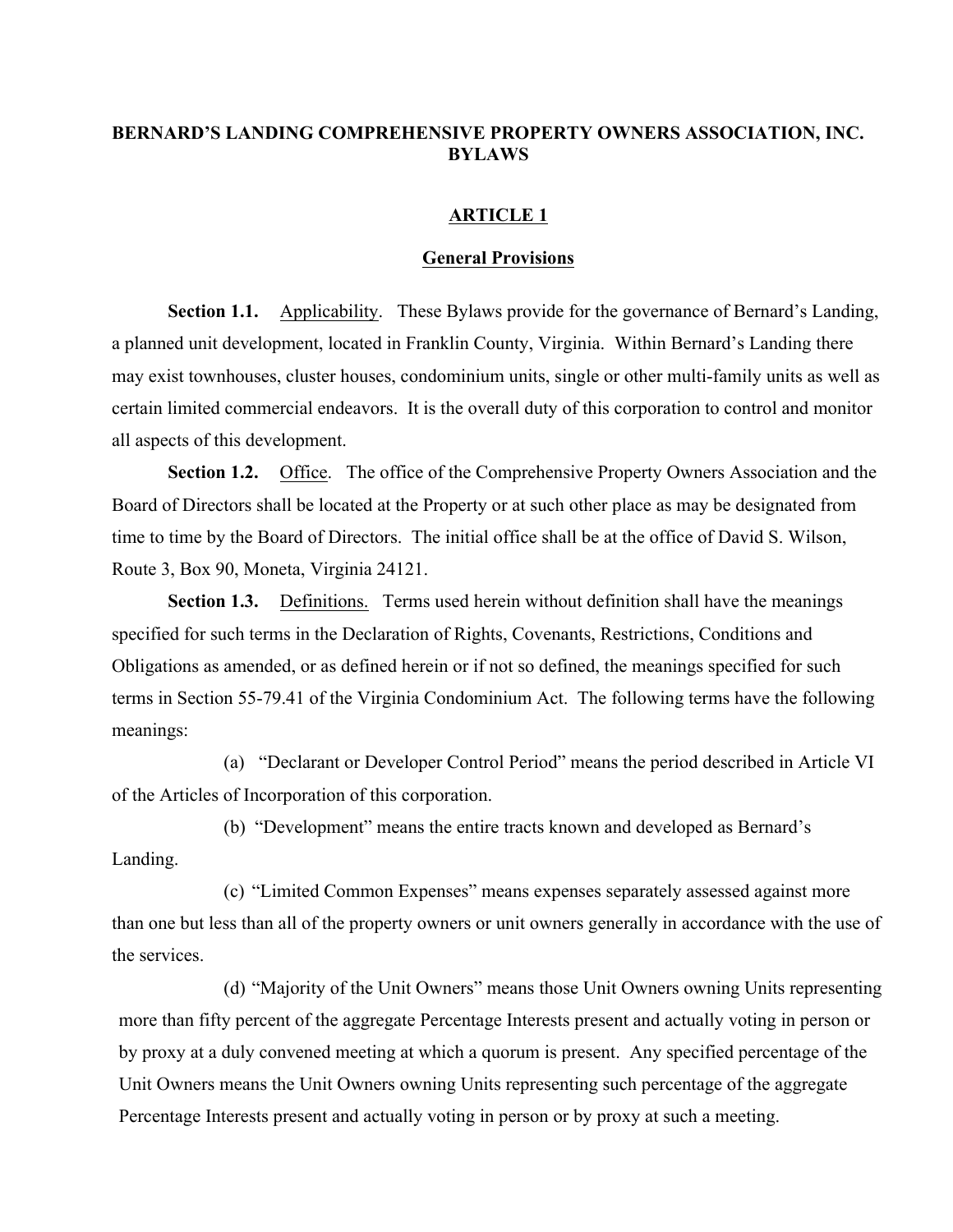# BERNARD'S LANDING COMPREHENSIVE PROPERTY OWNERS ASSOCIATION, INC. BYLAWS

## ARTICLE 1

### General Provisions

**Section 1.1.** Applicability. These Bylaws provide for the governance of Bernard's Landing, a planned unit development, located in Franklin County, Virginia. Within Bernard's Landing there may exist townhouses, cluster houses, condominium units, single or other multi-family units as well as certain limited commercial endeavors. It is the overall duty of this corporation to control and monitor all aspects of this development.

**Section 1.2.** Office. The office of the Comprehensive Property Owners Association and the Board of Directors shall be located at the Property or at such other place as may be designated from time to time by the Board of Directors. The initial office shall be at the office of David S. Wilson, Route 3, Box 90, Moneta, Virginia 24121.

**Section 1.3.** Definitions. Terms used herein without definition shall have the meanings specified for such terms in the Declaration of Rights, Covenants, Restrictions, Conditions and Obligations as amended, or as defined herein or if not so defined, the meanings specified for such terms in Section 55-79.41 of the Virginia Condominium Act. The following terms have the following meanings:

(a) "Declarant or Developer Control Period" means the period described in Article VI of the Articles of Incorporation of this corporation.

(b) "Development" means the entire tracts known and developed as Bernard's Landing.

(c) "Limited Common Expenses" means expenses separately assessed against more than one but less than all of the property owners or unit owners generally in accordance with the use of the services.

(d) "Majority of the Unit Owners" means those Unit Owners owning Units representing more than fifty percent of the aggregate Percentage Interests present and actually voting in person or by proxy at a duly convened meeting at which a quorum is present. Any specified percentage of the Unit Owners means the Unit Owners owning Units representing such percentage of the aggregate Percentage Interests present and actually voting in person or by proxy at such a meeting.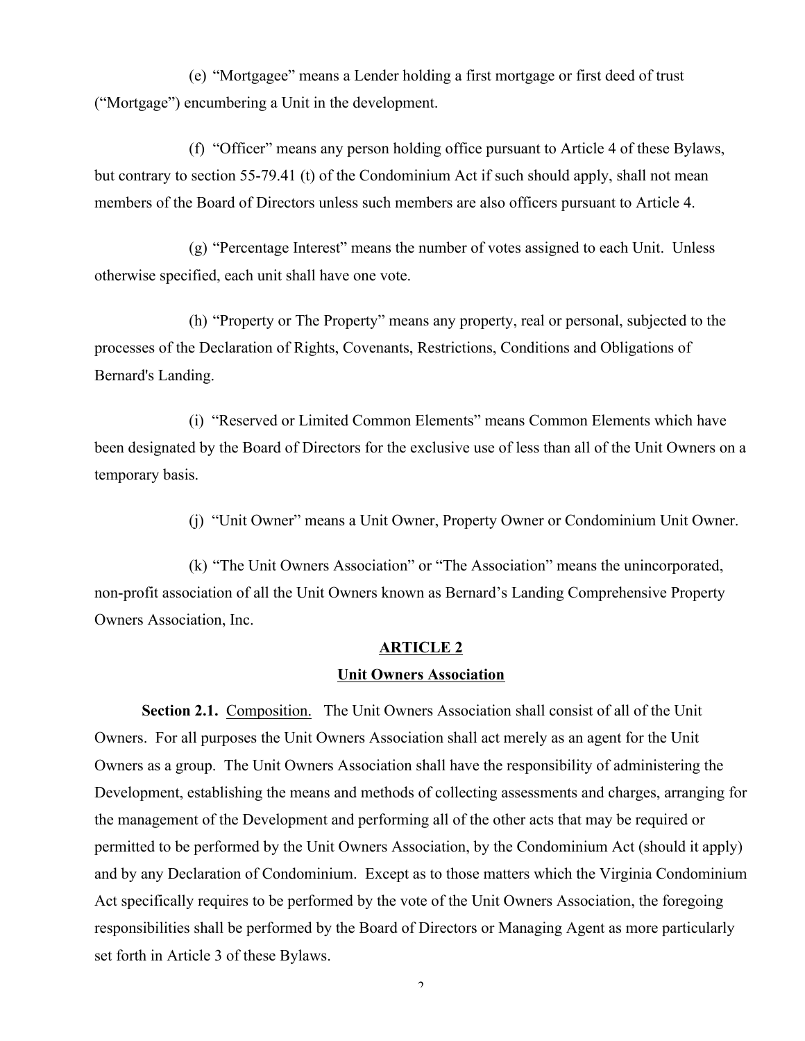(e) "Mortgagee" means a Lender holding a first mortgage or first deed of trust ("Mortgage") encumbering a Unit in the development.

(f) "Officer" means any person holding office pursuant to Article 4 of these Bylaws, but contrary to section 55-79.41 (t) of the Condominium Act if such should apply, shall not mean members of the Board of Directors unless such members are also officers pursuant to Article 4.

(g) "Percentage Interest" means the number of votes assigned to each Unit. Unless otherwise specified, each unit shall have one vote.

(h) "Property or The Property" means any property, real or personal, subjected to the processes of the Declaration of Rights, Covenants, Restrictions, Conditions and Obligations of Bernard's Landing.

(i) "Reserved or Limited Common Elements" means Common Elements which have been designated by the Board of Directors for the exclusive use of less than all of the Unit Owners on a temporary basis.

(j) "Unit Owner" means a Unit Owner, Property Owner or Condominium Unit Owner.

(k) "The Unit Owners Association" or "The Association" means the unincorporated, non-profit association of all the Unit Owners known as Bernard's Landing Comprehensive Property Owners Association, Inc.

## ARTICLE 2

## Unit Owners Association

**Section 2.1.** Composition. The Unit Owners Association shall consist of all of the Unit Owners. For all purposes the Unit Owners Association shall act merely as an agent for the Unit Owners as a group. The Unit Owners Association shall have the responsibility of administering the Development, establishing the means and methods of collecting assessments and charges, arranging for the management of the Development and performing all of the other acts that may be required or permitted to be performed by the Unit Owners Association, by the Condominium Act (should it apply) and by any Declaration of Condominium. Except as to those matters which the Virginia Condominium Act specifically requires to be performed by the vote of the Unit Owners Association, the foregoing responsibilities shall be performed by the Board of Directors or Managing Agent as more particularly set forth in Article 3 of these Bylaws.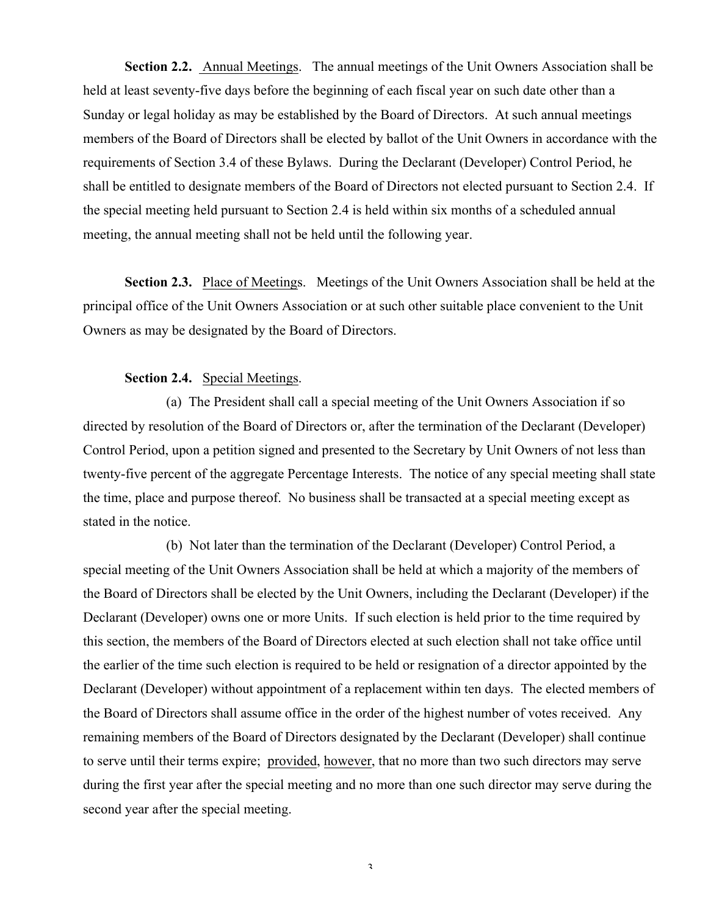**Section 2.2.** Annual Meetings. The annual meetings of the Unit Owners Association shall be held at least seventy-five days before the beginning of each fiscal year on such date other than a Sunday or legal holiday as may be established by the Board of Directors. At such annual meetings members of the Board of Directors shall be elected by ballot of the Unit Owners in accordance with the requirements of Section 3.4 of these Bylaws. During the Declarant (Developer) Control Period, he shall be entitled to designate members of the Board of Directors not elected pursuant to Section 2.4. If the special meeting held pursuant to Section 2.4 is held within six months of a scheduled annual meeting, the annual meeting shall not be held until the following year.

**Section 2.3.** Place of Meetings. Meetings of the Unit Owners Association shall be held at the principal office of the Unit Owners Association or at such other suitable place convenient to the Unit Owners as may be designated by the Board of Directors.

**Section 2.4.** Special Meetings.

(a) The President shall call a special meeting of the Unit Owners Association if so directed by resolution of the Board of Directors or, after the termination of the Declarant (Developer) Control Period, upon a petition signed and presented to the Secretary by Unit Owners of not less than twenty-five percent of the aggregate Percentage Interests. The notice of any special meeting shall state the time, place and purpose thereof. No business shall be transacted at a special meeting except as stated in the notice.

(b) Not later than the termination of the Declarant (Developer) Control Period, a special meeting of the Unit Owners Association shall be held at which a majority of the members of the Board of Directors shall be elected by the Unit Owners, including the Declarant (Developer) if the Declarant (Developer) owns one or more Units. If such election is held prior to the time required by this section, the members of the Board of Directors elected at such election shall not take office until the earlier of the time such election is required to be held or resignation of a director appointed by the Declarant (Developer) without appointment of a replacement within ten days. The elected members of the Board of Directors shall assume office in the order of the highest number of votes received. Any remaining members of the Board of Directors designated by the Declarant (Developer) shall continue to serve until their terms expire; provided, however, that no more than two such directors may serve during the first year after the special meeting and no more than one such director may serve during the second year after the special meeting.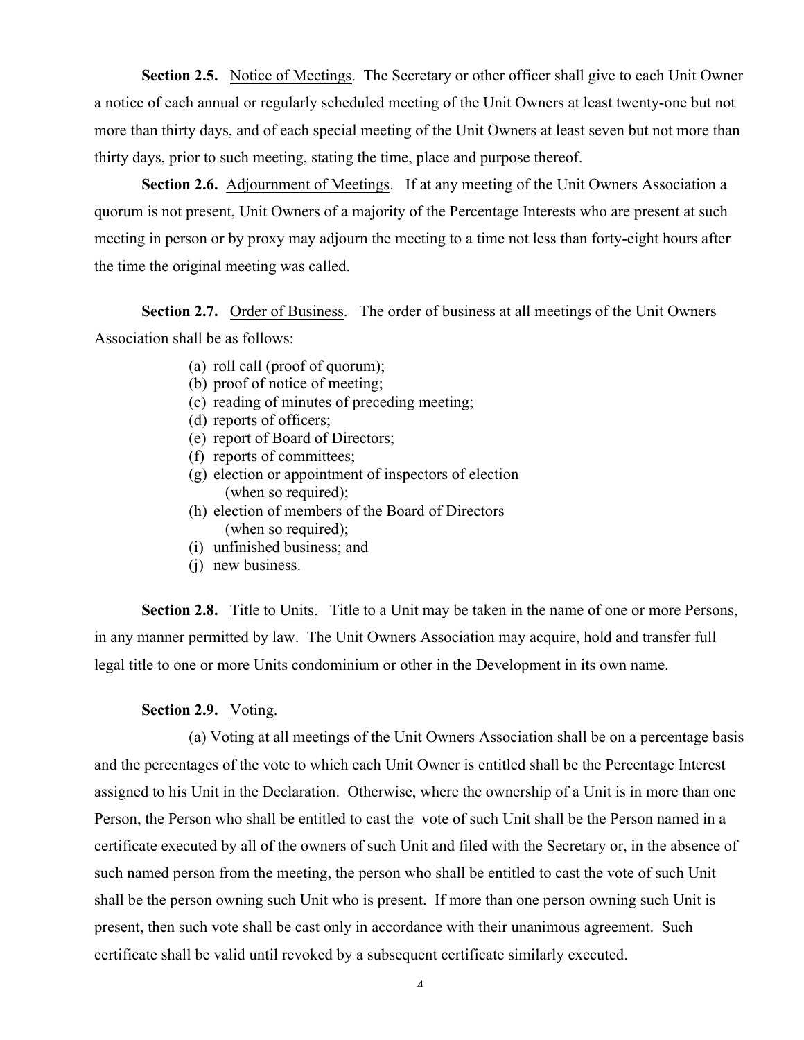**Section 2.5.** Notice of Meetings. The Secretary or other officer shall give to each Unit Owner a notice of each annual or regularly scheduled meeting of the Unit Owners at least twenty-one but not more than thirty days, and of each special meeting of the Unit Owners at least seven but not more than thirty days, prior to such meeting, stating the time, place and purpose thereof.

**Section 2.6.** Adjournment of Meetings. If at any meeting of the Unit Owners Association a quorum is not present, Unit Owners of a majority of the Percentage Interests who are present at such meeting in person or by proxy may adjourn the meeting to a time not less than forty-eight hours after the time the original meeting was called.

**Section 2.7.** Order of Business. The order of business at all meetings of the Unit Owners Association shall be as follows:

(a) roll call (proof of quorum);
(b) proof of notice of meeting;
(c) reading of minutes of preceding meeting;
(d) reports of officers;
(e) report of Board of Directors;
(f) reports of committees;
(g) election or appointment of inspectors of election (when so required);
(h) election of members of the Board of Directors (when so required);
(i) unfinished business; and
(j) new business.

**Section 2.8.** Title to Units. Title to a Unit may be taken in the name of one or more Persons, in any manner permitted by law. The Unit Owners Association may acquire, hold and transfer full legal title to one or more Units condominium or other in the Development in its own name.

**Section 2.9.** Voting.

(a) Voting at all meetings of the Unit Owners Association shall be on a percentage basis and the percentages of the vote to which each Unit Owner is entitled shall be the Percentage Interest assigned to his Unit in the Declaration. Otherwise, where the ownership of a Unit is in more than one Person, the Person who shall be entitled to cast the vote of such Unit shall be the Person named in a certificate executed by all of the owners of such Unit and filed with the Secretary or, in the absence of such named person from the meeting, the person who shall be entitled to cast the vote of such Unit shall be the person owning such Unit who is present. If more than one person owning such Unit is present, then such vote shall be cast only in accordance with their unanimous agreement. Such certificate shall be valid until revoked by a subsequent certificate similarly executed.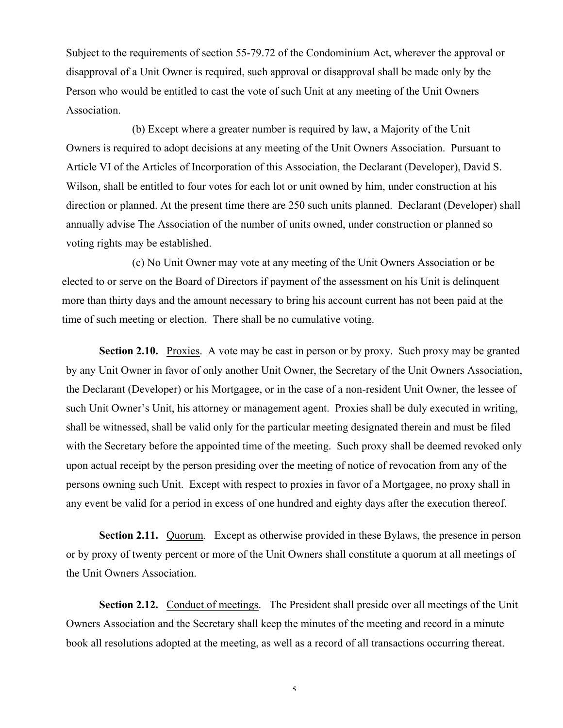Subject to the requirements of section 55-79.72 of the Condominium Act, wherever the approval or disapproval of a Unit Owner is required, such approval or disapproval shall be made only by the Person who would be entitled to cast the vote of such Unit at any meeting of the Unit Owners Association.

(b) Except where a greater number is required by law, a Majority of the Unit Owners is required to adopt decisions at any meeting of the Unit Owners Association. Pursuant to Article VI of the Articles of Incorporation of this Association, the Declarant (Developer), David S. Wilson, shall be entitled to four votes for each lot or unit owned by him, under construction at his direction or planned. At the present time there are 250 such units planned. Declarant (Developer) shall annually advise The Association of the number of units owned, under construction or planned so voting rights may be established.

(c) No Unit Owner may vote at any meeting of the Unit Owners Association or be elected to or serve on the Board of Directors if payment of the assessment on his Unit is delinquent more than thirty days and the amount necessary to bring his account current has not been paid at the time of such meeting or election. There shall be no cumulative voting.

**Section 2.10.** Proxies. A vote may be cast in person or by proxy. Such proxy may be granted by any Unit Owner in favor of only another Unit Owner, the Secretary of the Unit Owners Association, the Declarant (Developer) or his Mortgagee, or in the case of a non-resident Unit Owner, the lessee of such Unit Owner's Unit, his attorney or management agent. Proxies shall be duly executed in writing, shall be witnessed, shall be valid only for the particular meeting designated therein and must be filed with the Secretary before the appointed time of the meeting. Such proxy shall be deemed revoked only upon actual receipt by the person presiding over the meeting of notice of revocation from any of the persons owning such Unit. Except with respect to proxies in favor of a Mortgagee, no proxy shall in any event be valid for a period in excess of one hundred and eighty days after the execution thereof.

**Section 2.11.** Quorum. Except as otherwise provided in these Bylaws, the presence in person or by proxy of twenty percent or more of the Unit Owners shall constitute a quorum at all meetings of the Unit Owners Association.

**Section 2.12.** Conduct of meetings. The President shall preside over all meetings of the Unit Owners Association and the Secretary shall keep the minutes of the meeting and record in a minute book all resolutions adopted at the meeting, as well as a record of all transactions occurring thereat.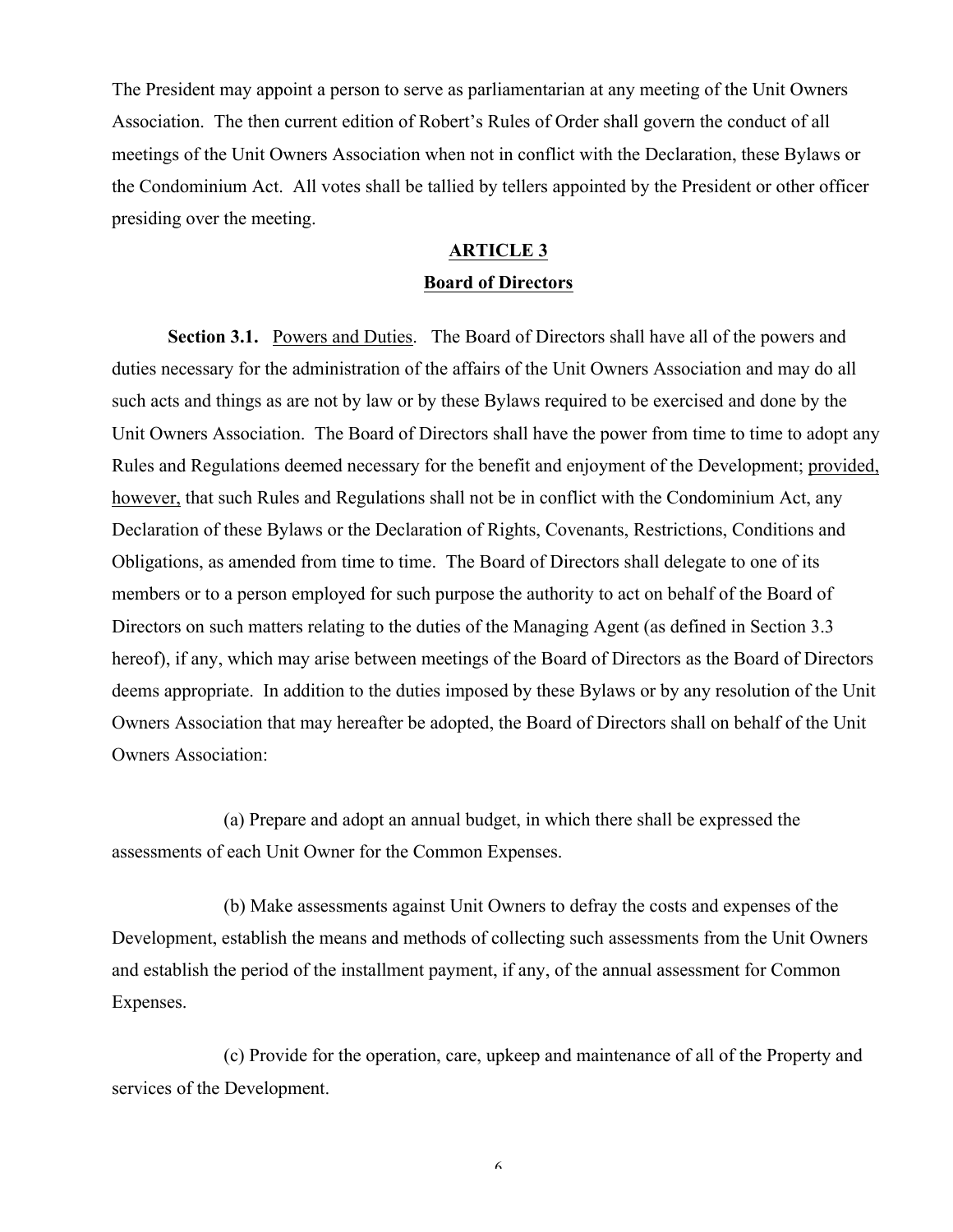The President may appoint a person to serve as parliamentarian at any meeting of the Unit Owners Association. The then current edition of Robert's Rules of Order shall govern the conduct of all meetings of the Unit Owners Association when not in conflict with the Declaration, these Bylaws or the Condominium Act. All votes shall be tallied by tellers appointed by the President or other officer presiding over the meeting.

## ARTICLE 3

## Board of Directors

**Section 3.1.** Powers and Duties. The Board of Directors shall have all of the powers and duties necessary for the administration of the affairs of the Unit Owners Association and may do all such acts and things as are not by law or by these Bylaws required to be exercised and done by the Unit Owners Association. The Board of Directors shall have the power from time to time to adopt any Rules and Regulations deemed necessary for the benefit and enjoyment of the Development; provided, however, that such Rules and Regulations shall not be in conflict with the Condominium Act, any Declaration of these Bylaws or the Declaration of Rights, Covenants, Restrictions, Conditions and Obligations, as amended from time to time. The Board of Directors shall delegate to one of its members or to a person employed for such purpose the authority to act on behalf of the Board of Directors on such matters relating to the duties of the Managing Agent (as defined in Section 3.3 hereof), if any, which may arise between meetings of the Board of Directors as the Board of Directors deems appropriate. In addition to the duties imposed by these Bylaws or by any resolution of the Unit Owners Association that may hereafter be adopted, the Board of Directors shall on behalf of the Unit Owners Association:

(a) Prepare and adopt an annual budget, in which there shall be expressed the assessments of each Unit Owner for the Common Expenses.

(b) Make assessments against Unit Owners to defray the costs and expenses of the Development, establish the means and methods of collecting such assessments from the Unit Owners and establish the period of the installment payment, if any, of the annual assessment for Common Expenses.

(c) Provide for the operation, care, upkeep and maintenance of all of the Property and services of the Development.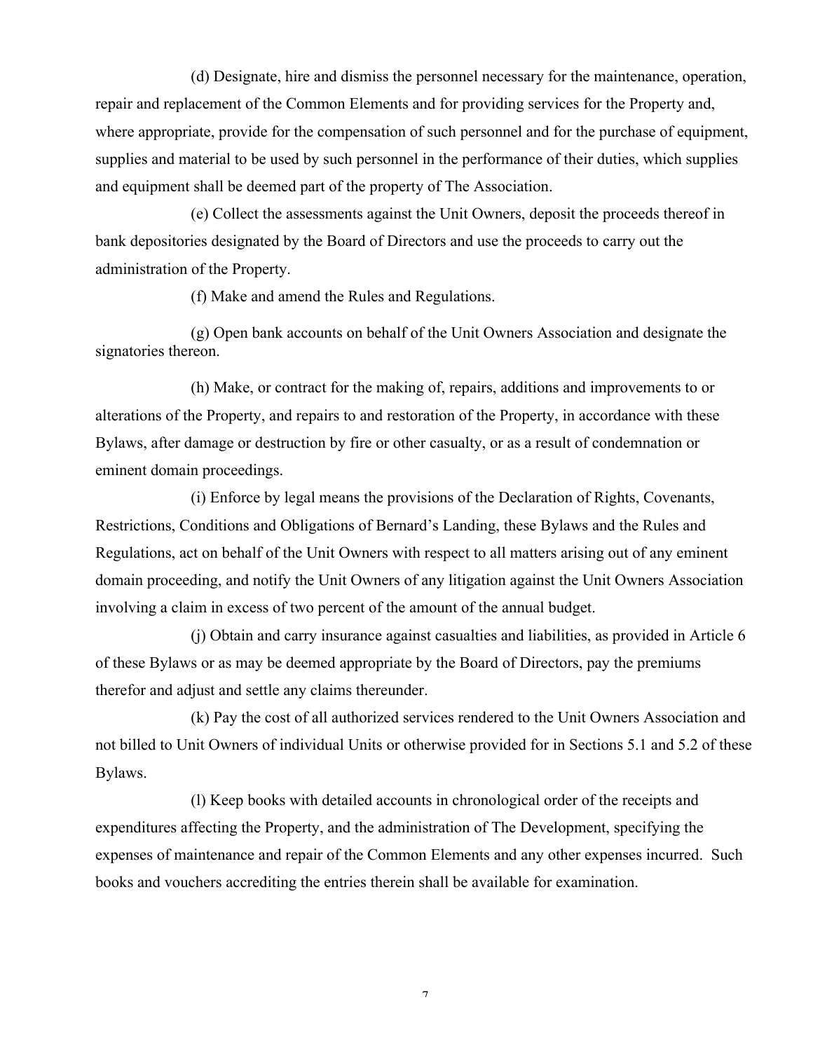(d) Designate, hire and dismiss the personnel necessary for the maintenance, operation, repair and replacement of the Common Elements and for providing services for the Property and, where appropriate, provide for the compensation of such personnel and for the purchase of equipment, supplies and material to be used by such personnel in the performance of their duties, which supplies and equipment shall be deemed part of the property of The Association.

(e) Collect the assessments against the Unit Owners, deposit the proceeds thereof in bank depositories designated by the Board of Directors and use the proceeds to carry out the administration of the Property.

(f) Make and amend the Rules and Regulations.

(g) Open bank accounts on behalf of the Unit Owners Association and designate the signatories thereon.

(h) Make, or contract for the making of, repairs, additions and improvements to or alterations of the Property, and repairs to and restoration of the Property, in accordance with these Bylaws, after damage or destruction by fire or other casualty, or as a result of condemnation or eminent domain proceedings.

(i) Enforce by legal means the provisions of the Declaration of Rights, Covenants, Restrictions, Conditions and Obligations of Bernard's Landing, these Bylaws and the Rules and Regulations, act on behalf of the Unit Owners with respect to all matters arising out of any eminent domain proceeding, and notify the Unit Owners of any litigation against the Unit Owners Association involving a claim in excess of two percent of the amount of the annual budget.

(j) Obtain and carry insurance against casualties and liabilities, as provided in Article 6 of these Bylaws or as may be deemed appropriate by the Board of Directors, pay the premiums therefor and adjust and settle any claims thereunder.

(k) Pay the cost of all authorized services rendered to the Unit Owners Association and not billed to Unit Owners of individual Units or otherwise provided for in Sections 5.1 and 5.2 of these Bylaws.

(l) Keep books with detailed accounts in chronological order of the receipts and expenditures affecting the Property, and the administration of The Development, specifying the expenses of maintenance and repair of the Common Elements and any other expenses incurred. Such books and vouchers accrediting the entries therein shall be available for examination.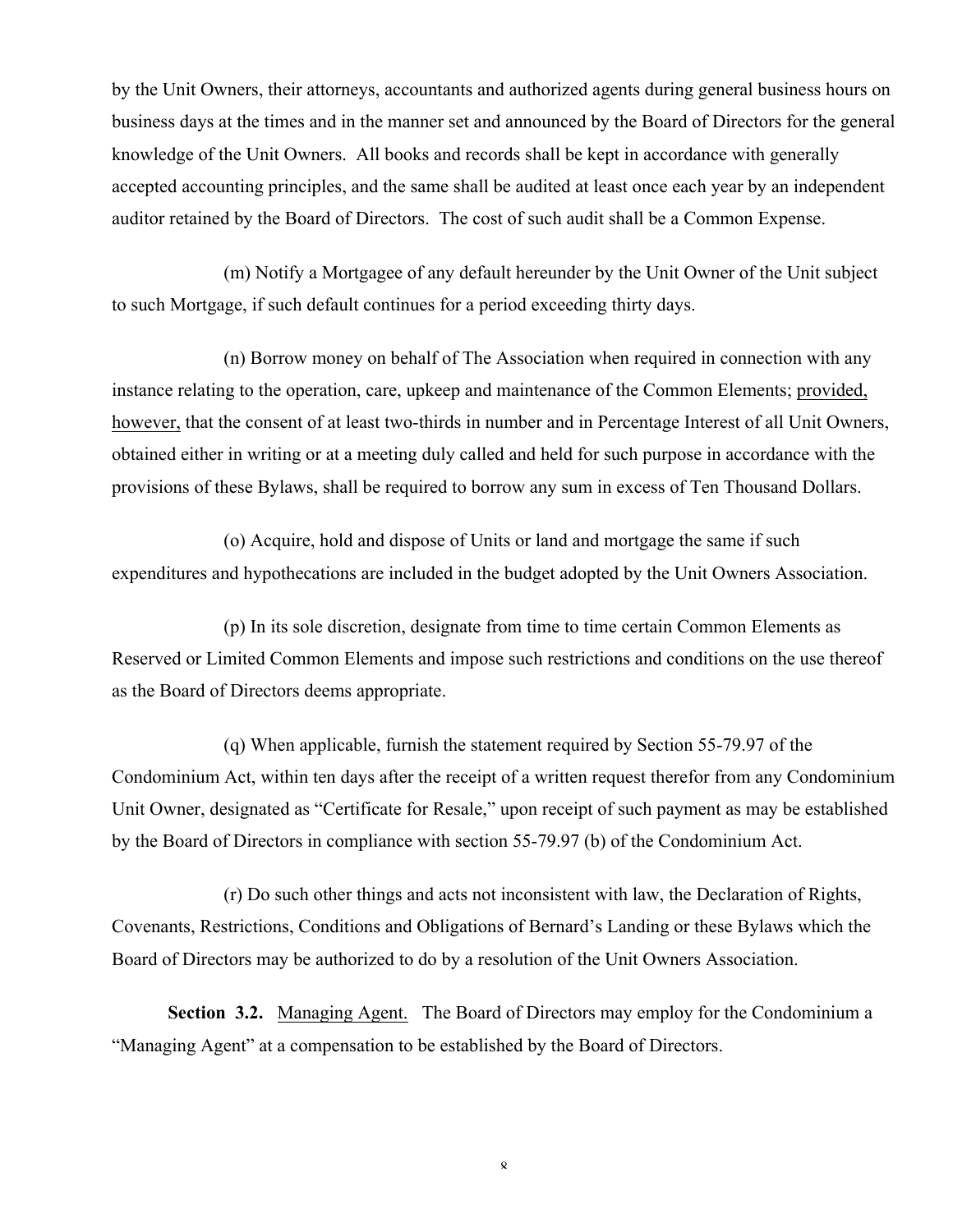by the Unit Owners, their attorneys, accountants and authorized agents during general business hours on business days at the times and in the manner set and announced by the Board of Directors for the general knowledge of the Unit Owners. All books and records shall be kept in accordance with generally accepted accounting principles, and the same shall be audited at least once each year by an independent auditor retained by the Board of Directors. The cost of such audit shall be a Common Expense.

(m) Notify a Mortgagee of any default hereunder by the Unit Owner of the Unit subject to such Mortgage, if such default continues for a period exceeding thirty days.

(n) Borrow money on behalf of The Association when required in connection with any instance relating to the operation, care, upkeep and maintenance of the Common Elements; provided, however, that the consent of at least two-thirds in number and in Percentage Interest of all Unit Owners, obtained either in writing or at a meeting duly called and held for such purpose in accordance with the provisions of these Bylaws, shall be required to borrow any sum in excess of Ten Thousand Dollars.

(o) Acquire, hold and dispose of Units or land and mortgage the same if such expenditures and hypothecations are included in the budget adopted by the Unit Owners Association.

(p) In its sole discretion, designate from time to time certain Common Elements as Reserved or Limited Common Elements and impose such restrictions and conditions on the use thereof as the Board of Directors deems appropriate.

(q) When applicable, furnish the statement required by Section 55-79.97 of the Condominium Act, within ten days after the receipt of a written request therefor from any Condominium Unit Owner, designated as "Certificate for Resale," upon receipt of such payment as may be established by the Board of Directors in compliance with section 55-79.97 (b) of the Condominium Act.

(r) Do such other things and acts not inconsistent with law, the Declaration of Rights, Covenants, Restrictions, Conditions and Obligations of Bernard's Landing or these Bylaws which the Board of Directors may be authorized to do by a resolution of the Unit Owners Association.

**Section 3.2.** Managing Agent. The Board of Directors may employ for the Condominium a "Managing Agent" at a compensation to be established by the Board of Directors.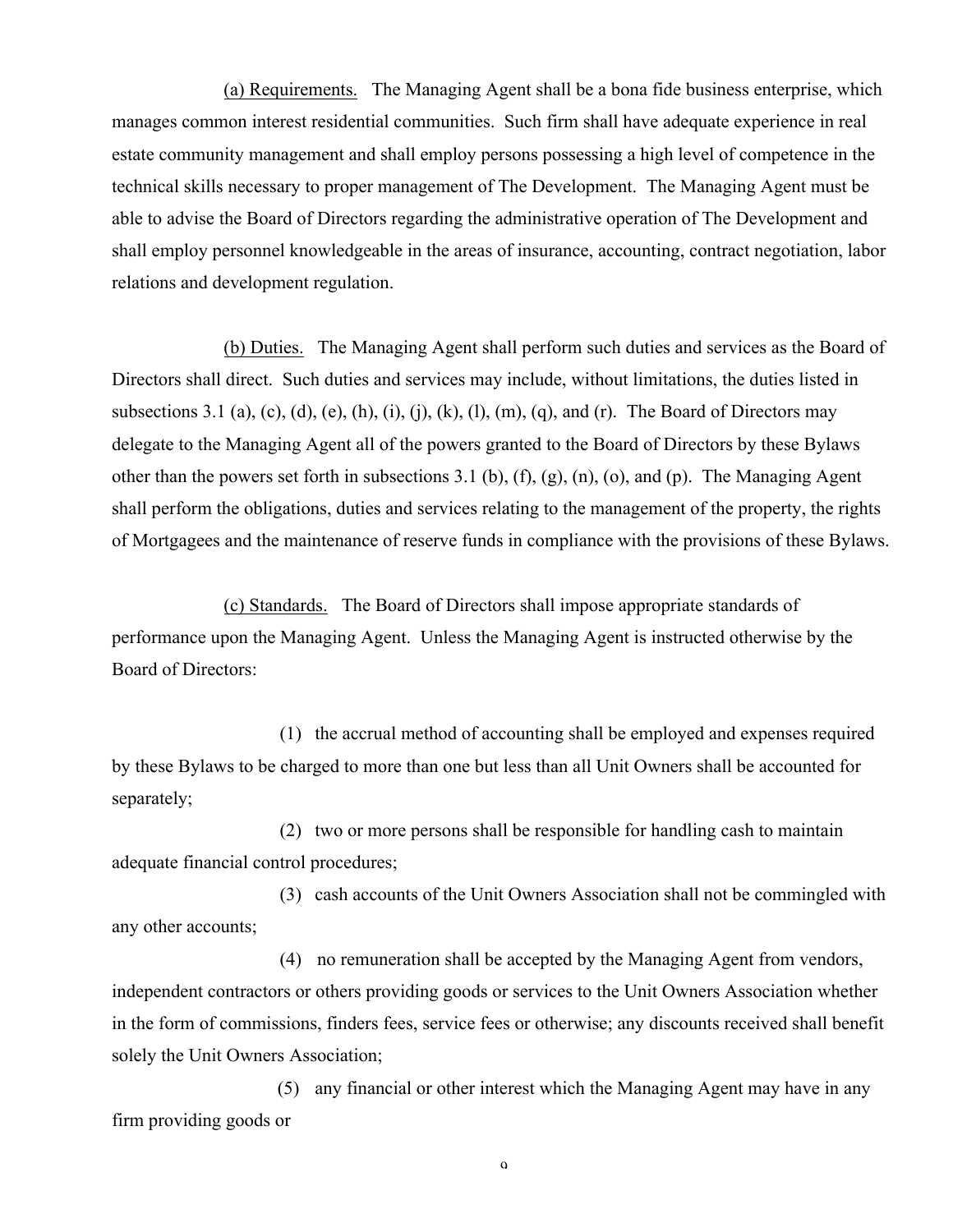(a) Requirements. The Managing Agent shall be a bona fide business enterprise, which manages common interest residential communities. Such firm shall have adequate experience in real estate community management and shall employ persons possessing a high level of competence in the technical skills necessary to proper management of The Development. The Managing Agent must be able to advise the Board of Directors regarding the administrative operation of The Development and shall employ personnel knowledgeable in the areas of insurance, accounting, contract negotiation, labor relations and development regulation.

(b) Duties. The Managing Agent shall perform such duties and services as the Board of Directors shall direct. Such duties and services may include, without limitations, the duties listed in subsections 3.1 (a), (c), (d), (e), (h), (i), (j), (k), (l), (m), (q), and (r). The Board of Directors may delegate to the Managing Agent all of the powers granted to the Board of Directors by these Bylaws other than the powers set forth in subsections 3.1 (b), (f), (g), (n), (o), and (p). The Managing Agent shall perform the obligations, duties and services relating to the management of the property, the rights of Mortgagees and the maintenance of reserve funds in compliance with the provisions of these Bylaws.

(c) Standards. The Board of Directors shall impose appropriate standards of performance upon the Managing Agent. Unless the Managing Agent is instructed otherwise by the Board of Directors:

(1) the accrual method of accounting shall be employed and expenses required by these Bylaws to be charged to more than one but less than all Unit Owners shall be accounted for separately;

(2) two or more persons shall be responsible for handling cash to maintain adequate financial control procedures;

(3) cash accounts of the Unit Owners Association shall not be commingled with any other accounts;

(4) no remuneration shall be accepted by the Managing Agent from vendors, independent contractors or others providing goods or services to the Unit Owners Association whether in the form of commissions, finders fees, service fees or otherwise; any discounts received shall benefit solely the Unit Owners Association;

(5) any financial or other interest which the Managing Agent may have in any firm providing goods or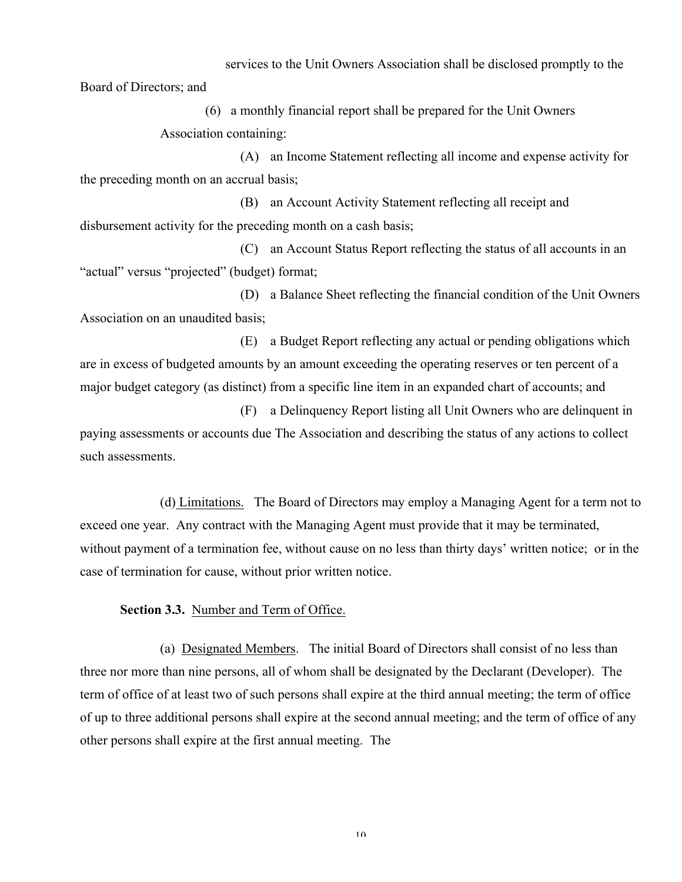services to the Unit Owners Association shall be disclosed promptly to the Board of Directors; and

(6) a monthly financial report shall be prepared for the Unit Owners Association containing:

(A) an Income Statement reflecting all income and expense activity for the preceding month on an accrual basis;

(B) an Account Activity Statement reflecting all receipt and disbursement activity for the preceding month on a cash basis;

(C) an Account Status Report reflecting the status of all accounts in an "actual" versus "projected" (budget) format;

(D) a Balance Sheet reflecting the financial condition of the Unit Owners Association on an unaudited basis;

(E) a Budget Report reflecting any actual or pending obligations which are in excess of budgeted amounts by an amount exceeding the operating reserves or ten percent of a major budget category (as distinct) from a specific line item in an expanded chart of accounts; and

(F) a Delinquency Report listing all Unit Owners who are delinquent in paying assessments or accounts due The Association and describing the status of any actions to collect such assessments.

(d) Limitations. The Board of Directors may employ a Managing Agent for a term not to exceed one year. Any contract with the Managing Agent must provide that it may be terminated, without payment of a termination fee, without cause on no less than thirty days' written notice; or in the case of termination for cause, without prior written notice.

**Section 3.3.** Number and Term of Office.

(a) Designated Members. The initial Board of Directors shall consist of no less than three nor more than nine persons, all of whom shall be designated by the Declarant (Developer). The term of office of at least two of such persons shall expire at the third annual meeting; the term of office of up to three additional persons shall expire at the second annual meeting; and the term of office of any other persons shall expire at the first annual meeting. The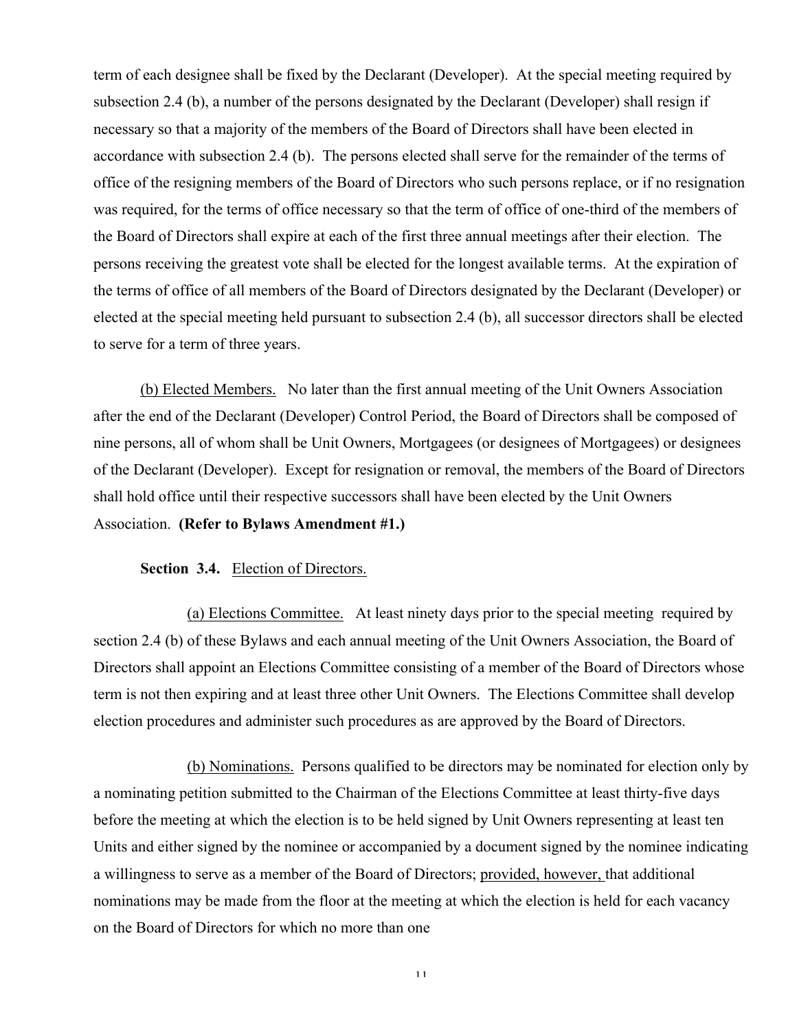term of each designee shall be fixed by the Declarant (Developer). At the special meeting required by subsection 2.4 (b), a number of the persons designated by the Declarant (Developer) shall resign if necessary so that a majority of the members of the Board of Directors shall have been elected in accordance with subsection 2.4 (b). The persons elected shall serve for the remainder of the terms of office of the resigning members of the Board of Directors who such persons replace, or if no resignation was required, for the terms of office necessary so that the term of office of one-third of the members of the Board of Directors shall expire at each of the first three annual meetings after their election. The persons receiving the greatest vote shall be elected for the longest available terms. At the expiration of the terms of office of all members of the Board of Directors designated by the Declarant (Developer) or elected at the special meeting held pursuant to subsection 2.4 (b), all successor directors shall be elected to serve for a term of three years.

(b) Elected Members. No later than the first annual meeting of the Unit Owners Association after the end of the Declarant (Developer) Control Period, the Board of Directors shall be composed of nine persons, all of whom shall be Unit Owners, Mortgagees (or designees of Mortgagees) or designees of the Declarant (Developer). Except for resignation or removal, the members of the Board of Directors shall hold office until their respective successors shall have been elected by the Unit Owners Association. **(Refer to Bylaws Amendment #1.)**

**Section 3.4.** Election of Directors.

(a) Elections Committee. At least ninety days prior to the special meeting required by section 2.4 (b) of these Bylaws and each annual meeting of the Unit Owners Association, the Board of Directors shall appoint an Elections Committee consisting of a member of the Board of Directors whose term is not then expiring and at least three other Unit Owners. The Elections Committee shall develop election procedures and administer such procedures as are approved by the Board of Directors.

(b) Nominations. Persons qualified to be directors may be nominated for election only by a nominating petition submitted to the Chairman of the Elections Committee at least thirty-five days before the meeting at which the election is to be held signed by Unit Owners representing at least ten Units and either signed by the nominee or accompanied by a document signed by the nominee indicating a willingness to serve as a member of the Board of Directors; provided, however, that additional nominations may be made from the floor at the meeting at which the election is held for each vacancy on the Board of Directors for which no more than one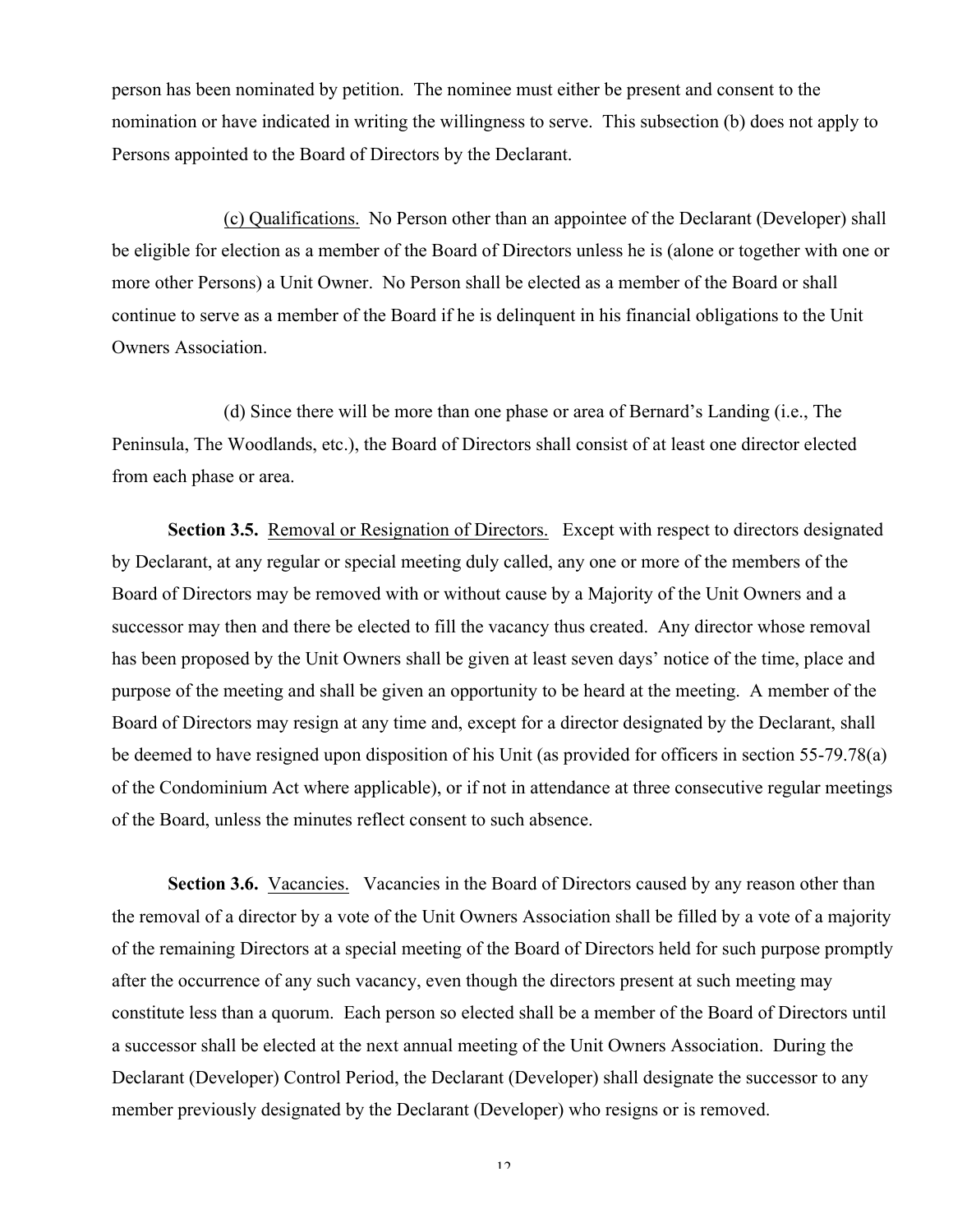person has been nominated by petition. The nominee must either be present and consent to the nomination or have indicated in writing the willingness to serve. This subsection (b) does not apply to Persons appointed to the Board of Directors by the Declarant.

(c) Qualifications. No Person other than an appointee of the Declarant (Developer) shall be eligible for election as a member of the Board of Directors unless he is (alone or together with one or more other Persons) a Unit Owner. No Person shall be elected as a member of the Board or shall continue to serve as a member of the Board if he is delinquent in his financial obligations to the Unit Owners Association.

(d) Since there will be more than one phase or area of Bernard's Landing (i.e., The Peninsula, The Woodlands, etc.), the Board of Directors shall consist of at least one director elected from each phase or area.

**Section 3.5.** Removal or Resignation of Directors. Except with respect to directors designated by Declarant, at any regular or special meeting duly called, any one or more of the members of the Board of Directors may be removed with or without cause by a Majority of the Unit Owners and a successor may then and there be elected to fill the vacancy thus created. Any director whose removal has been proposed by the Unit Owners shall be given at least seven days' notice of the time, place and purpose of the meeting and shall be given an opportunity to be heard at the meeting. A member of the Board of Directors may resign at any time and, except for a director designated by the Declarant, shall be deemed to have resigned upon disposition of his Unit (as provided for officers in section 55-79.78(a) of the Condominium Act where applicable), or if not in attendance at three consecutive regular meetings of the Board, unless the minutes reflect consent to such absence.

**Section 3.6.** Vacancies. Vacancies in the Board of Directors caused by any reason other than the removal of a director by a vote of the Unit Owners Association shall be filled by a vote of a majority of the remaining Directors at a special meeting of the Board of Directors held for such purpose promptly after the occurrence of any such vacancy, even though the directors present at such meeting may constitute less than a quorum. Each person so elected shall be a member of the Board of Directors until a successor shall be elected at the next annual meeting of the Unit Owners Association. During the Declarant (Developer) Control Period, the Declarant (Developer) shall designate the successor to any member previously designated by the Declarant (Developer) who resigns or is removed.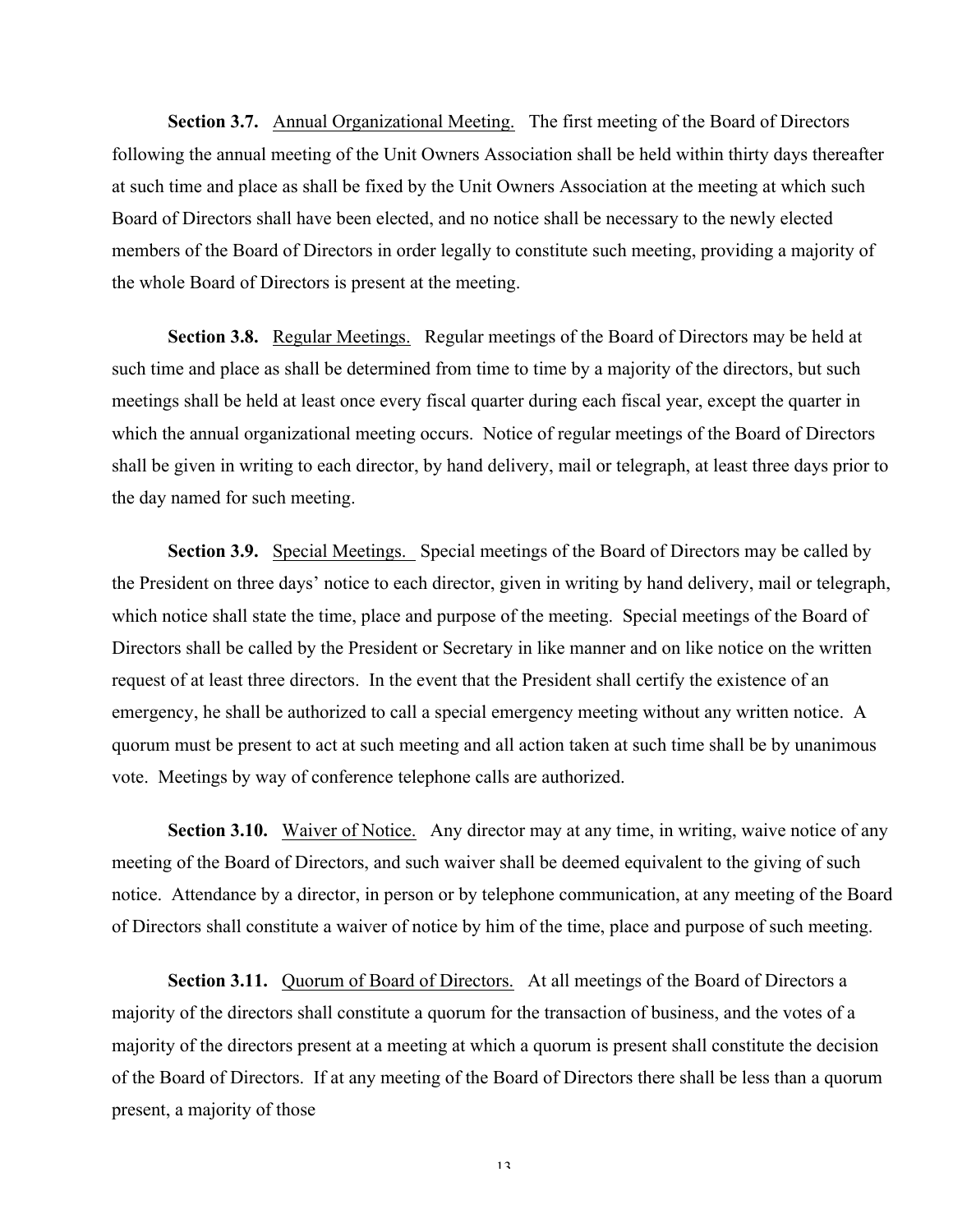**Section 3.7.** Annual Organizational Meeting. The first meeting of the Board of Directors following the annual meeting of the Unit Owners Association shall be held within thirty days thereafter at such time and place as shall be fixed by the Unit Owners Association at the meeting at which such Board of Directors shall have been elected, and no notice shall be necessary to the newly elected members of the Board of Directors in order legally to constitute such meeting, providing a majority of the whole Board of Directors is present at the meeting.

**Section 3.8.** Regular Meetings. Regular meetings of the Board of Directors may be held at such time and place as shall be determined from time to time by a majority of the directors, but such meetings shall be held at least once every fiscal quarter during each fiscal year, except the quarter in which the annual organizational meeting occurs. Notice of regular meetings of the Board of Directors shall be given in writing to each director, by hand delivery, mail or telegraph, at least three days prior to the day named for such meeting.

**Section 3.9.** Special Meetings. Special meetings of the Board of Directors may be called by the President on three days' notice to each director, given in writing by hand delivery, mail or telegraph, which notice shall state the time, place and purpose of the meeting. Special meetings of the Board of Directors shall be called by the President or Secretary in like manner and on like notice on the written request of at least three directors. In the event that the President shall certify the existence of an emergency, he shall be authorized to call a special emergency meeting without any written notice. A quorum must be present to act at such meeting and all action taken at such time shall be by unanimous vote. Meetings by way of conference telephone calls are authorized.

**Section 3.10.** Waiver of Notice. Any director may at any time, in writing, waive notice of any meeting of the Board of Directors, and such waiver shall be deemed equivalent to the giving of such notice. Attendance by a director, in person or by telephone communication, at any meeting of the Board of Directors shall constitute a waiver of notice by him of the time, place and purpose of such meeting.

**Section 3.11.** Quorum of Board of Directors. At all meetings of the Board of Directors a majority of the directors shall constitute a quorum for the transaction of business, and the votes of a majority of the directors present at a meeting at which a quorum is present shall constitute the decision of the Board of Directors. If at any meeting of the Board of Directors there shall be less than a quorum present, a majority of those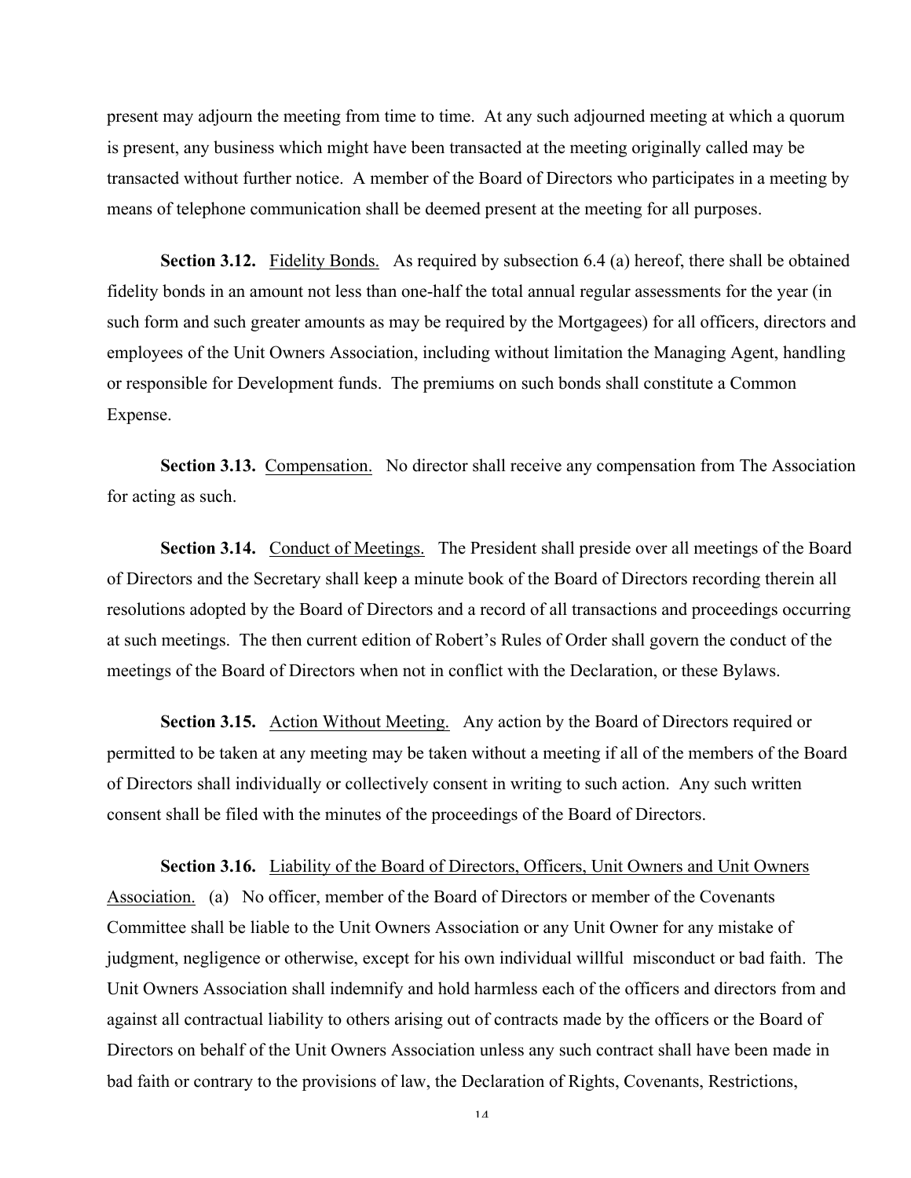present may adjourn the meeting from time to time. At any such adjourned meeting at which a quorum is present, any business which might have been transacted at the meeting originally called may be transacted without further notice. A member of the Board of Directors who participates in a meeting by means of telephone communication shall be deemed present at the meeting for all purposes.

**Section 3.12.** Fidelity Bonds. As required by subsection 6.4 (a) hereof, there shall be obtained fidelity bonds in an amount not less than one-half the total annual regular assessments for the year (in such form and such greater amounts as may be required by the Mortgagees) for all officers, directors and employees of the Unit Owners Association, including without limitation the Managing Agent, handling or responsible for Development funds. The premiums on such bonds shall constitute a Common Expense.

**Section 3.13.** Compensation. No director shall receive any compensation from The Association for acting as such.

**Section 3.14.** Conduct of Meetings. The President shall preside over all meetings of the Board of Directors and the Secretary shall keep a minute book of the Board of Directors recording therein all resolutions adopted by the Board of Directors and a record of all transactions and proceedings occurring at such meetings. The then current edition of Robert's Rules of Order shall govern the conduct of the meetings of the Board of Directors when not in conflict with the Declaration, or these Bylaws.

**Section 3.15.** Action Without Meeting. Any action by the Board of Directors required or permitted to be taken at any meeting may be taken without a meeting if all of the members of the Board of Directors shall individually or collectively consent in writing to such action. Any such written consent shall be filed with the minutes of the proceedings of the Board of Directors.

**Section 3.16.** Liability of the Board of Directors, Officers, Unit Owners and Unit Owners Association. (a) No officer, member of the Board of Directors or member of the Covenants Committee shall be liable to the Unit Owners Association or any Unit Owner for any mistake of judgment, negligence or otherwise, except for his own individual willful misconduct or bad faith. The Unit Owners Association shall indemnify and hold harmless each of the officers and directors from and against all contractual liability to others arising out of contracts made by the officers or the Board of Directors on behalf of the Unit Owners Association unless any such contract shall have been made in bad faith or contrary to the provisions of law, the Declaration of Rights, Covenants, Restrictions,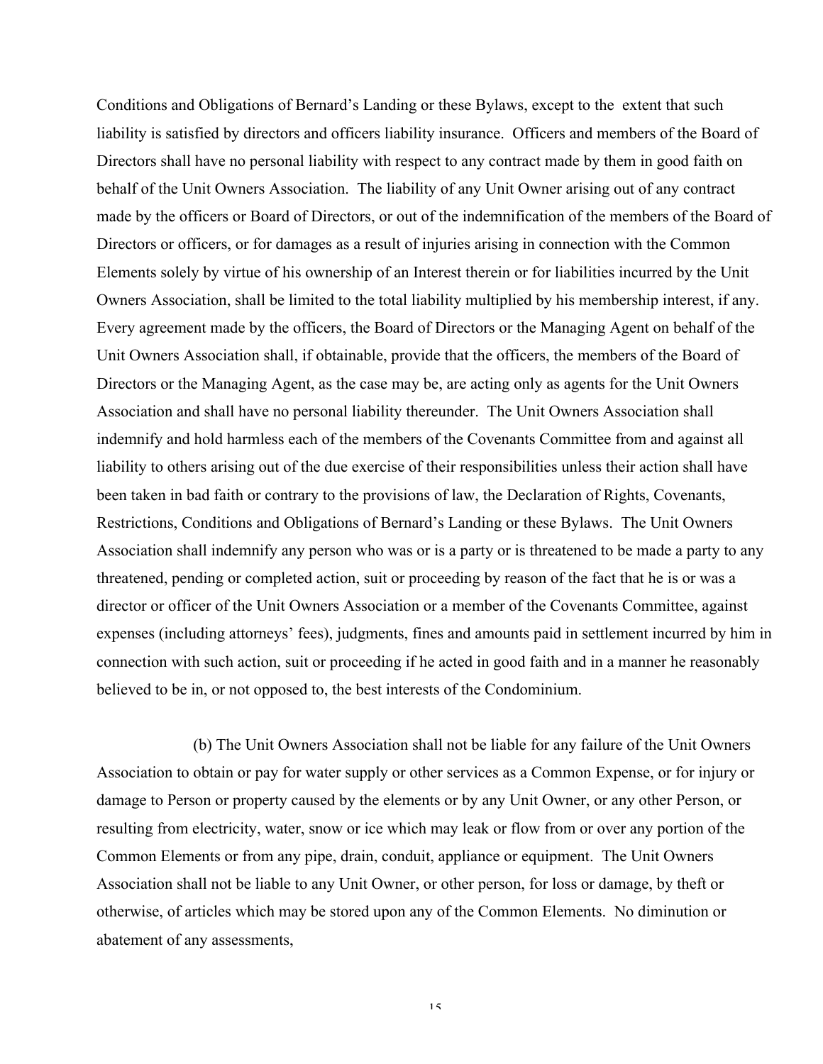Conditions and Obligations of Bernard's Landing or these Bylaws, except to the extent that such liability is satisfied by directors and officers liability insurance. Officers and members of the Board of Directors shall have no personal liability with respect to any contract made by them in good faith on behalf of the Unit Owners Association. The liability of any Unit Owner arising out of any contract made by the officers or Board of Directors, or out of the indemnification of the members of the Board of Directors or officers, or for damages as a result of injuries arising in connection with the Common Elements solely by virtue of his ownership of an Interest therein or for liabilities incurred by the Unit Owners Association, shall be limited to the total liability multiplied by his membership interest, if any. Every agreement made by the officers, the Board of Directors or the Managing Agent on behalf of the Unit Owners Association shall, if obtainable, provide that the officers, the members of the Board of Directors or the Managing Agent, as the case may be, are acting only as agents for the Unit Owners Association and shall have no personal liability thereunder. The Unit Owners Association shall indemnify and hold harmless each of the members of the Covenants Committee from and against all liability to others arising out of the due exercise of their responsibilities unless their action shall have been taken in bad faith or contrary to the provisions of law, the Declaration of Rights, Covenants, Restrictions, Conditions and Obligations of Bernard's Landing or these Bylaws. The Unit Owners Association shall indemnify any person who was or is a party or is threatened to be made a party to any threatened, pending or completed action, suit or proceeding by reason of the fact that he is or was a director or officer of the Unit Owners Association or a member of the Covenants Committee, against expenses (including attorneys' fees), judgments, fines and amounts paid in settlement incurred by him in connection with such action, suit or proceeding if he acted in good faith and in a manner he reasonably believed to be in, or not opposed to, the best interests of the Condominium.

(b) The Unit Owners Association shall not be liable for any failure of the Unit Owners Association to obtain or pay for water supply or other services as a Common Expense, or for injury or damage to Person or property caused by the elements or by any Unit Owner, or any other Person, or resulting from electricity, water, snow or ice which may leak or flow from or over any portion of the Common Elements or from any pipe, drain, conduit, appliance or equipment. The Unit Owners Association shall not be liable to any Unit Owner, or other person, for loss or damage, by theft or otherwise, of articles which may be stored upon any of the Common Elements. No diminution or abatement of any assessments,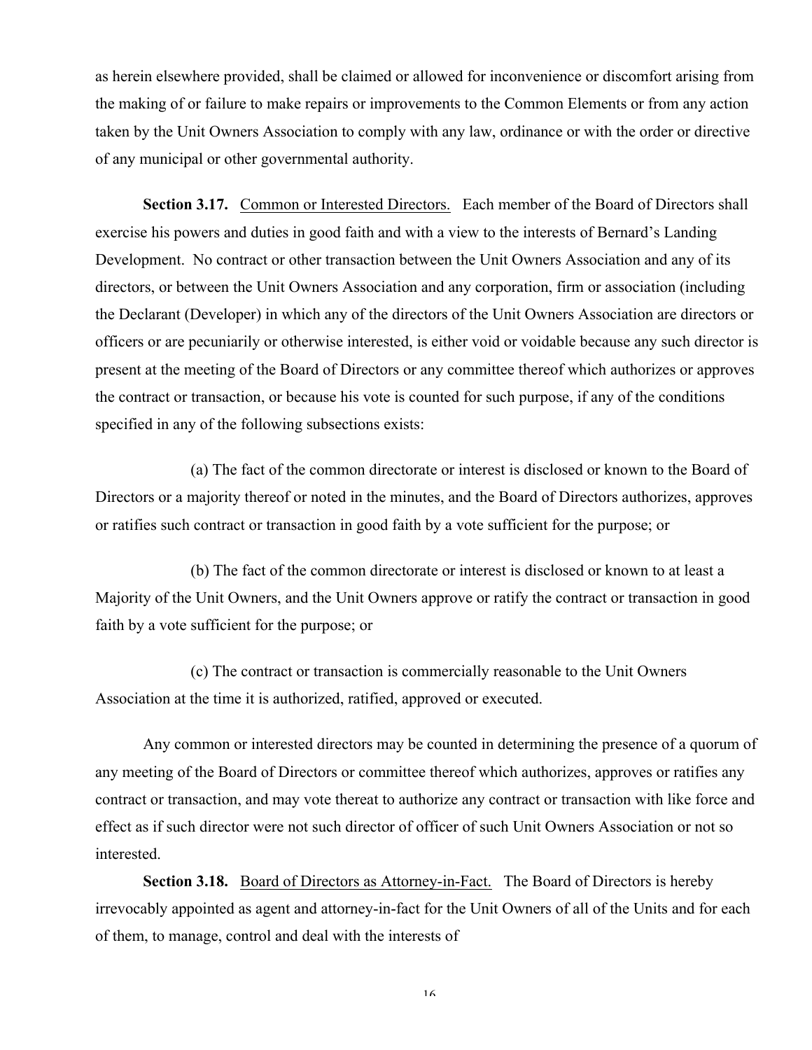as herein elsewhere provided, shall be claimed or allowed for inconvenience or discomfort arising from the making of or failure to make repairs or improvements to the Common Elements or from any action taken by the Unit Owners Association to comply with any law, ordinance or with the order or directive of any municipal or other governmental authority.

**Section 3.17.** Common or Interested Directors. Each member of the Board of Directors shall exercise his powers and duties in good faith and with a view to the interests of Bernard's Landing Development. No contract or other transaction between the Unit Owners Association and any of its directors, or between the Unit Owners Association and any corporation, firm or association (including the Declarant (Developer) in which any of the directors of the Unit Owners Association are directors or officers or are pecuniarily or otherwise interested, is either void or voidable because any such director is present at the meeting of the Board of Directors or any committee thereof which authorizes or approves the contract or transaction, or because his vote is counted for such purpose, if any of the conditions specified in any of the following subsections exists:

(a) The fact of the common directorate or interest is disclosed or known to the Board of Directors or a majority thereof or noted in the minutes, and the Board of Directors authorizes, approves or ratifies such contract or transaction in good faith by a vote sufficient for the purpose; or

(b) The fact of the common directorate or interest is disclosed or known to at least a Majority of the Unit Owners, and the Unit Owners approve or ratify the contract or transaction in good faith by a vote sufficient for the purpose; or

(c) The contract or transaction is commercially reasonable to the Unit Owners Association at the time it is authorized, ratified, approved or executed.

Any common or interested directors may be counted in determining the presence of a quorum of any meeting of the Board of Directors or committee thereof which authorizes, approves or ratifies any contract or transaction, and may vote thereat to authorize any contract or transaction with like force and effect as if such director were not such director of officer of such Unit Owners Association or not so interested.

**Section 3.18.** Board of Directors as Attorney-in-Fact. The Board of Directors is hereby irrevocably appointed as agent and attorney-in-fact for the Unit Owners of all of the Units and for each of them, to manage, control and deal with the interests of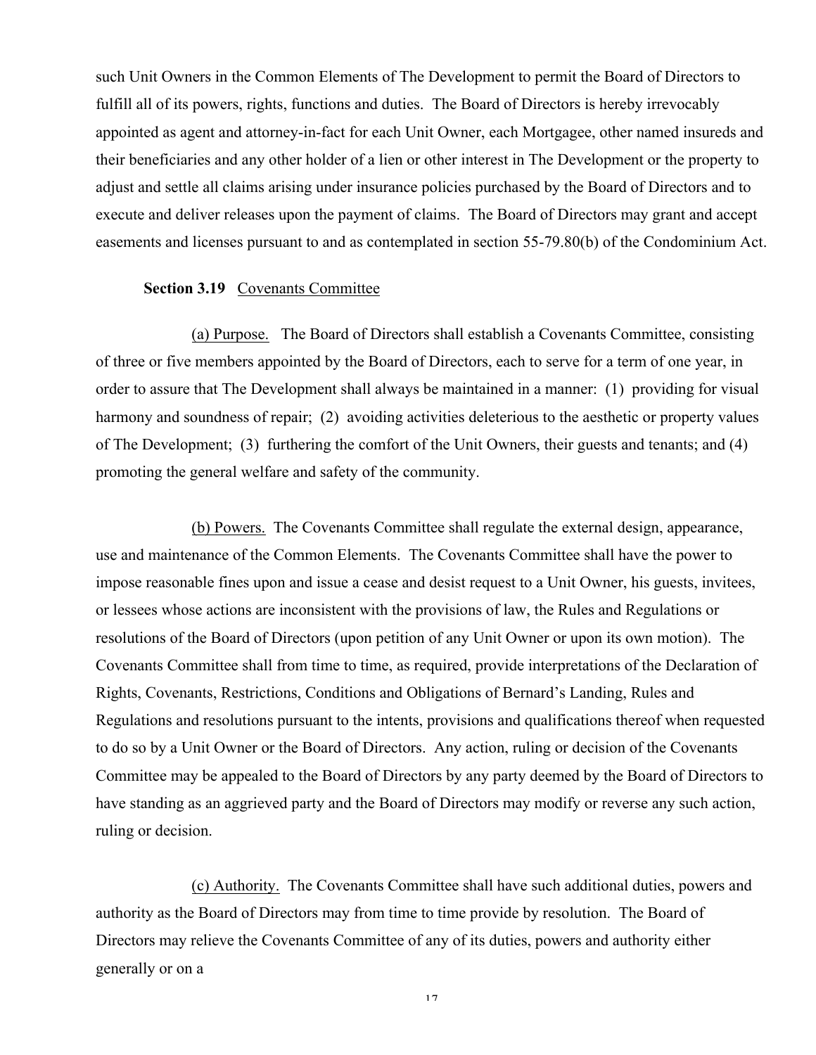such Unit Owners in the Common Elements of The Development to permit the Board of Directors to fulfill all of its powers, rights, functions and duties. The Board of Directors is hereby irrevocably appointed as agent and attorney-in-fact for each Unit Owner, each Mortgagee, other named insureds and their beneficiaries and any other holder of a lien or other interest in The Development or the property to adjust and settle all claims arising under insurance policies purchased by the Board of Directors and to execute and deliver releases upon the payment of claims. The Board of Directors may grant and accept easements and licenses pursuant to and as contemplated in section 55-79.80(b) of the Condominium Act.

**Section 3.19** Covenants Committee

(a) Purpose. The Board of Directors shall establish a Covenants Committee, consisting of three or five members appointed by the Board of Directors, each to serve for a term of one year, in order to assure that The Development shall always be maintained in a manner: (1) providing for visual harmony and soundness of repair; (2) avoiding activities deleterious to the aesthetic or property values of The Development; (3) furthering the comfort of the Unit Owners, their guests and tenants; and (4) promoting the general welfare and safety of the community.

(b) Powers. The Covenants Committee shall regulate the external design, appearance, use and maintenance of the Common Elements. The Covenants Committee shall have the power to impose reasonable fines upon and issue a cease and desist request to a Unit Owner, his guests, invitees, or lessees whose actions are inconsistent with the provisions of law, the Rules and Regulations or resolutions of the Board of Directors (upon petition of any Unit Owner or upon its own motion). The Covenants Committee shall from time to time, as required, provide interpretations of the Declaration of Rights, Covenants, Restrictions, Conditions and Obligations of Bernard's Landing, Rules and Regulations and resolutions pursuant to the intents, provisions and qualifications thereof when requested to do so by a Unit Owner or the Board of Directors. Any action, ruling or decision of the Covenants Committee may be appealed to the Board of Directors by any party deemed by the Board of Directors to have standing as an aggrieved party and the Board of Directors may modify or reverse any such action, ruling or decision.

(c) Authority. The Covenants Committee shall have such additional duties, powers and authority as the Board of Directors may from time to time provide by resolution. The Board of Directors may relieve the Covenants Committee of any of its duties, powers and authority either generally or on a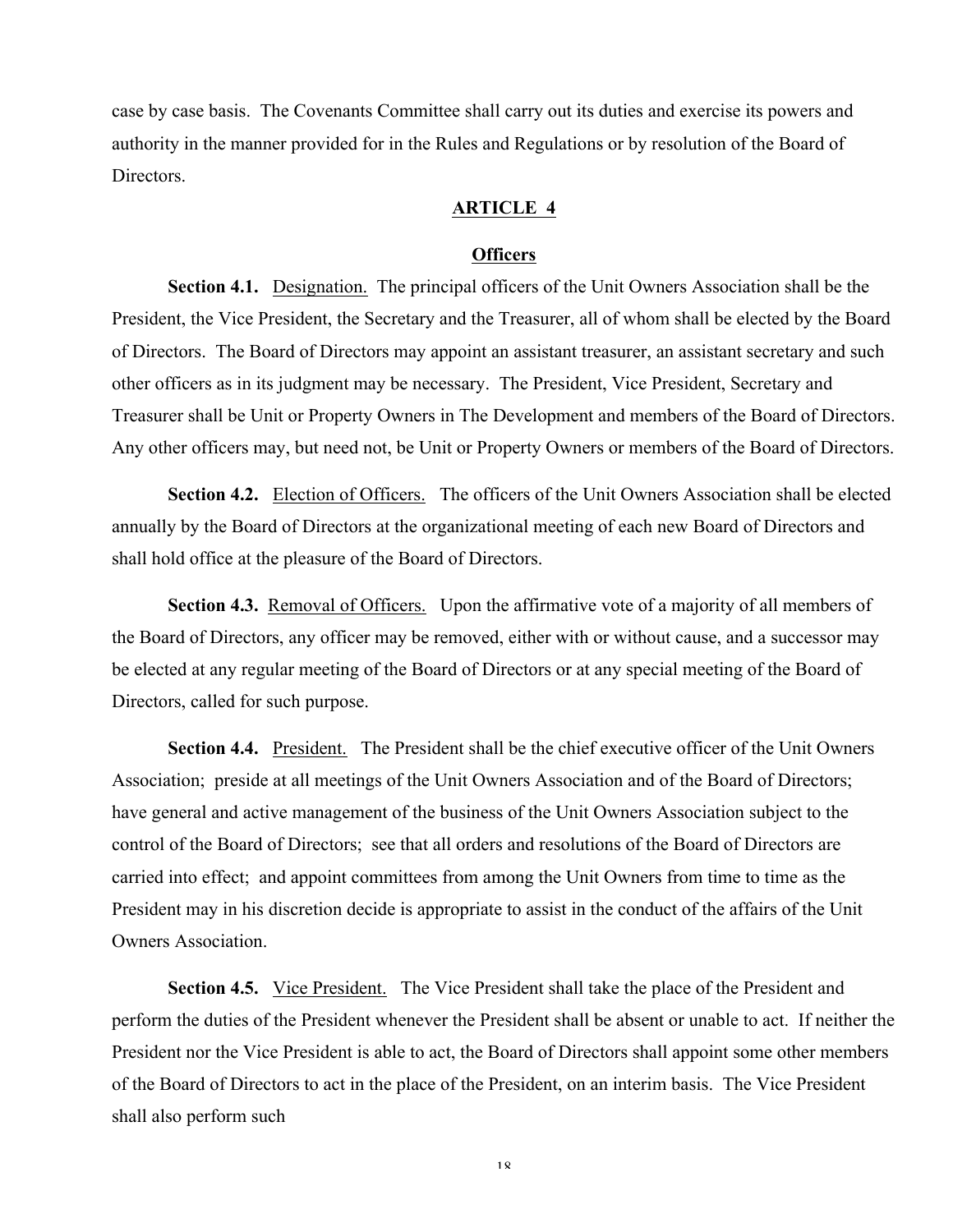case by case basis. The Covenants Committee shall carry out its duties and exercise its powers and authority in the manner provided for in the Rules and Regulations or by resolution of the Board of Directors.

## ARTICLE 4

### Officers

**Section 4.1.** Designation. The principal officers of the Unit Owners Association shall be the President, the Vice President, the Secretary and the Treasurer, all of whom shall be elected by the Board of Directors. The Board of Directors may appoint an assistant treasurer, an assistant secretary and such other officers as in its judgment may be necessary. The President, Vice President, Secretary and Treasurer shall be Unit or Property Owners in The Development and members of the Board of Directors. Any other officers may, but need not, be Unit or Property Owners or members of the Board of Directors.

**Section 4.2.** Election of Officers. The officers of the Unit Owners Association shall be elected annually by the Board of Directors at the organizational meeting of each new Board of Directors and shall hold office at the pleasure of the Board of Directors.

**Section 4.3.** Removal of Officers. Upon the affirmative vote of a majority of all members of the Board of Directors, any officer may be removed, either with or without cause, and a successor may be elected at any regular meeting of the Board of Directors or at any special meeting of the Board of Directors, called for such purpose.

**Section 4.4.** President. The President shall be the chief executive officer of the Unit Owners Association; preside at all meetings of the Unit Owners Association and of the Board of Directors; have general and active management of the business of the Unit Owners Association subject to the control of the Board of Directors; see that all orders and resolutions of the Board of Directors are carried into effect; and appoint committees from among the Unit Owners from time to time as the President may in his discretion decide is appropriate to assist in the conduct of the affairs of the Unit Owners Association.

**Section 4.5.** Vice President. The Vice President shall take the place of the President and perform the duties of the President whenever the President shall be absent or unable to act. If neither the President nor the Vice President is able to act, the Board of Directors shall appoint some other members of the Board of Directors to act in the place of the President, on an interim basis. The Vice President shall also perform such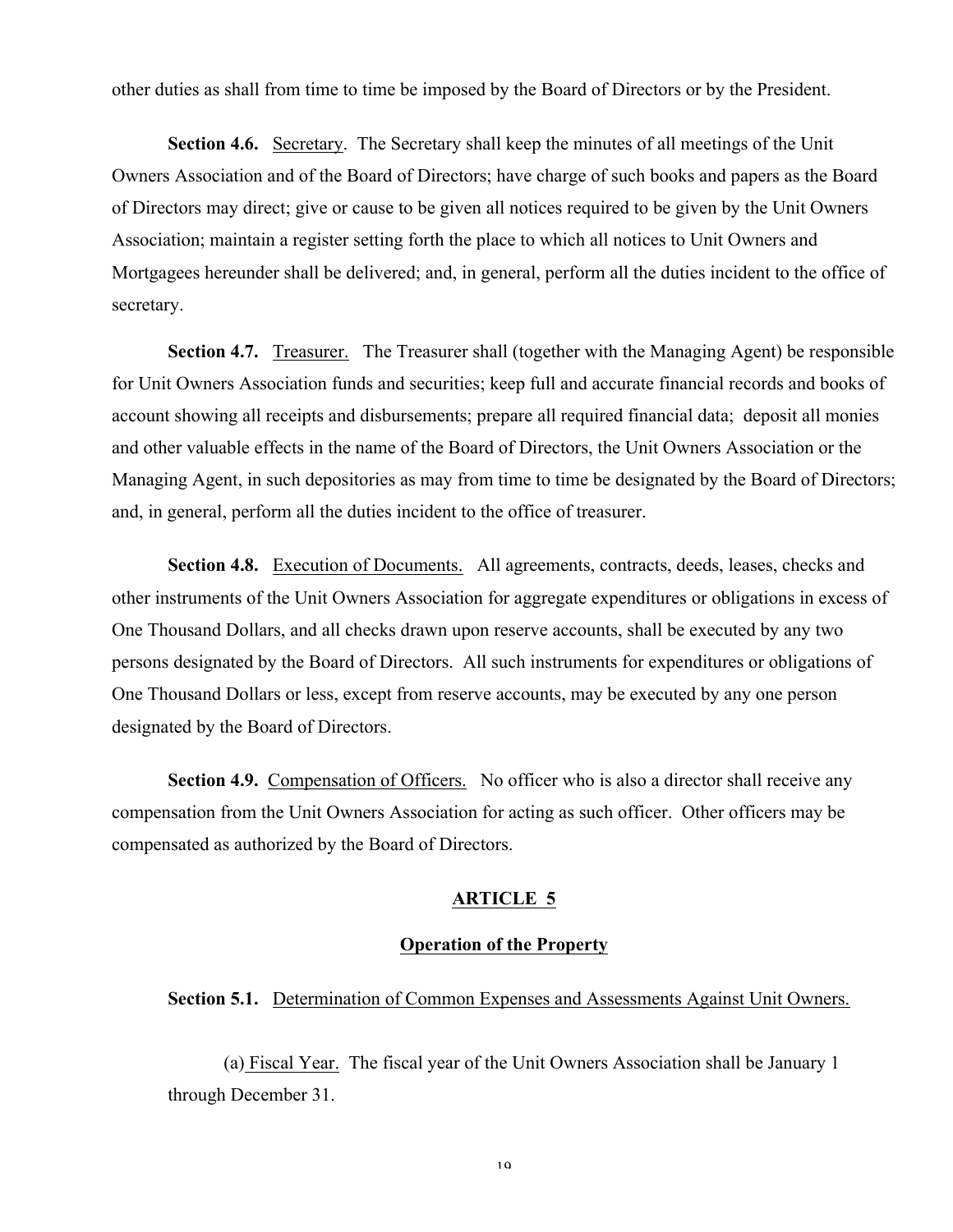other duties as shall from time to time be imposed by the Board of Directors or by the President.

**Section 4.6.** Secretary. The Secretary shall keep the minutes of all meetings of the Unit Owners Association and of the Board of Directors; have charge of such books and papers as the Board of Directors may direct; give or cause to be given all notices required to be given by the Unit Owners Association; maintain a register setting forth the place to which all notices to Unit Owners and Mortgagees hereunder shall be delivered; and, in general, perform all the duties incident to the office of secretary.

**Section 4.7.** Treasurer. The Treasurer shall (together with the Managing Agent) be responsible for Unit Owners Association funds and securities; keep full and accurate financial records and books of account showing all receipts and disbursements; prepare all required financial data; deposit all monies and other valuable effects in the name of the Board of Directors, the Unit Owners Association or the Managing Agent, in such depositories as may from time to time be designated by the Board of Directors; and, in general, perform all the duties incident to the office of treasurer.

**Section 4.8.** Execution of Documents. All agreements, contracts, deeds, leases, checks and other instruments of the Unit Owners Association for aggregate expenditures or obligations in excess of One Thousand Dollars, and all checks drawn upon reserve accounts, shall be executed by any two persons designated by the Board of Directors. All such instruments for expenditures or obligations of One Thousand Dollars or less, except from reserve accounts, may be executed by any one person designated by the Board of Directors.

**Section 4.9.** Compensation of Officers. No officer who is also a director shall receive any compensation from the Unit Owners Association for acting as such officer. Other officers may be compensated as authorized by the Board of Directors.

## ARTICLE 5

## Operation of the Property

**Section 5.1.** Determination of Common Expenses and Assessments Against Unit Owners.

(a) Fiscal Year. The fiscal year of the Unit Owners Association shall be January 1 through December 31.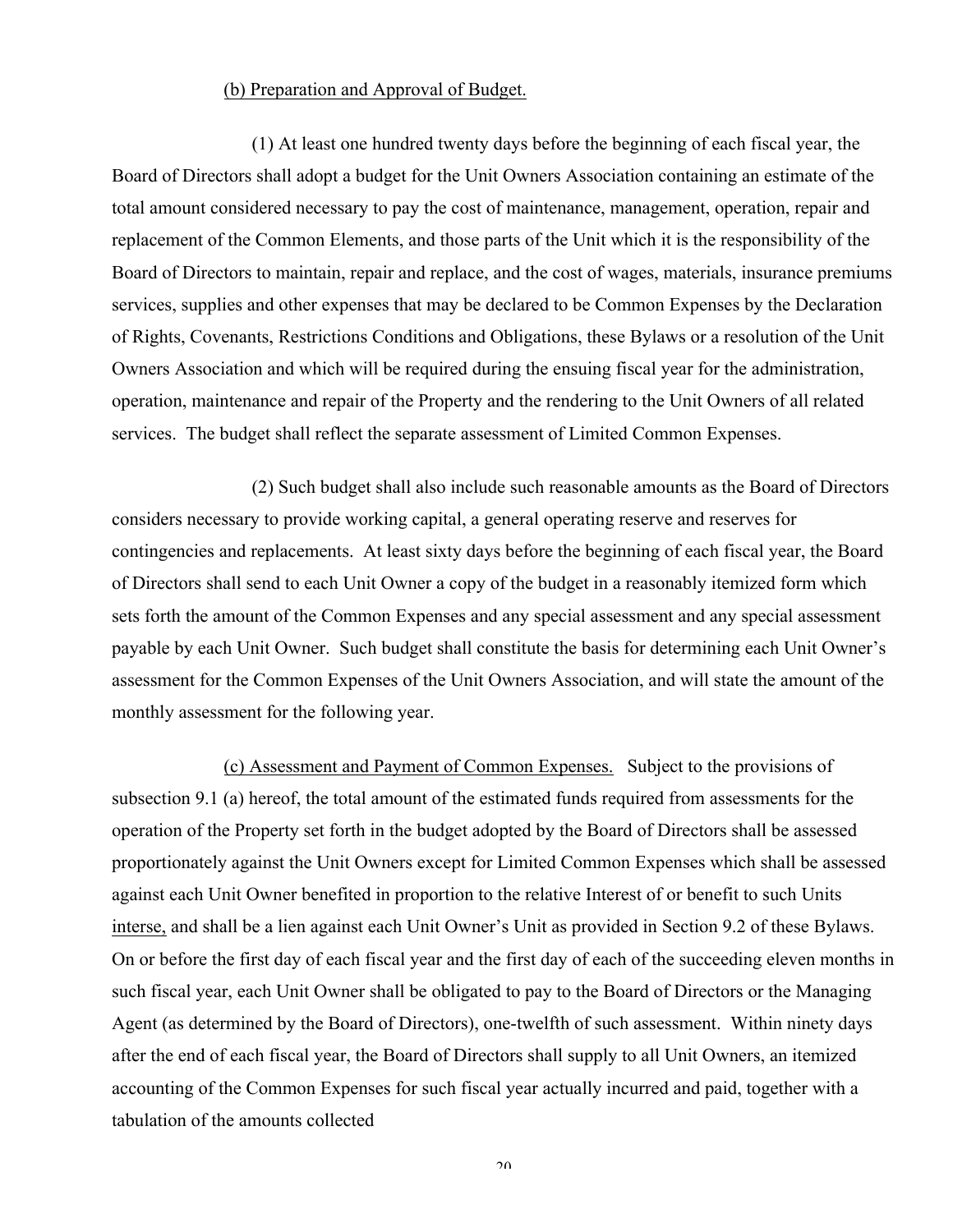<u>(b) Preparation and Approval of Budget.</u>

(1) At least one hundred twenty days before the beginning of each fiscal year, the Board of Directors shall adopt a budget for the Unit Owners Association containing an estimate of the total amount considered necessary to pay the cost of maintenance, management, operation, repair and replacement of the Common Elements, and those parts of the Unit which it is the responsibility of the Board of Directors to maintain, repair and replace, and the cost of wages, materials, insurance premiums services, supplies and other expenses that may be declared to be Common Expenses by the Declaration of Rights, Covenants, Restrictions Conditions and Obligations, these Bylaws or a resolution of the Unit Owners Association and which will be required during the ensuing fiscal year for the administration, operation, maintenance and repair of the Property and the rendering to the Unit Owners of all related services. The budget shall reflect the separate assessment of Limited Common Expenses.

(2) Such budget shall also include such reasonable amounts as the Board of Directors considers necessary to provide working capital, a general operating reserve and reserves for contingencies and replacements. At least sixty days before the beginning of each fiscal year, the Board of Directors shall send to each Unit Owner a copy of the budget in a reasonably itemized form which sets forth the amount of the Common Expenses and any special assessment and any special assessment payable by each Unit Owner. Such budget shall constitute the basis for determining each Unit Owner's assessment for the Common Expenses of the Unit Owners Association, and will state the amount of the monthly assessment for the following year.

<u>(c) Assessment and Payment of Common Expenses.</u> Subject to the provisions of subsection 9.1 (a) hereof, the total amount of the estimated funds required from assessments for the operation of the Property set forth in the budget adopted by the Board of Directors shall be assessed proportionately against the Unit Owners except for Limited Common Expenses which shall be assessed against each Unit Owner benefited in proportion to the relative Interest of or benefit to such Units <u>interse,</u> and shall be a lien against each Unit Owner's Unit as provided in Section 9.2 of these Bylaws. On or before the first day of each fiscal year and the first day of each of the succeeding eleven months in such fiscal year, each Unit Owner shall be obligated to pay to the Board of Directors or the Managing Agent (as determined by the Board of Directors), one-twelfth of such assessment. Within ninety days after the end of each fiscal year, the Board of Directors shall supply to all Unit Owners, an itemized accounting of the Common Expenses for such fiscal year actually incurred and paid, together with a tabulation of the amounts collected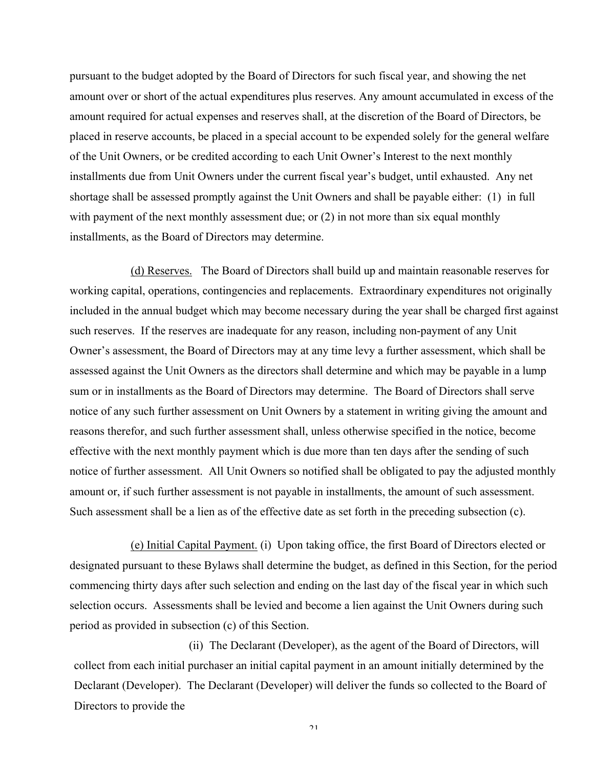pursuant to the budget adopted by the Board of Directors for such fiscal year, and showing the net amount over or short of the actual expenditures plus reserves. Any amount accumulated in excess of the amount required for actual expenses and reserves shall, at the discretion of the Board of Directors, be placed in reserve accounts, be placed in a special account to be expended solely for the general welfare of the Unit Owners, or be credited according to each Unit Owner's Interest to the next monthly installments due from Unit Owners under the current fiscal year's budget, until exhausted. Any net shortage shall be assessed promptly against the Unit Owners and shall be payable either: (1) in full with payment of the next monthly assessment due; or (2) in not more than six equal monthly installments, as the Board of Directors may determine.

<u>(d) Reserves.</u> The Board of Directors shall build up and maintain reasonable reserves for working capital, operations, contingencies and replacements. Extraordinary expenditures not originally included in the annual budget which may become necessary during the year shall be charged first against such reserves. If the reserves are inadequate for any reason, including non-payment of any Unit Owner's assessment, the Board of Directors may at any time levy a further assessment, which shall be assessed against the Unit Owners as the directors shall determine and which may be payable in a lump sum or in installments as the Board of Directors may determine. The Board of Directors shall serve notice of any such further assessment on Unit Owners by a statement in writing giving the amount and reasons therefor, and such further assessment shall, unless otherwise specified in the notice, become effective with the next monthly payment which is due more than ten days after the sending of such notice of further assessment. All Unit Owners so notified shall be obligated to pay the adjusted monthly amount or, if such further assessment is not payable in installments, the amount of such assessment. Such assessment shall be a lien as of the effective date as set forth in the preceding subsection (c).

<u>(e) Initial Capital Payment.</u> (i) Upon taking office, the first Board of Directors elected or designated pursuant to these Bylaws shall determine the budget, as defined in this Section, for the period commencing thirty days after such selection and ending on the last day of the fiscal year in which such selection occurs. Assessments shall be levied and become a lien against the Unit Owners during such period as provided in subsection (c) of this Section.

(ii) The Declarant (Developer), as the agent of the Board of Directors, will collect from each initial purchaser an initial capital payment in an amount initially determined by the Declarant (Developer). The Declarant (Developer) will deliver the funds so collected to the Board of Directors to provide the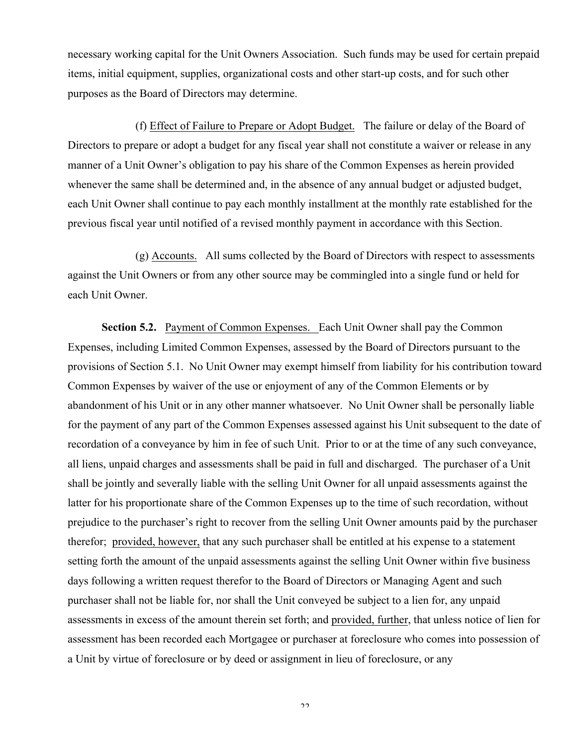necessary working capital for the Unit Owners Association. Such funds may be used for certain prepaid items, initial equipment, supplies, organizational costs and other start-up costs, and for such other purposes as the Board of Directors may determine.

(f) Effect of Failure to Prepare or Adopt Budget. The failure or delay of the Board of Directors to prepare or adopt a budget for any fiscal year shall not constitute a waiver or release in any manner of a Unit Owner's obligation to pay his share of the Common Expenses as herein provided whenever the same shall be determined and, in the absence of any annual budget or adjusted budget, each Unit Owner shall continue to pay each monthly installment at the monthly rate established for the previous fiscal year until notified of a revised monthly payment in accordance with this Section.

(g) Accounts. All sums collected by the Board of Directors with respect to assessments against the Unit Owners or from any other source may be commingled into a single fund or held for each Unit Owner.

**Section 5.2.** Payment of Common Expenses. Each Unit Owner shall pay the Common Expenses, including Limited Common Expenses, assessed by the Board of Directors pursuant to the provisions of Section 5.1. No Unit Owner may exempt himself from liability for his contribution toward Common Expenses by waiver of the use or enjoyment of any of the Common Elements or by abandonment of his Unit or in any other manner whatsoever. No Unit Owner shall be personally liable for the payment of any part of the Common Expenses assessed against his Unit subsequent to the date of recordation of a conveyance by him in fee of such Unit. Prior to or at the time of any such conveyance, all liens, unpaid charges and assessments shall be paid in full and discharged. The purchaser of a Unit shall be jointly and severally liable with the selling Unit Owner for all unpaid assessments against the latter for his proportionate share of the Common Expenses up to the time of such recordation, without prejudice to the purchaser's right to recover from the selling Unit Owner amounts paid by the purchaser therefor; provided, however, that any such purchaser shall be entitled at his expense to a statement setting forth the amount of the unpaid assessments against the selling Unit Owner within five business days following a written request therefor to the Board of Directors or Managing Agent and such purchaser shall not be liable for, nor shall the Unit conveyed be subject to a lien for, any unpaid assessments in excess of the amount therein set forth; and provided, further, that unless notice of lien for assessment has been recorded each Mortgagee or purchaser at foreclosure who comes into possession of a Unit by virtue of foreclosure or by deed or assignment in lieu of foreclosure, or any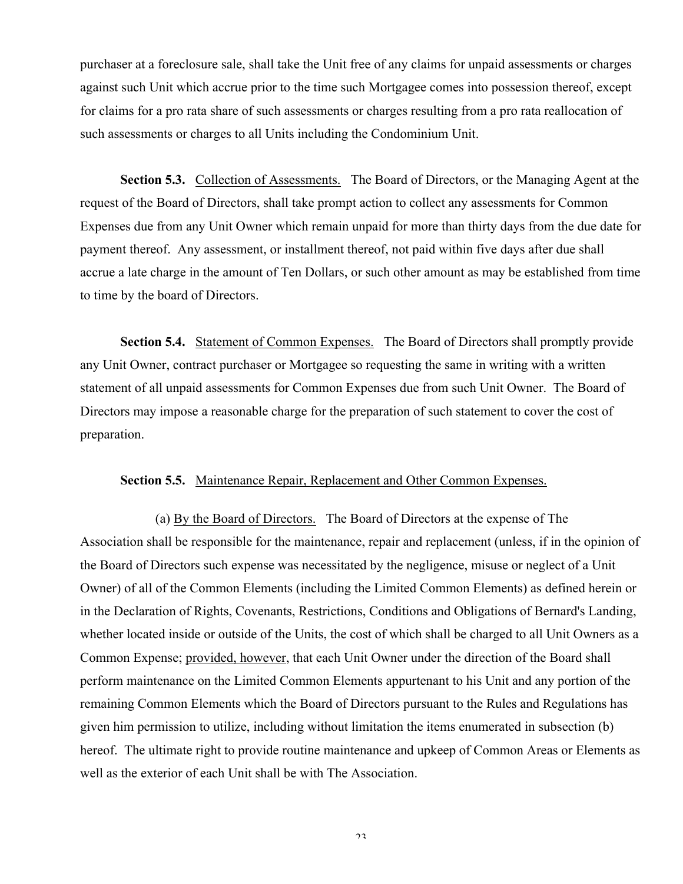purchaser at a foreclosure sale, shall take the Unit free of any claims for unpaid assessments or charges against such Unit which accrue prior to the time such Mortgagee comes into possession thereof, except for claims for a pro rata share of such assessments or charges resulting from a pro rata reallocation of such assessments or charges to all Units including the Condominium Unit.

**Section 5.3.** Collection of Assessments. The Board of Directors, or the Managing Agent at the request of the Board of Directors, shall take prompt action to collect any assessments for Common Expenses due from any Unit Owner which remain unpaid for more than thirty days from the due date for payment thereof. Any assessment, or installment thereof, not paid within five days after due shall accrue a late charge in the amount of Ten Dollars, or such other amount as may be established from time to time by the board of Directors.

**Section 5.4.** Statement of Common Expenses. The Board of Directors shall promptly provide any Unit Owner, contract purchaser or Mortgagee so requesting the same in writing with a written statement of all unpaid assessments for Common Expenses due from such Unit Owner. The Board of Directors may impose a reasonable charge for the preparation of such statement to cover the cost of preparation.

**Section 5.5.** Maintenance Repair, Replacement and Other Common Expenses.

(a) By the Board of Directors. The Board of Directors at the expense of The Association shall be responsible for the maintenance, repair and replacement (unless, if in the opinion of the Board of Directors such expense was necessitated by the negligence, misuse or neglect of a Unit Owner) of all of the Common Elements (including the Limited Common Elements) as defined herein or in the Declaration of Rights, Covenants, Restrictions, Conditions and Obligations of Bernard's Landing, whether located inside or outside of the Units, the cost of which shall be charged to all Unit Owners as a Common Expense; provided, however, that each Unit Owner under the direction of the Board shall perform maintenance on the Limited Common Elements appurtenant to his Unit and any portion of the remaining Common Elements which the Board of Directors pursuant to the Rules and Regulations has given him permission to utilize, including without limitation the items enumerated in subsection (b) hereof. The ultimate right to provide routine maintenance and upkeep of Common Areas or Elements as well as the exterior of each Unit shall be with The Association.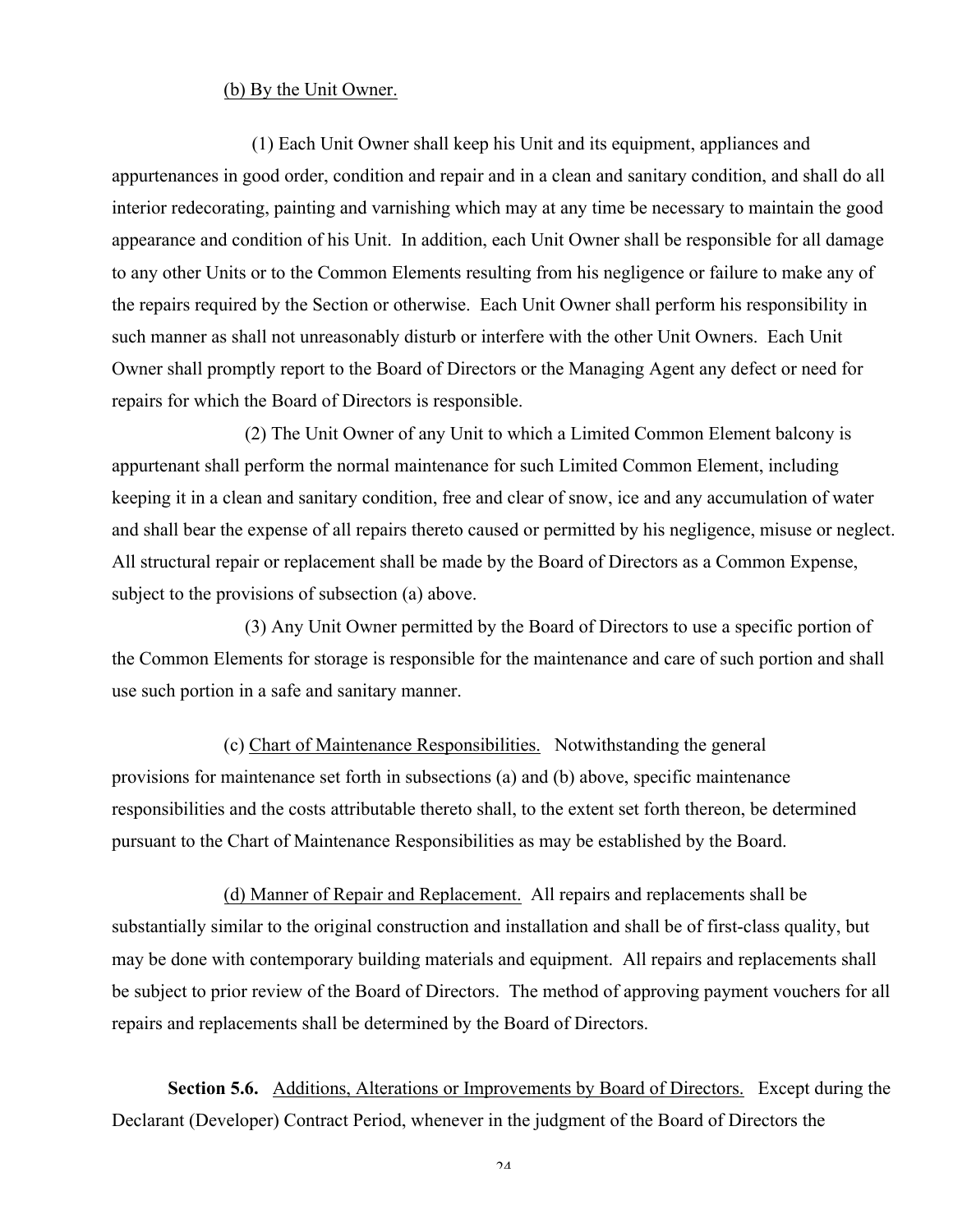(b) By the Unit Owner.

(1) Each Unit Owner shall keep his Unit and its equipment, appliances and appurtenances in good order, condition and repair and in a clean and sanitary condition, and shall do all interior redecorating, painting and varnishing which may at any time be necessary to maintain the good appearance and condition of his Unit. In addition, each Unit Owner shall be responsible for all damage to any other Units or to the Common Elements resulting from his negligence or failure to make any of the repairs required by the Section or otherwise. Each Unit Owner shall perform his responsibility in such manner as shall not unreasonably disturb or interfere with the other Unit Owners. Each Unit Owner shall promptly report to the Board of Directors or the Managing Agent any defect or need for repairs for which the Board of Directors is responsible.

(2) The Unit Owner of any Unit to which a Limited Common Element balcony is appurtenant shall perform the normal maintenance for such Limited Common Element, including keeping it in a clean and sanitary condition, free and clear of snow, ice and any accumulation of water and shall bear the expense of all repairs thereto caused or permitted by his negligence, misuse or neglect. All structural repair or replacement shall be made by the Board of Directors as a Common Expense, subject to the provisions of subsection (a) above.

(3) Any Unit Owner permitted by the Board of Directors to use a specific portion of the Common Elements for storage is responsible for the maintenance and care of such portion and shall use such portion in a safe and sanitary manner.

(c) Chart of Maintenance Responsibilities. Notwithstanding the general provisions for maintenance set forth in subsections (a) and (b) above, specific maintenance responsibilities and the costs attributable thereto shall, to the extent set forth thereon, be determined pursuant to the Chart of Maintenance Responsibilities as may be established by the Board.

(d) Manner of Repair and Replacement. All repairs and replacements shall be substantially similar to the original construction and installation and shall be of first-class quality, but may be done with contemporary building materials and equipment. All repairs and replacements shall be subject to prior review of the Board of Directors. The method of approving payment vouchers for all repairs and replacements shall be determined by the Board of Directors.

**Section 5.6.** Additions, Alterations or Improvements by Board of Directors. Except during the Declarant (Developer) Contract Period, whenever in the judgment of the Board of Directors the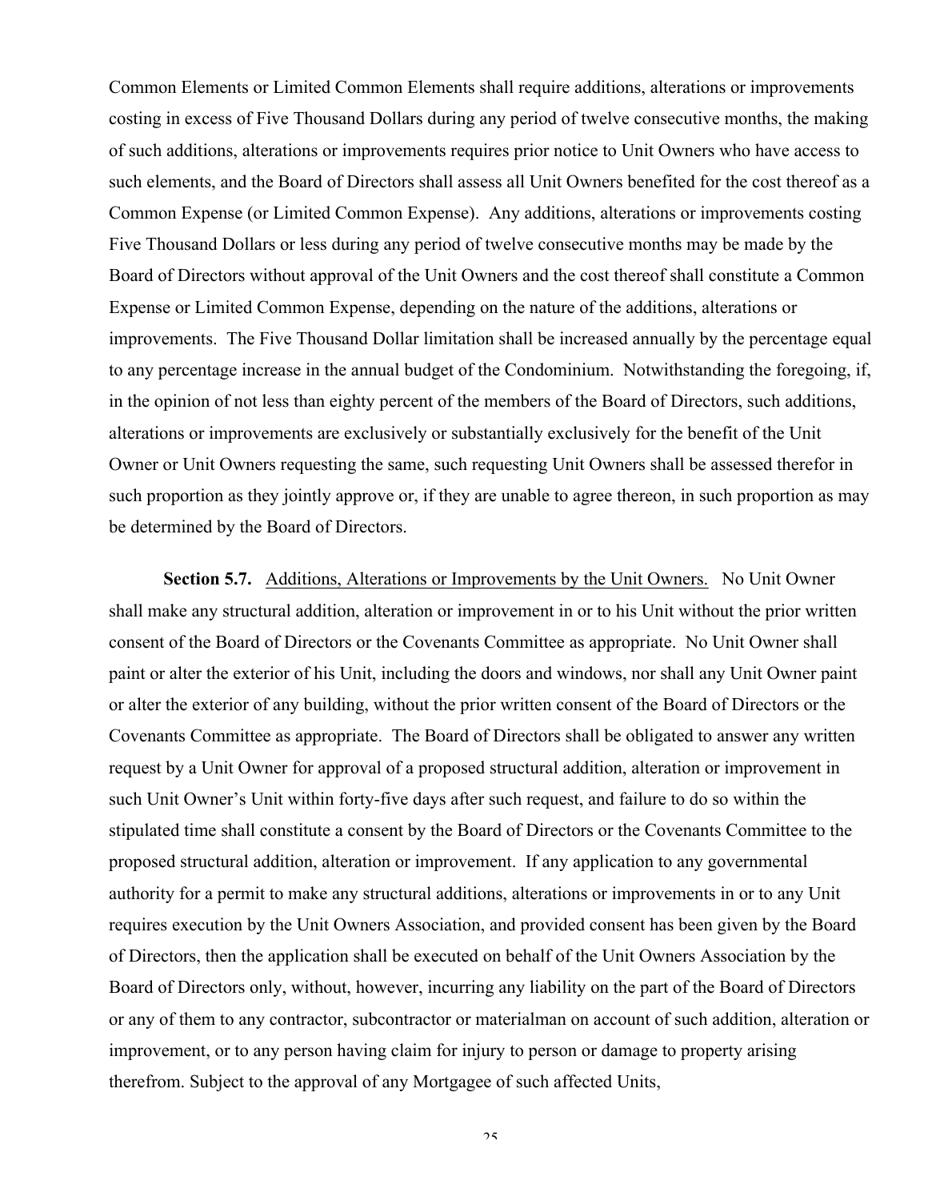Common Elements or Limited Common Elements shall require additions, alterations or improvements costing in excess of Five Thousand Dollars during any period of twelve consecutive months, the making of such additions, alterations or improvements requires prior notice to Unit Owners who have access to such elements, and the Board of Directors shall assess all Unit Owners benefited for the cost thereof as a Common Expense (or Limited Common Expense). Any additions, alterations or improvements costing Five Thousand Dollars or less during any period of twelve consecutive months may be made by the Board of Directors without approval of the Unit Owners and the cost thereof shall constitute a Common Expense or Limited Common Expense, depending on the nature of the additions, alterations or improvements. The Five Thousand Dollar limitation shall be increased annually by the percentage equal to any percentage increase in the annual budget of the Condominium. Notwithstanding the foregoing, if, in the opinion of not less than eighty percent of the members of the Board of Directors, such additions, alterations or improvements are exclusively or substantially exclusively for the benefit of the Unit Owner or Unit Owners requesting the same, such requesting Unit Owners shall be assessed therefor in such proportion as they jointly approve or, if they are unable to agree thereon, in such proportion as may be determined by the Board of Directors.

**Section 5.7.** Additions, Alterations or Improvements by the Unit Owners. No Unit Owner shall make any structural addition, alteration or improvement in or to his Unit without the prior written consent of the Board of Directors or the Covenants Committee as appropriate. No Unit Owner shall paint or alter the exterior of his Unit, including the doors and windows, nor shall any Unit Owner paint or alter the exterior of any building, without the prior written consent of the Board of Directors or the Covenants Committee as appropriate. The Board of Directors shall be obligated to answer any written request by a Unit Owner for approval of a proposed structural addition, alteration or improvement in such Unit Owner's Unit within forty-five days after such request, and failure to do so within the stipulated time shall constitute a consent by the Board of Directors or the Covenants Committee to the proposed structural addition, alteration or improvement. If any application to any governmental authority for a permit to make any structural additions, alterations or improvements in or to any Unit requires execution by the Unit Owners Association, and provided consent has been given by the Board of Directors, then the application shall be executed on behalf of the Unit Owners Association by the Board of Directors only, without, however, incurring any liability on the part of the Board of Directors or any of them to any contractor, subcontractor or materialman on account of such addition, alteration or improvement, or to any person having claim for injury to person or damage to property arising therefrom. Subject to the approval of any Mortgagee of such affected Units,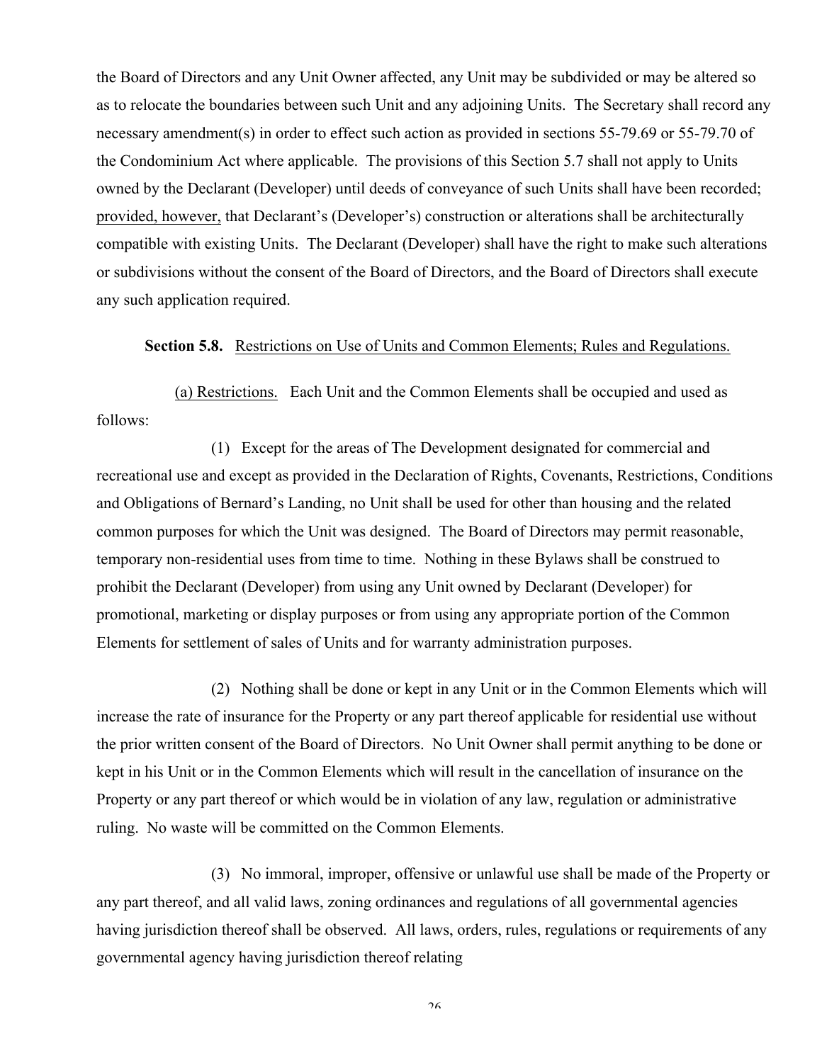the Board of Directors and any Unit Owner affected, any Unit may be subdivided or may be altered so as to relocate the boundaries between such Unit and any adjoining Units. The Secretary shall record any necessary amendment(s) in order to effect such action as provided in sections 55-79.69 or 55-79.70 of the Condominium Act where applicable. The provisions of this Section 5.7 shall not apply to Units owned by the Declarant (Developer) until deeds of conveyance of such Units shall have been recorded; provided, however, that Declarant's (Developer's) construction or alterations shall be architecturally compatible with existing Units. The Declarant (Developer) shall have the right to make such alterations or subdivisions without the consent of the Board of Directors, and the Board of Directors shall execute any such application required.

**Section 5.8.** Restrictions on Use of Units and Common Elements; Rules and Regulations.

(a) Restrictions. Each Unit and the Common Elements shall be occupied and used as follows:

(1) Except for the areas of The Development designated for commercial and recreational use and except as provided in the Declaration of Rights, Covenants, Restrictions, Conditions and Obligations of Bernard's Landing, no Unit shall be used for other than housing and the related common purposes for which the Unit was designed. The Board of Directors may permit reasonable, temporary non-residential uses from time to time. Nothing in these Bylaws shall be construed to prohibit the Declarant (Developer) from using any Unit owned by Declarant (Developer) for promotional, marketing or display purposes or from using any appropriate portion of the Common Elements for settlement of sales of Units and for warranty administration purposes.

(2) Nothing shall be done or kept in any Unit or in the Common Elements which will increase the rate of insurance for the Property or any part thereof applicable for residential use without the prior written consent of the Board of Directors. No Unit Owner shall permit anything to be done or kept in his Unit or in the Common Elements which will result in the cancellation of insurance on the Property or any part thereof or which would be in violation of any law, regulation or administrative ruling. No waste will be committed on the Common Elements.

(3) No immoral, improper, offensive or unlawful use shall be made of the Property or any part thereof, and all valid laws, zoning ordinances and regulations of all governmental agencies having jurisdiction thereof shall be observed. All laws, orders, rules, regulations or requirements of any governmental agency having jurisdiction thereof relating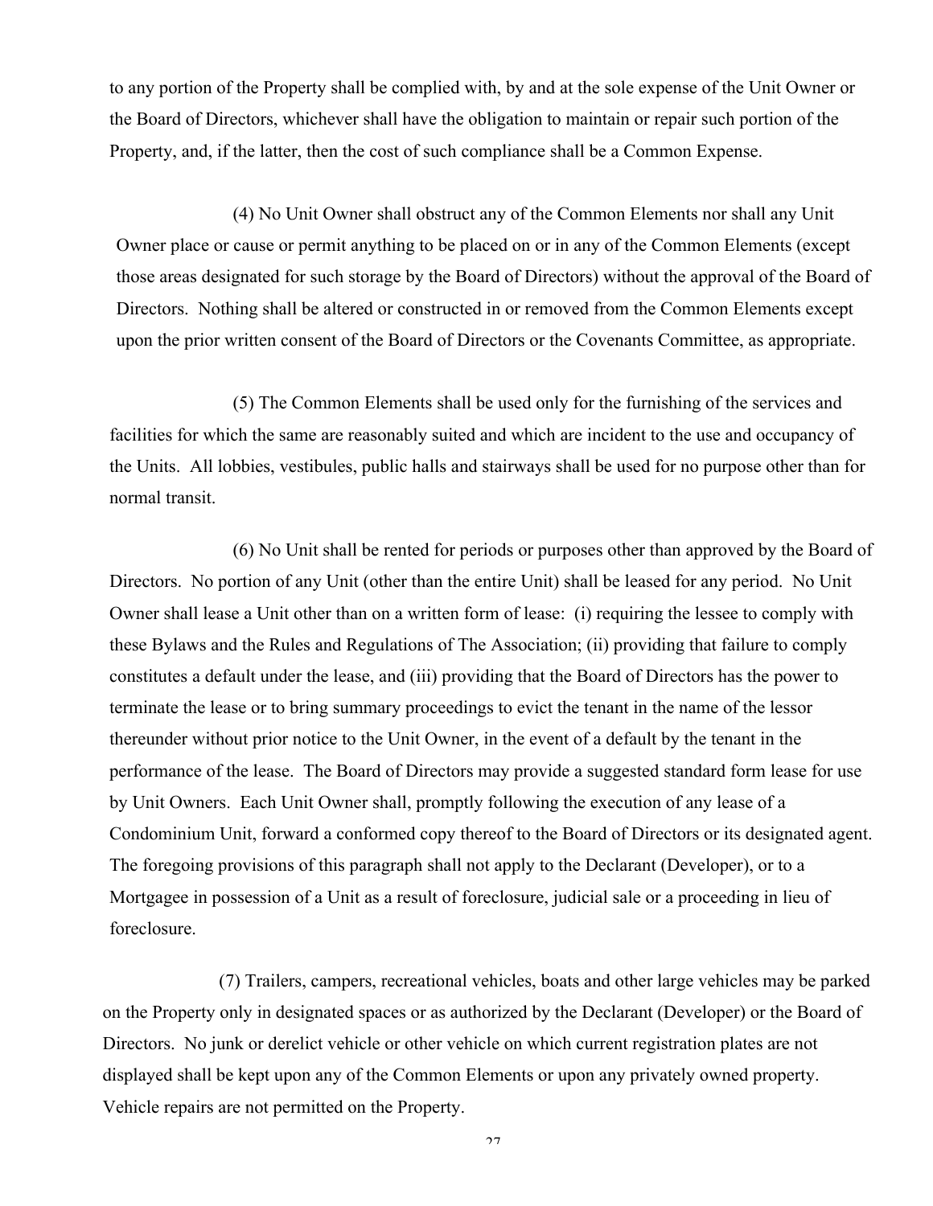to any portion of the Property shall be complied with, by and at the sole expense of the Unit Owner or the Board of Directors, whichever shall have the obligation to maintain or repair such portion of the Property, and, if the latter, then the cost of such compliance shall be a Common Expense.

(4) No Unit Owner shall obstruct any of the Common Elements nor shall any Unit Owner place or cause or permit anything to be placed on or in any of the Common Elements (except those areas designated for such storage by the Board of Directors) without the approval of the Board of Directors. Nothing shall be altered or constructed in or removed from the Common Elements except upon the prior written consent of the Board of Directors or the Covenants Committee, as appropriate.

(5) The Common Elements shall be used only for the furnishing of the services and facilities for which the same are reasonably suited and which are incident to the use and occupancy of the Units. All lobbies, vestibules, public halls and stairways shall be used for no purpose other than for normal transit.

(6) No Unit shall be rented for periods or purposes other than approved by the Board of Directors. No portion of any Unit (other than the entire Unit) shall be leased for any period. No Unit Owner shall lease a Unit other than on a written form of lease: (i) requiring the lessee to comply with these Bylaws and the Rules and Regulations of The Association; (ii) providing that failure to comply constitutes a default under the lease, and (iii) providing that the Board of Directors has the power to terminate the lease or to bring summary proceedings to evict the tenant in the name of the lessor thereunder without prior notice to the Unit Owner, in the event of a default by the tenant in the performance of the lease. The Board of Directors may provide a suggested standard form lease for use by Unit Owners. Each Unit Owner shall, promptly following the execution of any lease of a Condominium Unit, forward a conformed copy thereof to the Board of Directors or its designated agent. The foregoing provisions of this paragraph shall not apply to the Declarant (Developer), or to a Mortgagee in possession of a Unit as a result of foreclosure, judicial sale or a proceeding in lieu of foreclosure.

(7) Trailers, campers, recreational vehicles, boats and other large vehicles may be parked on the Property only in designated spaces or as authorized by the Declarant (Developer) or the Board of Directors. No junk or derelict vehicle or other vehicle on which current registration plates are not displayed shall be kept upon any of the Common Elements or upon any privately owned property. Vehicle repairs are not permitted on the Property.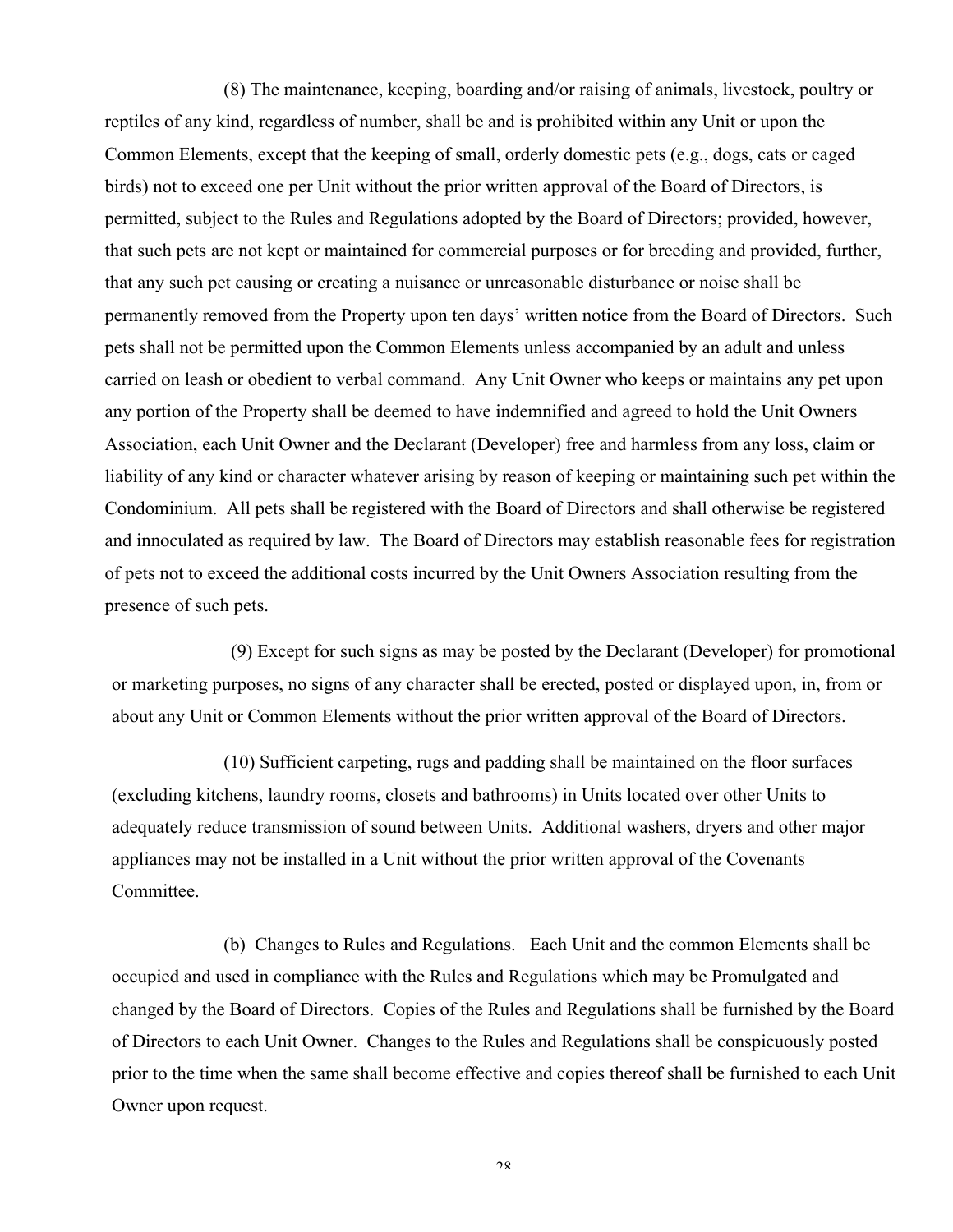(8) The maintenance, keeping, boarding and/or raising of animals, livestock, poultry or reptiles of any kind, regardless of number, shall be and is prohibited within any Unit or upon the Common Elements, except that the keeping of small, orderly domestic pets (e.g., dogs, cats or caged birds) not to exceed one per Unit without the prior written approval of the Board of Directors, is permitted, subject to the Rules and Regulations adopted by the Board of Directors; provided, however, that such pets are not kept or maintained for commercial purposes or for breeding and provided, further, that any such pet causing or creating a nuisance or unreasonable disturbance or noise shall be permanently removed from the Property upon ten days' written notice from the Board of Directors. Such pets shall not be permitted upon the Common Elements unless accompanied by an adult and unless carried on leash or obedient to verbal command. Any Unit Owner who keeps or maintains any pet upon any portion of the Property shall be deemed to have indemnified and agreed to hold the Unit Owners Association, each Unit Owner and the Declarant (Developer) free and harmless from any loss, claim or liability of any kind or character whatever arising by reason of keeping or maintaining such pet within the Condominium. All pets shall be registered with the Board of Directors and shall otherwise be registered and innoculated as required by law. The Board of Directors may establish reasonable fees for registration of pets not to exceed the additional costs incurred by the Unit Owners Association resulting from the presence of such pets.

(9) Except for such signs as may be posted by the Declarant (Developer) for promotional or marketing purposes, no signs of any character shall be erected, posted or displayed upon, in, from or about any Unit or Common Elements without the prior written approval of the Board of Directors.

(10) Sufficient carpeting, rugs and padding shall be maintained on the floor surfaces (excluding kitchens, laundry rooms, closets and bathrooms) in Units located over other Units to adequately reduce transmission of sound between Units. Additional washers, dryers and other major appliances may not be installed in a Unit without the prior written approval of the Covenants Committee.

(b) Changes to Rules and Regulations. Each Unit and the common Elements shall be occupied and used in compliance with the Rules and Regulations which may be Promulgated and changed by the Board of Directors. Copies of the Rules and Regulations shall be furnished by the Board of Directors to each Unit Owner. Changes to the Rules and Regulations shall be conspicuously posted prior to the time when the same shall become effective and copies thereof shall be furnished to each Unit Owner upon request.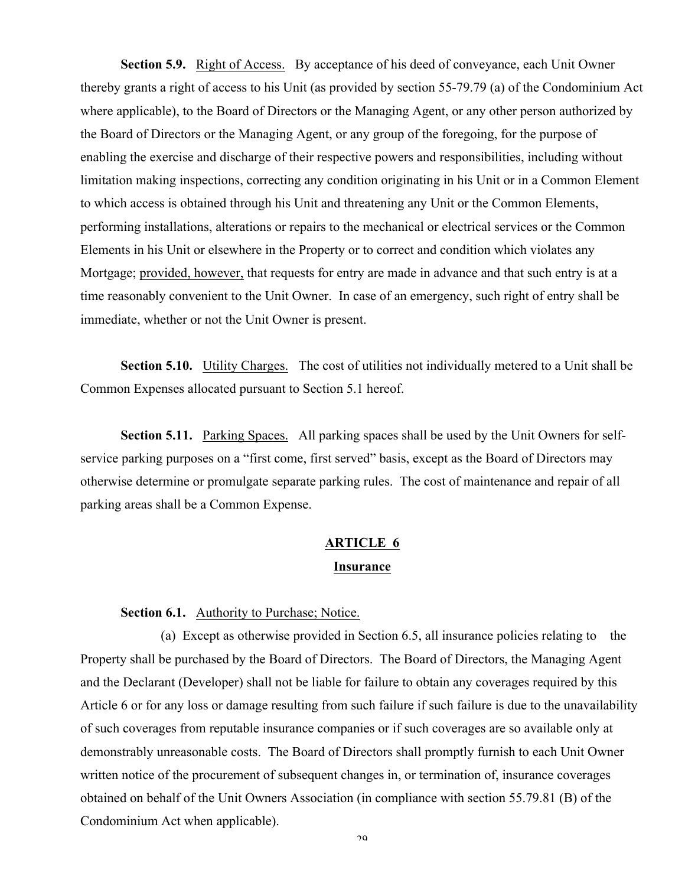**Section 5.9.** Right of Access. By acceptance of his deed of conveyance, each Unit Owner thereby grants a right of access to his Unit (as provided by section 55-79.79 (a) of the Condominium Act where applicable), to the Board of Directors or the Managing Agent, or any other person authorized by the Board of Directors or the Managing Agent, or any group of the foregoing, for the purpose of enabling the exercise and discharge of their respective powers and responsibilities, including without limitation making inspections, correcting any condition originating in his Unit or in a Common Element to which access is obtained through his Unit and threatening any Unit or the Common Elements, performing installations, alterations or repairs to the mechanical or electrical services or the Common Elements in his Unit or elsewhere in the Property or to correct and condition which violates any Mortgage; provided, however, that requests for entry are made in advance and that such entry is at a time reasonably convenient to the Unit Owner. In case of an emergency, such right of entry shall be immediate, whether or not the Unit Owner is present.

**Section 5.10.** Utility Charges. The cost of utilities not individually metered to a Unit shall be Common Expenses allocated pursuant to Section 5.1 hereof.

**Section 5.11.** Parking Spaces. All parking spaces shall be used by the Unit Owners for self-service parking purposes on a "first come, first served" basis, except as the Board of Directors may otherwise determine or promulgate separate parking rules. The cost of maintenance and repair of all parking areas shall be a Common Expense.

## ARTICLE 6

## Insurance

**Section 6.1.** Authority to Purchase; Notice.

(a) Except as otherwise provided in Section 6.5, all insurance policies relating to the Property shall be purchased by the Board of Directors. The Board of Directors, the Managing Agent and the Declarant (Developer) shall not be liable for failure to obtain any coverages required by this Article 6 or for any loss or damage resulting from such failure if such failure is due to the unavailability of such coverages from reputable insurance companies or if such coverages are so available only at demonstrably unreasonable costs. The Board of Directors shall promptly furnish to each Unit Owner written notice of the procurement of subsequent changes in, or termination of, insurance coverages obtained on behalf of the Unit Owners Association (in compliance with section 55.79.81 (B) of the Condominium Act when applicable).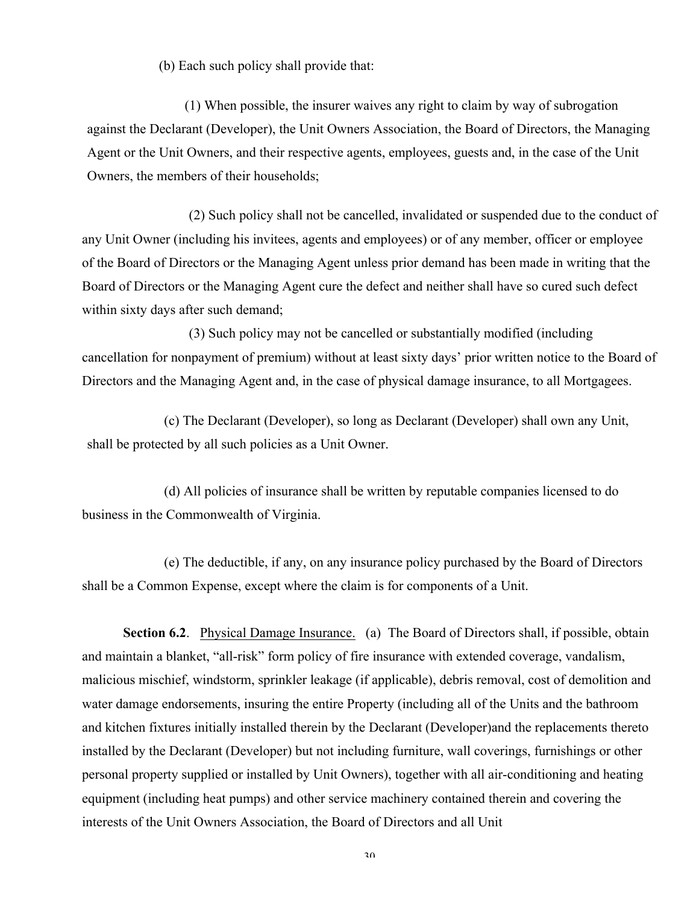(b) Each such policy shall provide that:

(1) When possible, the insurer waives any right to claim by way of subrogation against the Declarant (Developer), the Unit Owners Association, the Board of Directors, the Managing Agent or the Unit Owners, and their respective agents, employees, guests and, in the case of the Unit Owners, the members of their households;

(2) Such policy shall not be cancelled, invalidated or suspended due to the conduct of any Unit Owner (including his invitees, agents and employees) or of any member, officer or employee of the Board of Directors or the Managing Agent unless prior demand has been made in writing that the Board of Directors or the Managing Agent cure the defect and neither shall have so cured such defect within sixty days after such demand;

(3) Such policy may not be cancelled or substantially modified (including cancellation for nonpayment of premium) without at least sixty days' prior written notice to the Board of Directors and the Managing Agent and, in the case of physical damage insurance, to all Mortgagees.

(c) The Declarant (Developer), so long as Declarant (Developer) shall own any Unit, shall be protected by all such policies as a Unit Owner.

(d) All policies of insurance shall be written by reputable companies licensed to do business in the Commonwealth of Virginia.

(e) The deductible, if any, on any insurance policy purchased by the Board of Directors shall be a Common Expense, except where the claim is for components of a Unit.

**Section 6.2**. Physical Damage Insurance. (a) The Board of Directors shall, if possible, obtain and maintain a blanket, "all-risk" form policy of fire insurance with extended coverage, vandalism, malicious mischief, windstorm, sprinkler leakage (if applicable), debris removal, cost of demolition and water damage endorsements, insuring the entire Property (including all of the Units and the bathroom and kitchen fixtures initially installed therein by the Declarant (Developer)and the replacements thereto installed by the Declarant (Developer) but not including furniture, wall coverings, furnishings or other personal property supplied or installed by Unit Owners), together with all air-conditioning and heating equipment (including heat pumps) and other service machinery contained therein and covering the interests of the Unit Owners Association, the Board of Directors and all Unit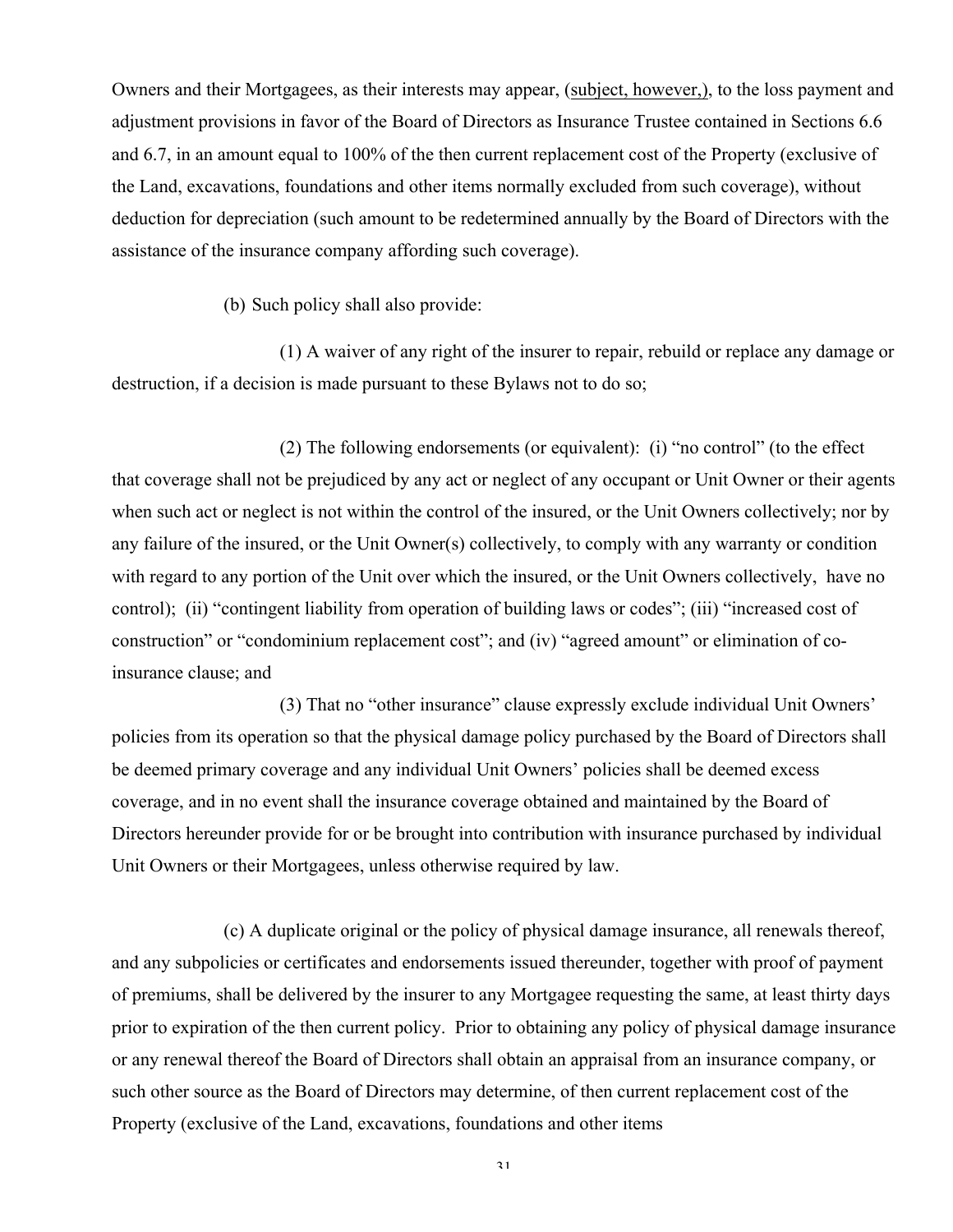Owners and their Mortgagees, as their interests may appear, (subject, however,), to the loss payment and adjustment provisions in favor of the Board of Directors as Insurance Trustee contained in Sections 6.6 and 6.7, in an amount equal to 100% of the then current replacement cost of the Property (exclusive of the Land, excavations, foundations and other items normally excluded from such coverage), without deduction for depreciation (such amount to be redetermined annually by the Board of Directors with the assistance of the insurance company affording such coverage).

(b) Such policy shall also provide:

(1) A waiver of any right of the insurer to repair, rebuild or replace any damage or destruction, if a decision is made pursuant to these Bylaws not to do so;

(2) The following endorsements (or equivalent): (i) "no control" (to the effect that coverage shall not be prejudiced by any act or neglect of any occupant or Unit Owner or their agents when such act or neglect is not within the control of the insured, or the Unit Owners collectively; nor by any failure of the insured, or the Unit Owner(s) collectively, to comply with any warranty or condition with regard to any portion of the Unit over which the insured, or the Unit Owners collectively, have no control); (ii) "contingent liability from operation of building laws or codes"; (iii) "increased cost of construction" or "condominium replacement cost"; and (iv) "agreed amount" or elimination of co-insurance clause; and

(3) That no "other insurance" clause expressly exclude individual Unit Owners' policies from its operation so that the physical damage policy purchased by the Board of Directors shall be deemed primary coverage and any individual Unit Owners' policies shall be deemed excess coverage, and in no event shall the insurance coverage obtained and maintained by the Board of Directors hereunder provide for or be brought into contribution with insurance purchased by individual Unit Owners or their Mortgagees, unless otherwise required by law.

(c) A duplicate original or the policy of physical damage insurance, all renewals thereof, and any subpolicies or certificates and endorsements issued thereunder, together with proof of payment of premiums, shall be delivered by the insurer to any Mortgagee requesting the same, at least thirty days prior to expiration of the then current policy. Prior to obtaining any policy of physical damage insurance or any renewal thereof the Board of Directors shall obtain an appraisal from an insurance company, or such other source as the Board of Directors may determine, of then current replacement cost of the Property (exclusive of the Land, excavations, foundations and other items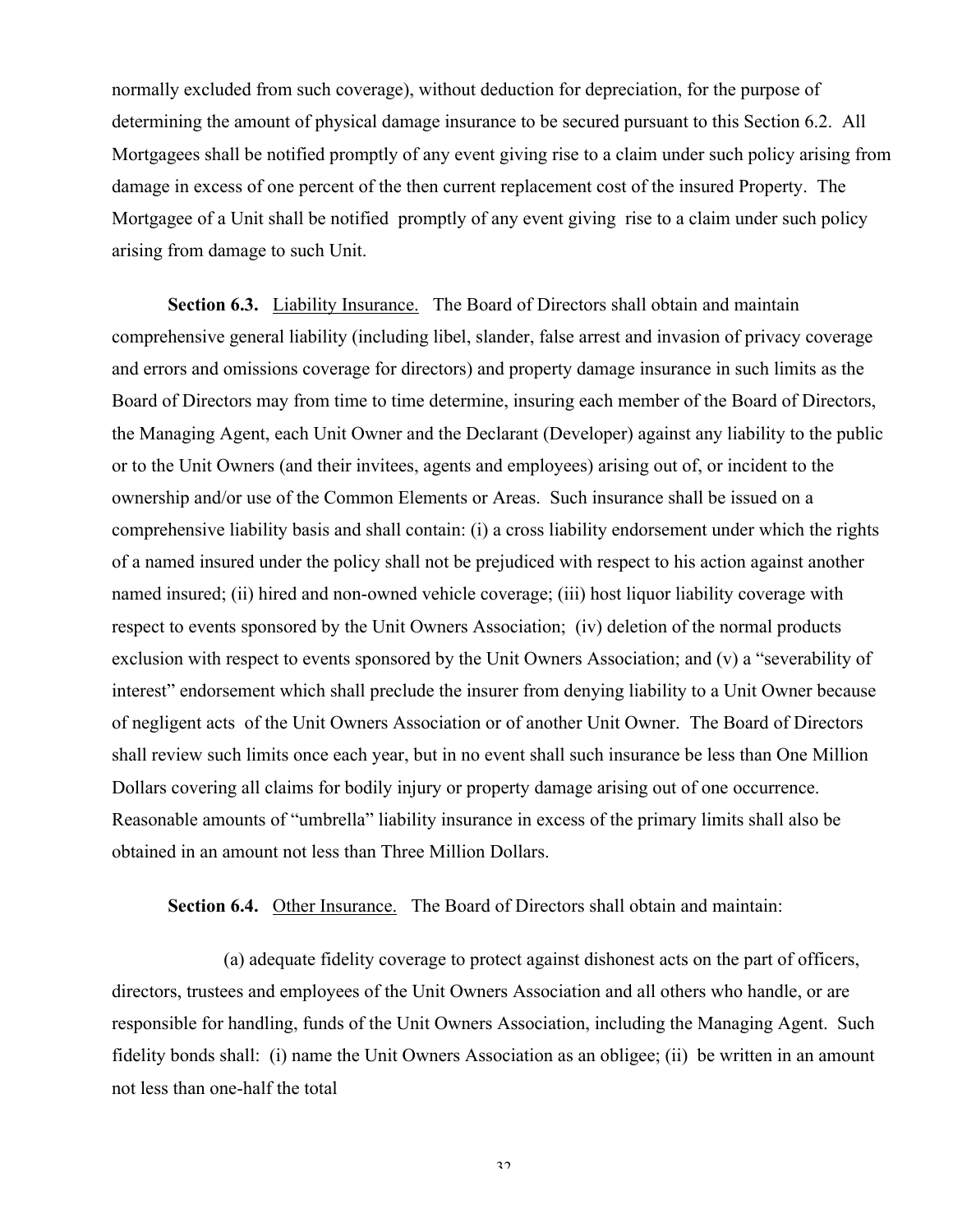normally excluded from such coverage), without deduction for depreciation, for the purpose of determining the amount of physical damage insurance to be secured pursuant to this Section 6.2. All Mortgagees shall be notified promptly of any event giving rise to a claim under such policy arising from damage in excess of one percent of the then current replacement cost of the insured Property. The Mortgagee of a Unit shall be notified promptly of any event giving rise to a claim under such policy arising from damage to such Unit.

**Section 6.3.** Liability Insurance. The Board of Directors shall obtain and maintain comprehensive general liability (including libel, slander, false arrest and invasion of privacy coverage and errors and omissions coverage for directors) and property damage insurance in such limits as the Board of Directors may from time to time determine, insuring each member of the Board of Directors, the Managing Agent, each Unit Owner and the Declarant (Developer) against any liability to the public or to the Unit Owners (and their invitees, agents and employees) arising out of, or incident to the ownership and/or use of the Common Elements or Areas. Such insurance shall be issued on a comprehensive liability basis and shall contain: (i) a cross liability endorsement under which the rights of a named insured under the policy shall not be prejudiced with respect to his action against another named insured; (ii) hired and non-owned vehicle coverage; (iii) host liquor liability coverage with respect to events sponsored by the Unit Owners Association; (iv) deletion of the normal products exclusion with respect to events sponsored by the Unit Owners Association; and (v) a "severability of interest" endorsement which shall preclude the insurer from denying liability to a Unit Owner because of negligent acts of the Unit Owners Association or of another Unit Owner. The Board of Directors shall review such limits once each year, but in no event shall such insurance be less than One Million Dollars covering all claims for bodily injury or property damage arising out of one occurrence. Reasonable amounts of "umbrella" liability insurance in excess of the primary limits shall also be obtained in an amount not less than Three Million Dollars.

**Section 6.4.** Other Insurance. The Board of Directors shall obtain and maintain:

(a) adequate fidelity coverage to protect against dishonest acts on the part of officers, directors, trustees and employees of the Unit Owners Association and all others who handle, or are responsible for handling, funds of the Unit Owners Association, including the Managing Agent. Such fidelity bonds shall: (i) name the Unit Owners Association as an obligee; (ii) be written in an amount not less than one-half the total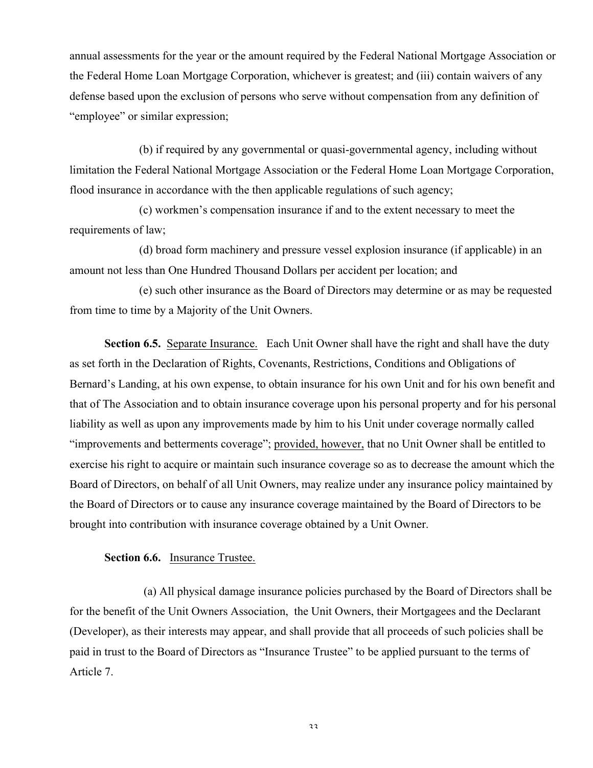annual assessments for the year or the amount required by the Federal National Mortgage Association or the Federal Home Loan Mortgage Corporation, whichever is greatest; and (iii) contain waivers of any defense based upon the exclusion of persons who serve without compensation from any definition of "employee" or similar expression;

(b) if required by any governmental or quasi-governmental agency, including without limitation the Federal National Mortgage Association or the Federal Home Loan Mortgage Corporation, flood insurance in accordance with the then applicable regulations of such agency;

(c) workmen's compensation insurance if and to the extent necessary to meet the requirements of law;

(d) broad form machinery and pressure vessel explosion insurance (if applicable) in an amount not less than One Hundred Thousand Dollars per accident per location; and

(e) such other insurance as the Board of Directors may determine or as may be requested from time to time by a Majority of the Unit Owners.

**Section 6.5.** Separate Insurance. Each Unit Owner shall have the right and shall have the duty as set forth in the Declaration of Rights, Covenants, Restrictions, Conditions and Obligations of Bernard's Landing, at his own expense, to obtain insurance for his own Unit and for his own benefit and that of The Association and to obtain insurance coverage upon his personal property and for his personal liability as well as upon any improvements made by him to his Unit under coverage normally called "improvements and betterments coverage"; provided, however, that no Unit Owner shall be entitled to exercise his right to acquire or maintain such insurance coverage so as to decrease the amount which the Board of Directors, on behalf of all Unit Owners, may realize under any insurance policy maintained by the Board of Directors or to cause any insurance coverage maintained by the Board of Directors to be brought into contribution with insurance coverage obtained by a Unit Owner.

**Section 6.6.** Insurance Trustee.

(a) All physical damage insurance policies purchased by the Board of Directors shall be for the benefit of the Unit Owners Association, the Unit Owners, their Mortgagees and the Declarant (Developer), as their interests may appear, and shall provide that all proceeds of such policies shall be paid in trust to the Board of Directors as "Insurance Trustee" to be applied pursuant to the terms of Article 7.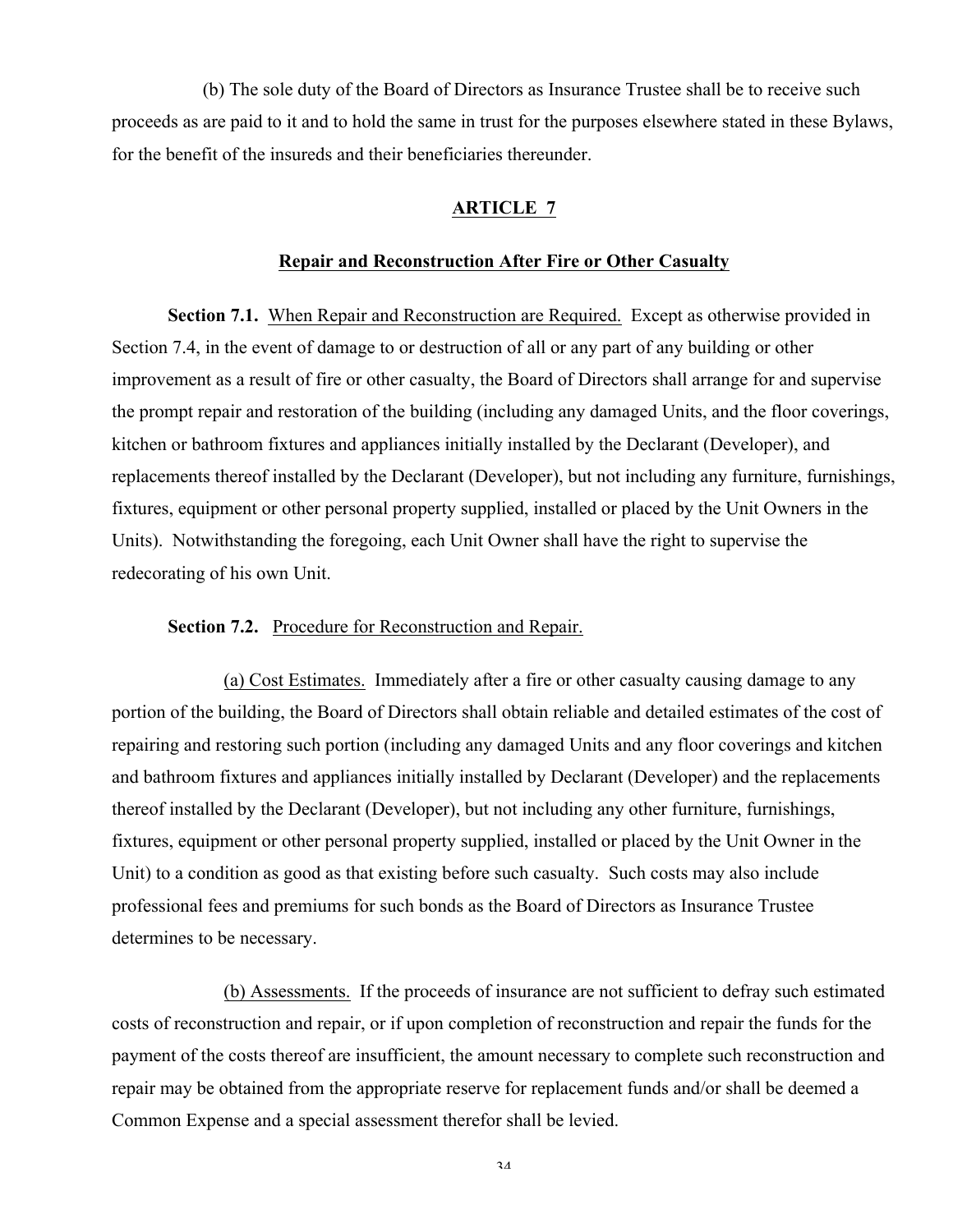(b) The sole duty of the Board of Directors as Insurance Trustee shall be to receive such proceeds as are paid to it and to hold the same in trust for the purposes elsewhere stated in these Bylaws, for the benefit of the insureds and their beneficiaries thereunder.

## ARTICLE 7

### Repair and Reconstruction After Fire or Other Casualty

**Section 7.1.** When Repair and Reconstruction are Required. Except as otherwise provided in Section 7.4, in the event of damage to or destruction of all or any part of any building or other improvement as a result of fire or other casualty, the Board of Directors shall arrange for and supervise the prompt repair and restoration of the building (including any damaged Units, and the floor coverings, kitchen or bathroom fixtures and appliances initially installed by the Declarant (Developer), and replacements thereof installed by the Declarant (Developer), but not including any furniture, furnishings, fixtures, equipment or other personal property supplied, installed or placed by the Unit Owners in the Units). Notwithstanding the foregoing, each Unit Owner shall have the right to supervise the redecorating of his own Unit.

**Section 7.2.** Procedure for Reconstruction and Repair.

(a) Cost Estimates. Immediately after a fire or other casualty causing damage to any portion of the building, the Board of Directors shall obtain reliable and detailed estimates of the cost of repairing and restoring such portion (including any damaged Units and any floor coverings and kitchen and bathroom fixtures and appliances initially installed by Declarant (Developer) and the replacements thereof installed by the Declarant (Developer), but not including any other furniture, furnishings, fixtures, equipment or other personal property supplied, installed or placed by the Unit Owner in the Unit) to a condition as good as that existing before such casualty. Such costs may also include professional fees and premiums for such bonds as the Board of Directors as Insurance Trustee determines to be necessary.

(b) Assessments. If the proceeds of insurance are not sufficient to defray such estimated costs of reconstruction and repair, or if upon completion of reconstruction and repair the funds for the payment of the costs thereof are insufficient, the amount necessary to complete such reconstruction and repair may be obtained from the appropriate reserve for replacement funds and/or shall be deemed a Common Expense and a special assessment therefor shall be levied.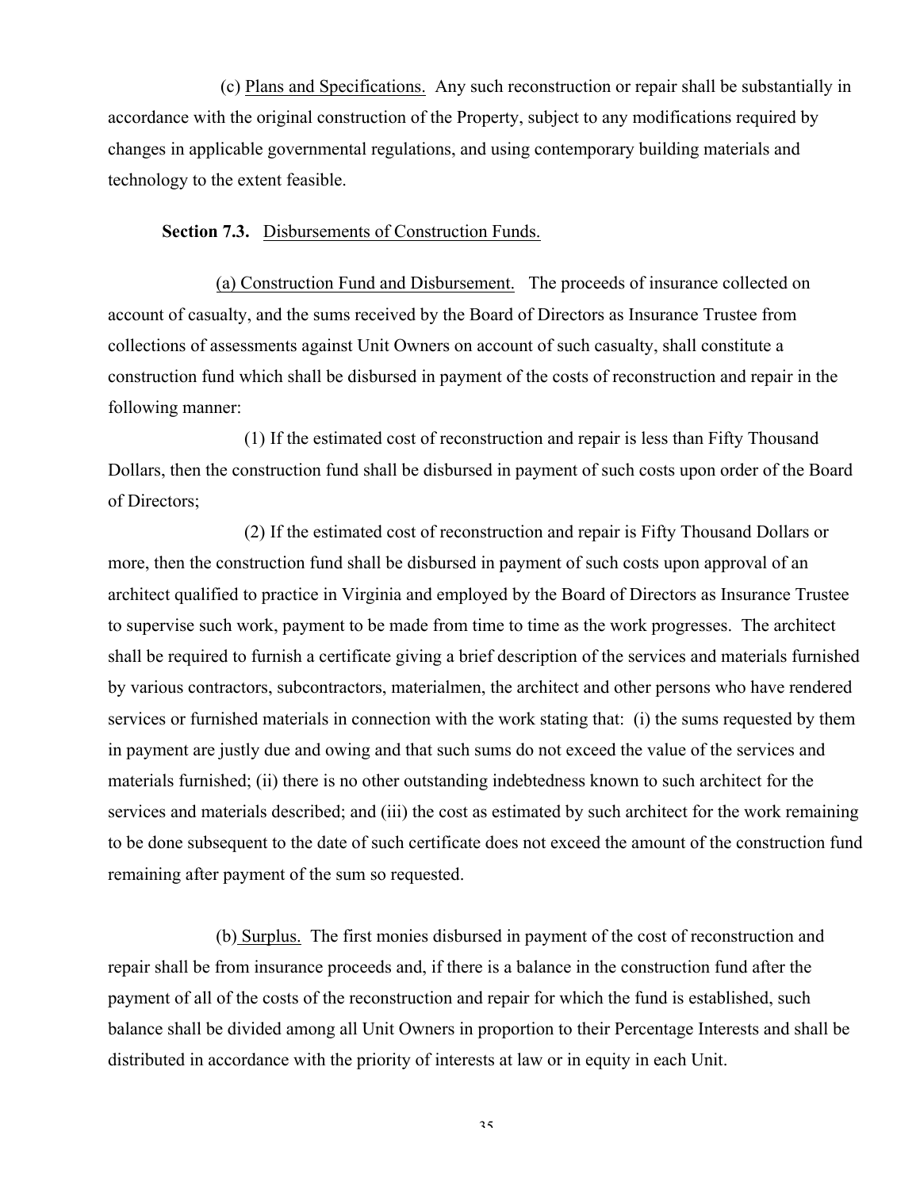(c) Plans and Specifications. Any such reconstruction or repair shall be substantially in accordance with the original construction of the Property, subject to any modifications required by changes in applicable governmental regulations, and using contemporary building materials and technology to the extent feasible.

**Section 7.3.** Disbursements of Construction Funds.

(a) Construction Fund and Disbursement. The proceeds of insurance collected on account of casualty, and the sums received by the Board of Directors as Insurance Trustee from collections of assessments against Unit Owners on account of such casualty, shall constitute a construction fund which shall be disbursed in payment of the costs of reconstruction and repair in the following manner:

(1) If the estimated cost of reconstruction and repair is less than Fifty Thousand Dollars, then the construction fund shall be disbursed in payment of such costs upon order of the Board of Directors;

(2) If the estimated cost of reconstruction and repair is Fifty Thousand Dollars or more, then the construction fund shall be disbursed in payment of such costs upon approval of an architect qualified to practice in Virginia and employed by the Board of Directors as Insurance Trustee to supervise such work, payment to be made from time to time as the work progresses. The architect shall be required to furnish a certificate giving a brief description of the services and materials furnished by various contractors, subcontractors, materialmen, the architect and other persons who have rendered services or furnished materials in connection with the work stating that: (i) the sums requested by them in payment are justly due and owing and that such sums do not exceed the value of the services and materials furnished; (ii) there is no other outstanding indebtedness known to such architect for the services and materials described; and (iii) the cost as estimated by such architect for the work remaining to be done subsequent to the date of such certificate does not exceed the amount of the construction fund remaining after payment of the sum so requested.

(b) Surplus. The first monies disbursed in payment of the cost of reconstruction and repair shall be from insurance proceeds and, if there is a balance in the construction fund after the payment of all of the costs of the reconstruction and repair for which the fund is established, such balance shall be divided among all Unit Owners in proportion to their Percentage Interests and shall be distributed in accordance with the priority of interests at law or in equity in each Unit.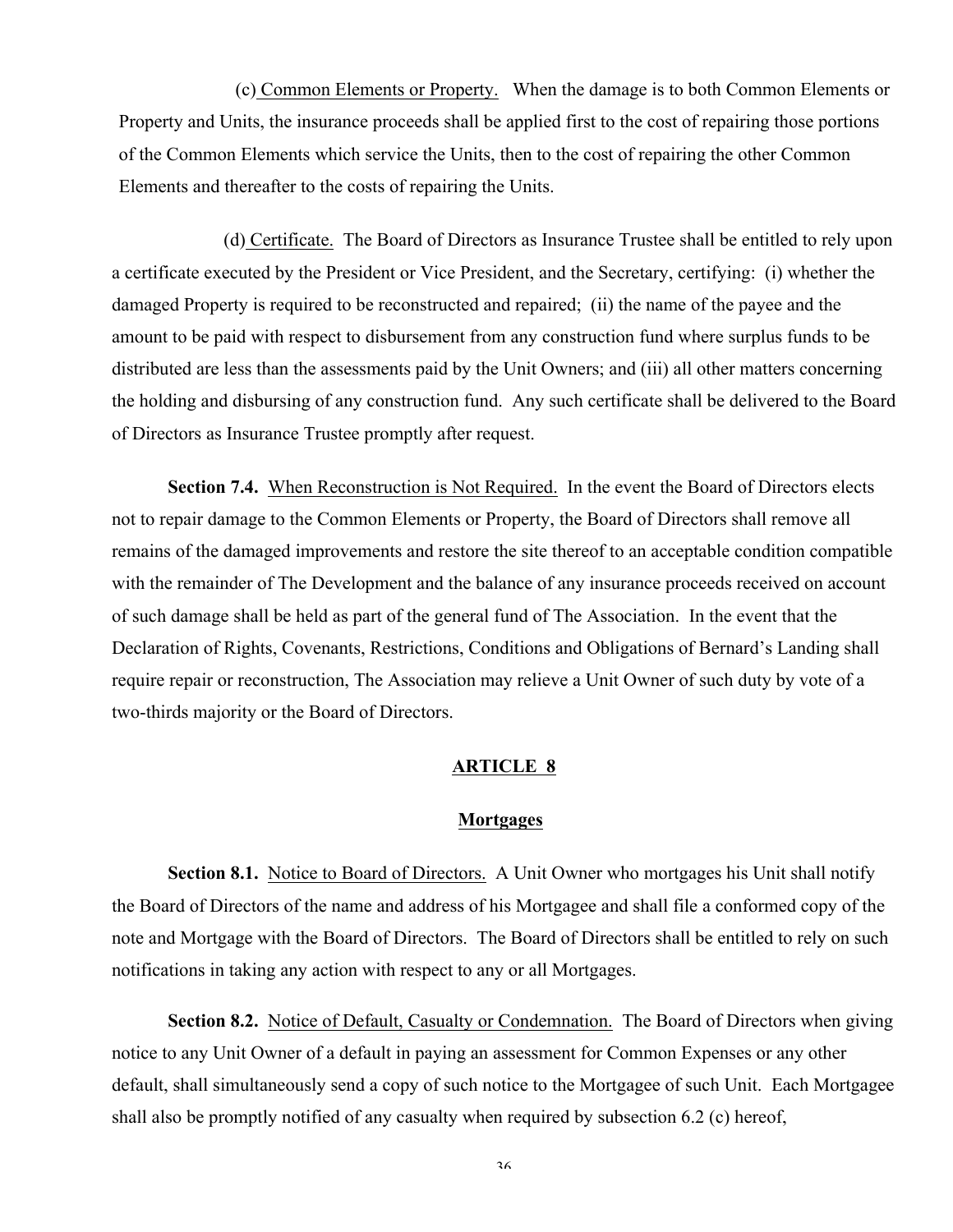(c) Common Elements or Property. When the damage is to both Common Elements or Property and Units, the insurance proceeds shall be applied first to the cost of repairing those portions of the Common Elements which service the Units, then to the cost of repairing the other Common Elements and thereafter to the costs of repairing the Units.

(d) Certificate. The Board of Directors as Insurance Trustee shall be entitled to rely upon a certificate executed by the President or Vice President, and the Secretary, certifying: (i) whether the damaged Property is required to be reconstructed and repaired; (ii) the name of the payee and the amount to be paid with respect to disbursement from any construction fund where surplus funds to be distributed are less than the assessments paid by the Unit Owners; and (iii) all other matters concerning the holding and disbursing of any construction fund. Any such certificate shall be delivered to the Board of Directors as Insurance Trustee promptly after request.

**Section 7.4.** When Reconstruction is Not Required. In the event the Board of Directors elects not to repair damage to the Common Elements or Property, the Board of Directors shall remove all remains of the damaged improvements and restore the site thereof to an acceptable condition compatible with the remainder of The Development and the balance of any insurance proceeds received on account of such damage shall be held as part of the general fund of The Association. In the event that the Declaration of Rights, Covenants, Restrictions, Conditions and Obligations of Bernard's Landing shall require repair or reconstruction, The Association may relieve a Unit Owner of such duty by vote of a two-thirds majority or the Board of Directors.

## ARTICLE 8

## Mortgages

**Section 8.1.** Notice to Board of Directors. A Unit Owner who mortgages his Unit shall notify the Board of Directors of the name and address of his Mortgagee and shall file a conformed copy of the note and Mortgage with the Board of Directors. The Board of Directors shall be entitled to rely on such notifications in taking any action with respect to any or all Mortgages.

**Section 8.2.** Notice of Default, Casualty or Condemnation. The Board of Directors when giving notice to any Unit Owner of a default in paying an assessment for Common Expenses or any other default, shall simultaneously send a copy of such notice to the Mortgagee of such Unit. Each Mortgagee shall also be promptly notified of any casualty when required by subsection 6.2 (c) hereof,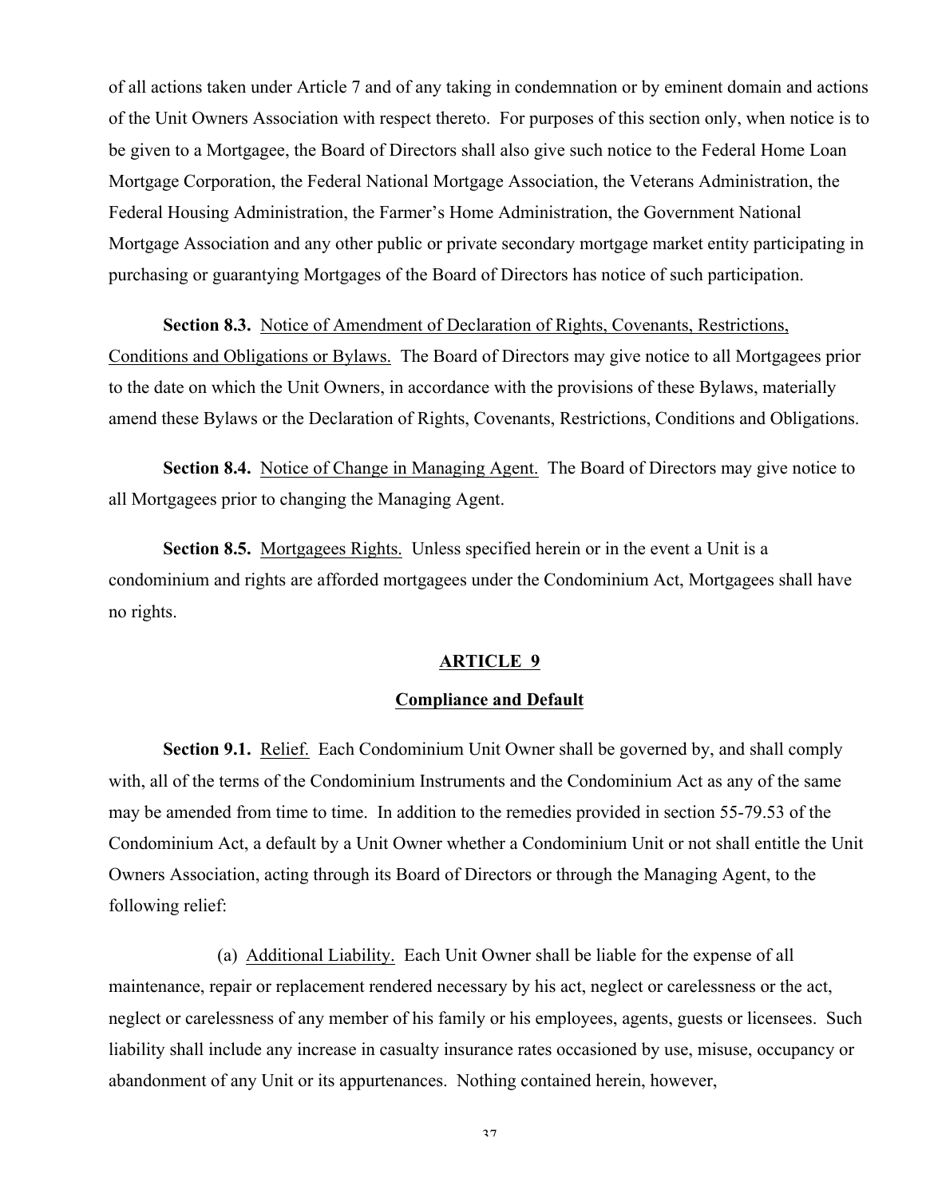of all actions taken under Article 7 and of any taking in condemnation or by eminent domain and actions of the Unit Owners Association with respect thereto. For purposes of this section only, when notice is to be given to a Mortgagee, the Board of Directors shall also give such notice to the Federal Home Loan Mortgage Corporation, the Federal National Mortgage Association, the Veterans Administration, the Federal Housing Administration, the Farmer's Home Administration, the Government National Mortgage Association and any other public or private secondary mortgage market entity participating in purchasing or guarantying Mortgages of the Board of Directors has notice of such participation.

**Section 8.3.** Notice of Amendment of Declaration of Rights, Covenants, Restrictions, Conditions and Obligations or Bylaws. The Board of Directors may give notice to all Mortgagees prior to the date on which the Unit Owners, in accordance with the provisions of these Bylaws, materially amend these Bylaws or the Declaration of Rights, Covenants, Restrictions, Conditions and Obligations.

**Section 8.4.** Notice of Change in Managing Agent. The Board of Directors may give notice to all Mortgagees prior to changing the Managing Agent.

**Section 8.5.** Mortgagees Rights. Unless specified herein or in the event a Unit is a condominium and rights are afforded mortgagees under the Condominium Act, Mortgagees shall have no rights.

## ARTICLE 9

## Compliance and Default

**Section 9.1.** Relief. Each Condominium Unit Owner shall be governed by, and shall comply with, all of the terms of the Condominium Instruments and the Condominium Act as any of the same may be amended from time to time. In addition to the remedies provided in section 55-79.53 of the Condominium Act, a default by a Unit Owner whether a Condominium Unit or not shall entitle the Unit Owners Association, acting through its Board of Directors or through the Managing Agent, to the following relief:

(a) Additional Liability. Each Unit Owner shall be liable for the expense of all maintenance, repair or replacement rendered necessary by his act, neglect or carelessness or the act, neglect or carelessness of any member of his family or his employees, agents, guests or licensees. Such liability shall include any increase in casualty insurance rates occasioned by use, misuse, occupancy or abandonment of any Unit or its appurtenances. Nothing contained herein, however,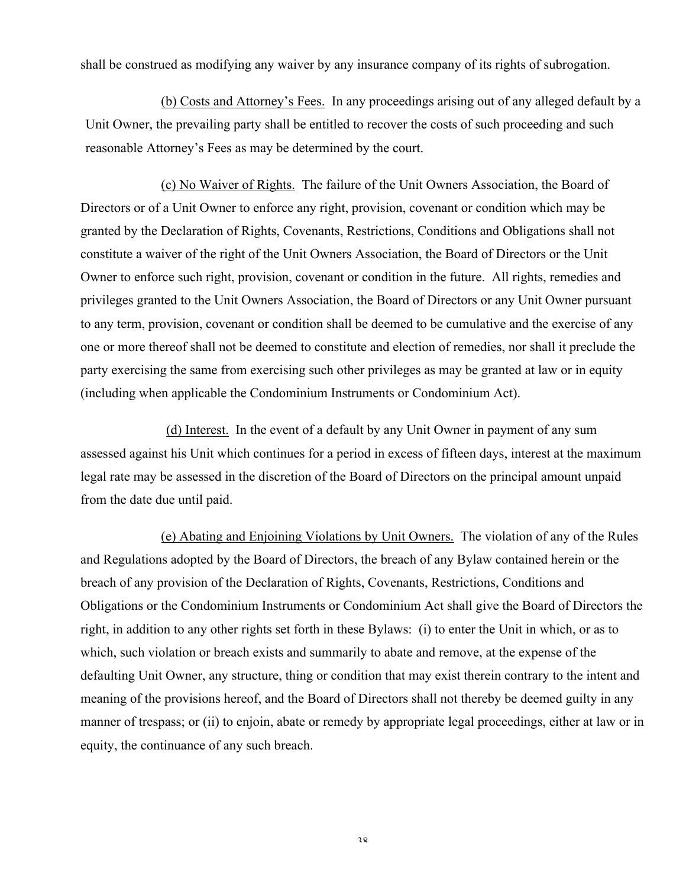shall be construed as modifying any waiver by any insurance company of its rights of subrogation.

(b) Costs and Attorney's Fees. In any proceedings arising out of any alleged default by a Unit Owner, the prevailing party shall be entitled to recover the costs of such proceeding and such reasonable Attorney's Fees as may be determined by the court.

(c) No Waiver of Rights. The failure of the Unit Owners Association, the Board of Directors or of a Unit Owner to enforce any right, provision, covenant or condition which may be granted by the Declaration of Rights, Covenants, Restrictions, Conditions and Obligations shall not constitute a waiver of the right of the Unit Owners Association, the Board of Directors or the Unit Owner to enforce such right, provision, covenant or condition in the future. All rights, remedies and privileges granted to the Unit Owners Association, the Board of Directors or any Unit Owner pursuant to any term, provision, covenant or condition shall be deemed to be cumulative and the exercise of any one or more thereof shall not be deemed to constitute and election of remedies, nor shall it preclude the party exercising the same from exercising such other privileges as may be granted at law or in equity (including when applicable the Condominium Instruments or Condominium Act).

(d) Interest. In the event of a default by any Unit Owner in payment of any sum assessed against his Unit which continues for a period in excess of fifteen days, interest at the maximum legal rate may be assessed in the discretion of the Board of Directors on the principal amount unpaid from the date due until paid.

(e) Abating and Enjoining Violations by Unit Owners. The violation of any of the Rules and Regulations adopted by the Board of Directors, the breach of any Bylaw contained herein or the breach of any provision of the Declaration of Rights, Covenants, Restrictions, Conditions and Obligations or the Condominium Instruments or Condominium Act shall give the Board of Directors the right, in addition to any other rights set forth in these Bylaws: (i) to enter the Unit in which, or as to which, such violation or breach exists and summarily to abate and remove, at the expense of the defaulting Unit Owner, any structure, thing or condition that may exist therein contrary to the intent and meaning of the provisions hereof, and the Board of Directors shall not thereby be deemed guilty in any manner of trespass; or (ii) to enjoin, abate or remedy by appropriate legal proceedings, either at law or in equity, the continuance of any such breach.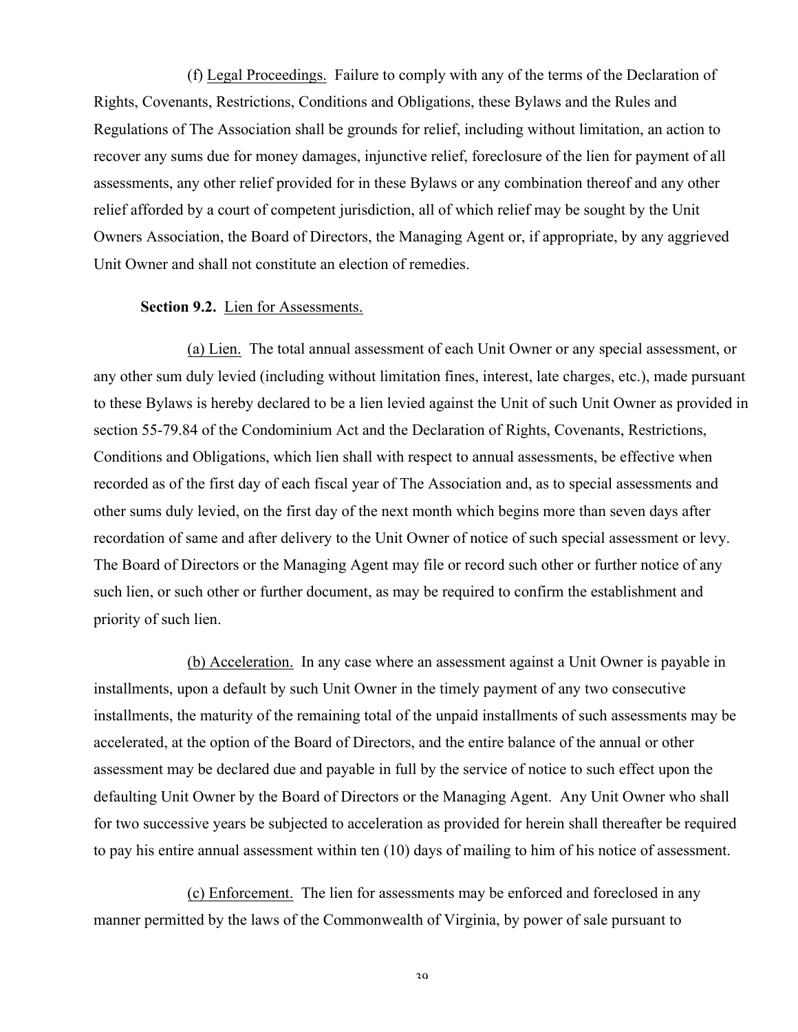(f) Legal Proceedings. Failure to comply with any of the terms of the Declaration of Rights, Covenants, Restrictions, Conditions and Obligations, these Bylaws and the Rules and Regulations of The Association shall be grounds for relief, including without limitation, an action to recover any sums due for money damages, injunctive relief, foreclosure of the lien for payment of all assessments, any other relief provided for in these Bylaws or any combination thereof and any other relief afforded by a court of competent jurisdiction, all of which relief may be sought by the Unit Owners Association, the Board of Directors, the Managing Agent or, if appropriate, by any aggrieved Unit Owner and shall not constitute an election of remedies.

**Section 9.2.** Lien for Assessments.

(a) Lien. The total annual assessment of each Unit Owner or any special assessment, or any other sum duly levied (including without limitation fines, interest, late charges, etc.), made pursuant to these Bylaws is hereby declared to be a lien levied against the Unit of such Unit Owner as provided in section 55-79.84 of the Condominium Act and the Declaration of Rights, Covenants, Restrictions, Conditions and Obligations, which lien shall with respect to annual assessments, be effective when recorded as of the first day of each fiscal year of The Association and, as to special assessments and other sums duly levied, on the first day of the next month which begins more than seven days after recordation of same and after delivery to the Unit Owner of notice of such special assessment or levy. The Board of Directors or the Managing Agent may file or record such other or further notice of any such lien, or such other or further document, as may be required to confirm the establishment and priority of such lien.

(b) Acceleration. In any case where an assessment against a Unit Owner is payable in installments, upon a default by such Unit Owner in the timely payment of any two consecutive installments, the maturity of the remaining total of the unpaid installments of such assessments may be accelerated, at the option of the Board of Directors, and the entire balance of the annual or other assessment may be declared due and payable in full by the service of notice to such effect upon the defaulting Unit Owner by the Board of Directors or the Managing Agent. Any Unit Owner who shall for two successive years be subjected to acceleration as provided for herein shall thereafter be required to pay his entire annual assessment within ten (10) days of mailing to him of his notice of assessment.

(c) Enforcement. The lien for assessments may be enforced and foreclosed in any manner permitted by the laws of the Commonwealth of Virginia, by power of sale pursuant to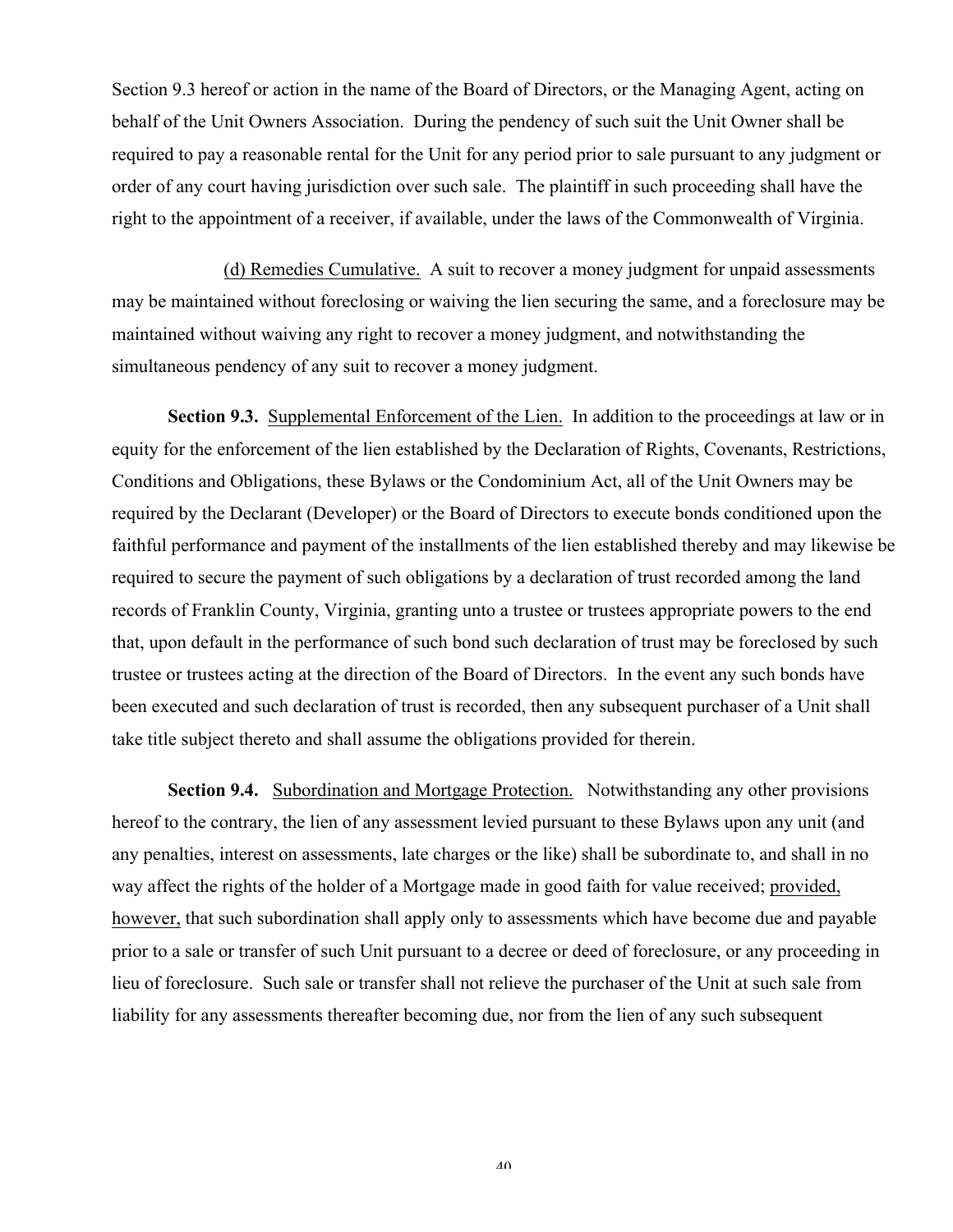Section 9.3 hereof or action in the name of the Board of Directors, or the Managing Agent, acting on behalf of the Unit Owners Association. During the pendency of such suit the Unit Owner shall be required to pay a reasonable rental for the Unit for any period prior to sale pursuant to any judgment or order of any court having jurisdiction over such sale. The plaintiff in such proceeding shall have the right to the appointment of a receiver, if available, under the laws of the Commonwealth of Virginia.

(d) Remedies Cumulative. A suit to recover a money judgment for unpaid assessments may be maintained without foreclosing or waiving the lien securing the same, and a foreclosure may be maintained without waiving any right to recover a money judgment, and notwithstanding the simultaneous pendency of any suit to recover a money judgment.

**Section 9.3.** Supplemental Enforcement of the Lien. In addition to the proceedings at law or in equity for the enforcement of the lien established by the Declaration of Rights, Covenants, Restrictions, Conditions and Obligations, these Bylaws or the Condominium Act, all of the Unit Owners may be required by the Declarant (Developer) or the Board of Directors to execute bonds conditioned upon the faithful performance and payment of the installments of the lien established thereby and may likewise be required to secure the payment of such obligations by a declaration of trust recorded among the land records of Franklin County, Virginia, granting unto a trustee or trustees appropriate powers to the end that, upon default in the performance of such bond such declaration of trust may be foreclosed by such trustee or trustees acting at the direction of the Board of Directors. In the event any such bonds have been executed and such declaration of trust is recorded, then any subsequent purchaser of a Unit shall take title subject thereto and shall assume the obligations provided for therein.

**Section 9.4.** Subordination and Mortgage Protection. Notwithstanding any other provisions hereof to the contrary, the lien of any assessment levied pursuant to these Bylaws upon any unit (and any penalties, interest on assessments, late charges or the like) shall be subordinate to, and shall in no way affect the rights of the holder of a Mortgage made in good faith for value received; provided, however, that such subordination shall apply only to assessments which have become due and payable prior to a sale or transfer of such Unit pursuant to a decree or deed of foreclosure, or any proceeding in lieu of foreclosure. Such sale or transfer shall not relieve the purchaser of the Unit at such sale from liability for any assessments thereafter becoming due, nor from the lien of any such subsequent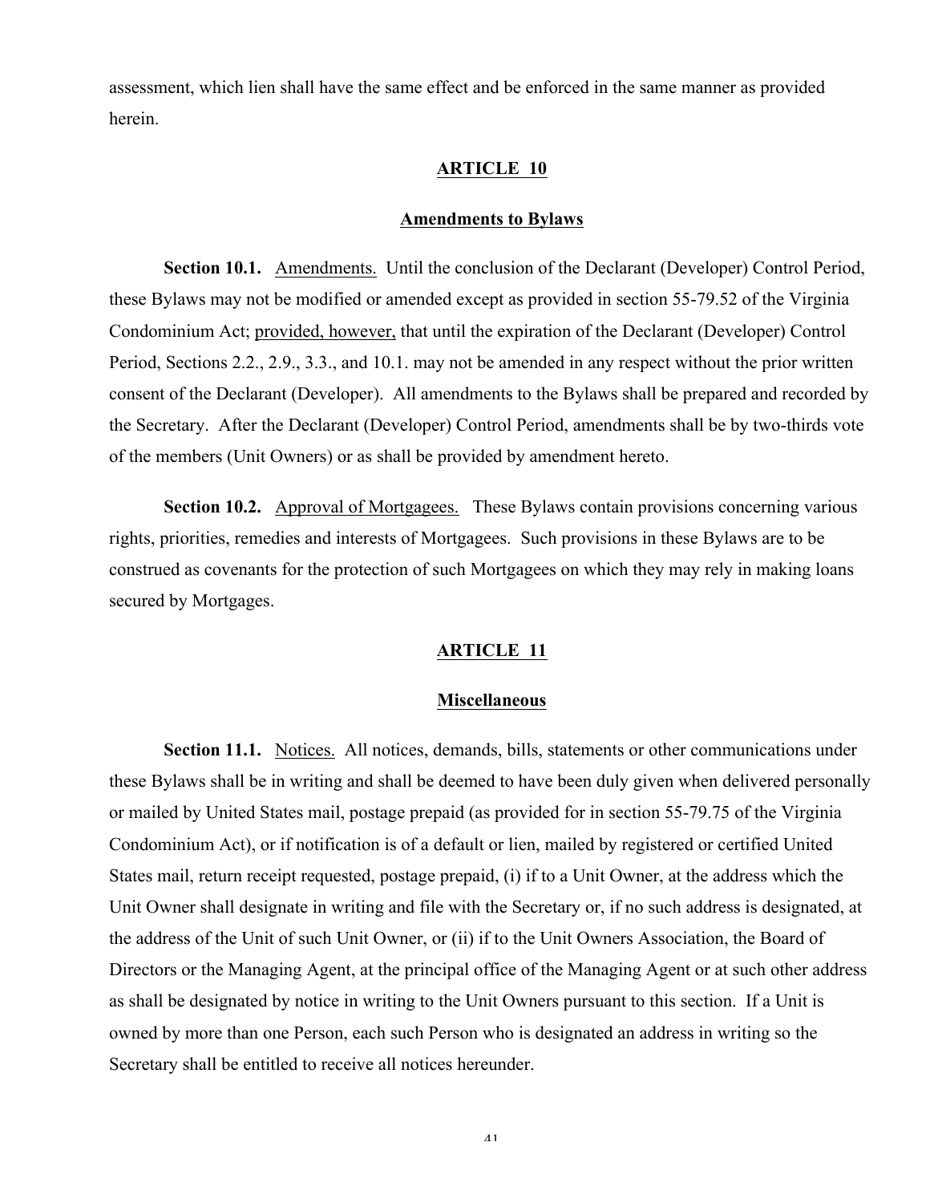assessment, which lien shall have the same effect and be enforced in the same manner as provided herein.

## ARTICLE 10

## Amendments to Bylaws

**Section 10.1.** Amendments. Until the conclusion of the Declarant (Developer) Control Period, these Bylaws may not be modified or amended except as provided in section 55-79.52 of the Virginia Condominium Act; provided, however, that until the expiration of the Declarant (Developer) Control Period, Sections 2.2., 2.9., 3.3., and 10.1. may not be amended in any respect without the prior written consent of the Declarant (Developer). All amendments to the Bylaws shall be prepared and recorded by the Secretary. After the Declarant (Developer) Control Period, amendments shall be by two-thirds vote of the members (Unit Owners) or as shall be provided by amendment hereto.

**Section 10.2.** Approval of Mortgagees. These Bylaws contain provisions concerning various rights, priorities, remedies and interests of Mortgagees. Such provisions in these Bylaws are to be construed as covenants for the protection of such Mortgagees on which they may rely in making loans secured by Mortgages.

## ARTICLE 11

## Miscellaneous

**Section 11.1.** Notices. All notices, demands, bills, statements or other communications under these Bylaws shall be in writing and shall be deemed to have been duly given when delivered personally or mailed by United States mail, postage prepaid (as provided for in section 55-79.75 of the Virginia Condominium Act), or if notification is of a default or lien, mailed by registered or certified United States mail, return receipt requested, postage prepaid, (i) if to a Unit Owner, at the address which the Unit Owner shall designate in writing and file with the Secretary or, if no such address is designated, at the address of the Unit of such Unit Owner, or (ii) if to the Unit Owners Association, the Board of Directors or the Managing Agent, at the principal office of the Managing Agent or at such other address as shall be designated by notice in writing to the Unit Owners pursuant to this section. If a Unit is owned by more than one Person, each such Person who is designated an address in writing so the Secretary shall be entitled to receive all notices hereunder.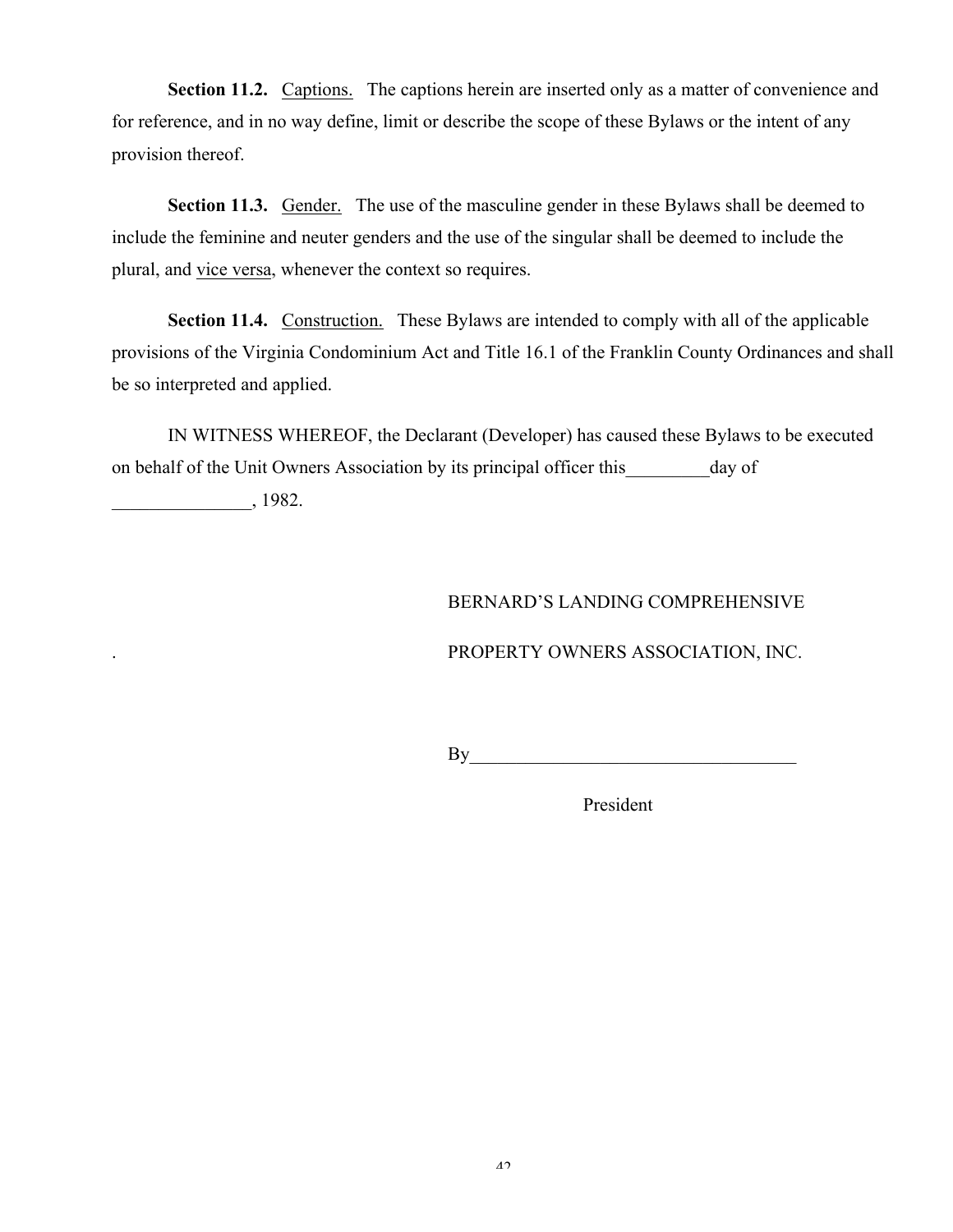**Section 11.2.** Captions. The captions herein are inserted only as a matter of convenience and for reference, and in no way define, limit or describe the scope of these Bylaws or the intent of any provision thereof.

**Section 11.3.** Gender. The use of the masculine gender in these Bylaws shall be deemed to include the feminine and neuter genders and the use of the singular shall be deemed to include the plural, and vice versa, whenever the context so requires.

**Section 11.4.** Construction. These Bylaws are intended to comply with all of the applicable provisions of the Virginia Condominium Act and Title 16.1 of the Franklin County Ordinances and shall be so interpreted and applied.

IN WITNESS WHEREOF, the Declarant (Developer) has caused these Bylaws to be executed on behalf of the Unit Owners Association by its principal officer this_________day of _______________, 1982.

BERNARD'S LANDING COMPREHENSIVE

PROPERTY OWNERS ASSOCIATION, INC.

By___________________________________

President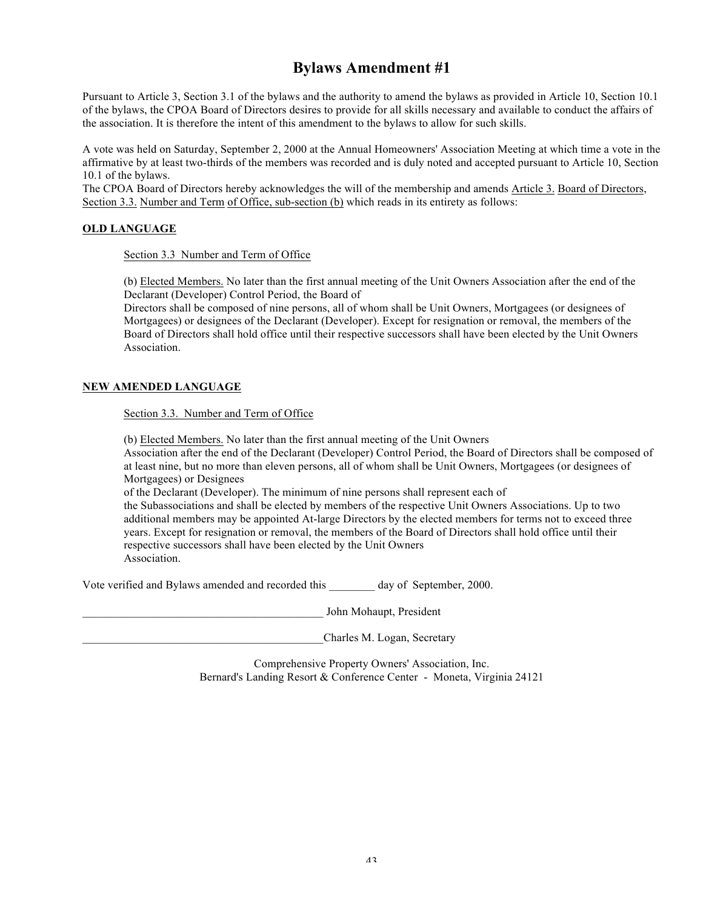# Bylaws Amendment #1

Pursuant to Article 3, Section 3.1 of the bylaws and the authority to amend the bylaws as provided in Article 10, Section 10.1 of the bylaws, the CPOA Board of Directors desires to provide for all skills necessary and available to conduct the affairs of the association. It is therefore the intent of this amendment to the bylaws to allow for such skills.

A vote was held on Saturday, September 2, 2000 at the Annual Homeowners' Association Meeting at which time a vote in the affirmative by at least two-thirds of the members was recorded and is duly noted and accepted pursuant to Article 10, Section 10.1 of the bylaws.
The CPOA Board of Directors hereby acknowledges the will of the membership and amends Article 3. Board of Directors, Section 3.3. Number and Term of Office, sub-section (b) which reads in its entirety as follows:

**OLD LANGUAGE**

Section 3.3 Number and Term of Office

(b) Elected Members. No later than the first annual meeting of the Unit Owners Association after the end of the Declarant (Developer) Control Period, the Board of Directors shall be composed of nine persons, all of whom shall be Unit Owners, Mortgagees (or designees of Mortgagees) or designees of the Declarant (Developer). Except for resignation or removal, the members of the Board of Directors shall hold office until their respective successors shall have been elected by the Unit Owners Association.

**NEW AMENDED LANGUAGE**

Section 3.3. Number and Term of Office

(b) Elected Members. No later than the first annual meeting of the Unit Owners Association after the end of the Declarant (Developer) Control Period, the Board of Directors shall be composed of at least nine, but no more than eleven persons, all of whom shall be Unit Owners, Mortgagees (or designees of Mortgagees) or Designees of the Declarant (Developer). The minimum of nine persons shall represent each of the Subassociations and shall be elected by members of the respective Unit Owners Associations. Up to two additional members may be appointed At-large Directors by the elected members for terms not to exceed three years. Except for resignation or removal, the members of the Board of Directors shall hold office until their respective successors shall have been elected by the Unit Owners Association.

Vote verified and Bylaws amended and recorded this ________ day of September, 2000.

__________________________________________ John Mohaupt, President

__________________________________________ Charles M. Logan, Secretary

Comprehensive Property Owners' Association, Inc.
Bernard's Landing Resort & Conference Center - Moneta, Virginia 24121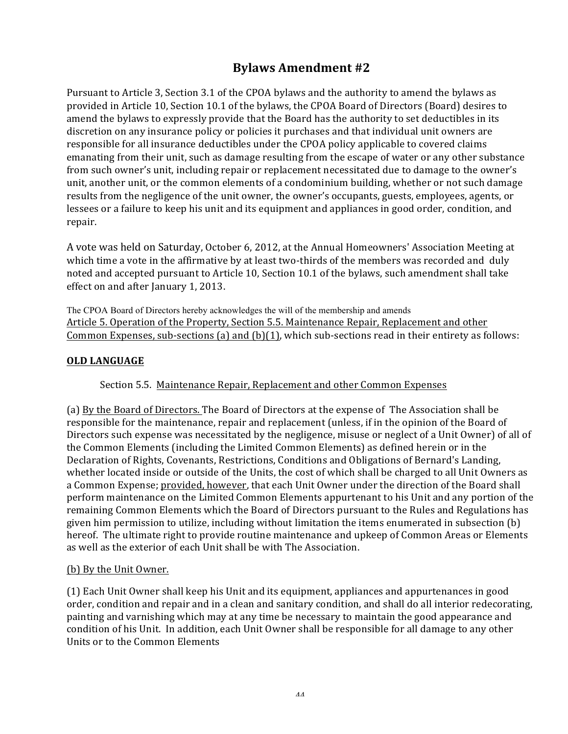# Bylaws Amendment #2

Pursuant to Article 3, Section 3.1 of the CPOA bylaws and the authority to amend the bylaws as provided in Article 10, Section 10.1 of the bylaws, the CPOA Board of Directors (Board) desires to amend the bylaws to expressly provide that the Board has the authority to set deductibles in its discretion on any insurance policy or policies it purchases and that individual unit owners are responsible for all insurance deductibles under the CPOA policy applicable to covered claims emanating from their unit, such as damage resulting from the escape of water or any other substance from such owner's unit, including repair or replacement necessitated due to damage to the owner's unit, another unit, or the common elements of a condominium building, whether or not such damage results from the negligence of the unit owner, the owner's occupants, guests, employees, agents, or lessees or a failure to keep his unit and its equipment and appliances in good order, condition, and repair.

A vote was held on Saturday, October 6, 2012, at the Annual Homeowners' Association Meeting at which time a vote in the affirmative by at least two-thirds of the members was recorded and duly noted and accepted pursuant to Article 10, Section 10.1 of the bylaws, such amendment shall take effect on and after January 1, 2013.

The CPOA Board of Directors hereby acknowledges the will of the membership and amends Article 5. Operation of the Property, Section 5.5. Maintenance Repair, Replacement and other Common Expenses, sub-sections (a) and (b)(1), which sub-sections read in their entirety as follows:

**OLD LANGUAGE**

Section 5.5. Maintenance Repair, Replacement and other Common Expenses

(a) By the Board of Directors. The Board of Directors at the expense of The Association shall be responsible for the maintenance, repair and replacement (unless, if in the opinion of the Board of Directors such expense was necessitated by the negligence, misuse or neglect of a Unit Owner) of all of the Common Elements (including the Limited Common Elements) as defined herein or in the Declaration of Rights, Covenants, Restrictions, Conditions and Obligations of Bernard's Landing, whether located inside or outside of the Units, the cost of which shall be charged to all Unit Owners as a Common Expense; provided, however, that each Unit Owner under the direction of the Board shall perform maintenance on the Limited Common Elements appurtenant to his Unit and any portion of the remaining Common Elements which the Board of Directors pursuant to the Rules and Regulations has given him permission to utilize, including without limitation the items enumerated in subsection (b) hereof. The ultimate right to provide routine maintenance and upkeep of Common Areas or Elements as well as the exterior of each Unit shall be with The Association.

(b) By the Unit Owner.

(1) Each Unit Owner shall keep his Unit and its equipment, appliances and appurtenances in good order, condition and repair and in a clean and sanitary condition, and shall do all interior redecorating, painting and varnishing which may at any time be necessary to maintain the good appearance and condition of his Unit. In addition, each Unit Owner shall be responsible for all damage to any other Units or to the Common Elements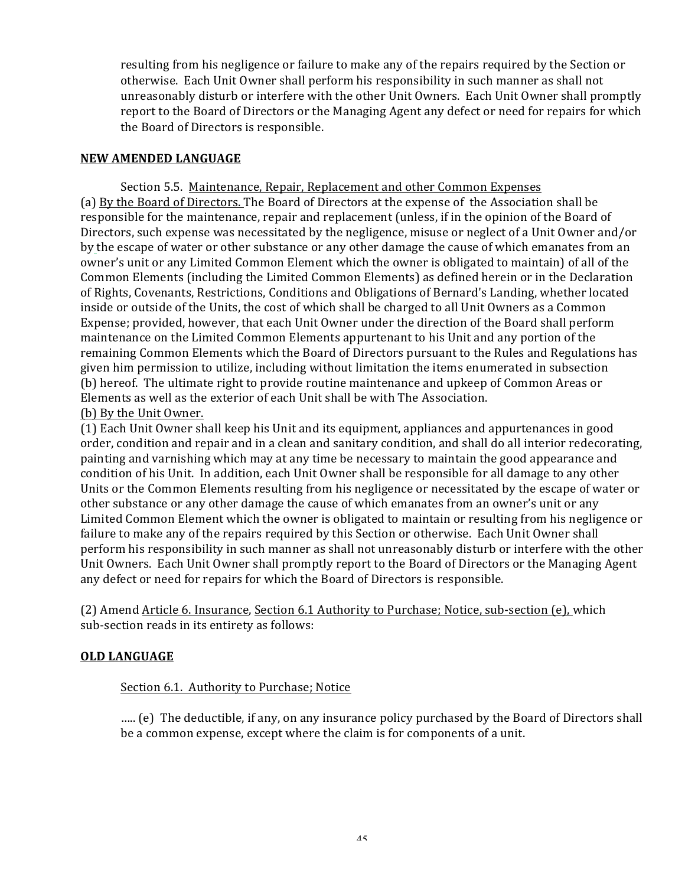resulting from his negligence or failure to make any of the repairs required by the Section or otherwise. Each Unit Owner shall perform his responsibility in such manner as shall not unreasonably disturb or interfere with the other Unit Owners. Each Unit Owner shall promptly report to the Board of Directors or the Managing Agent any defect or need for repairs for which the Board of Directors is responsible.

**NEW AMENDED LANGUAGE**

Section 5.5. Maintenance, Repair, Replacement and other Common Expenses

(a) By the Board of Directors. The Board of Directors at the expense of the Association shall be responsible for the maintenance, repair and replacement (unless, if in the opinion of the Board of Directors, such expense was necessitated by the negligence, misuse or neglect of a Unit Owner and/or by the escape of water or other substance or any other damage the cause of which emanates from an owner's unit or any Limited Common Element which the owner is obligated to maintain) of all of the Common Elements (including the Limited Common Elements) as defined herein or in the Declaration of Rights, Covenants, Restrictions, Conditions and Obligations of Bernard's Landing, whether located inside or outside of the Units, the cost of which shall be charged to all Unit Owners as a Common Expense; provided, however, that each Unit Owner under the direction of the Board shall perform maintenance on the Limited Common Elements appurtenant to his Unit and any portion of the remaining Common Elements which the Board of Directors pursuant to the Rules and Regulations has given him permission to utilize, including without limitation the items enumerated in subsection (b) hereof. The ultimate right to provide routine maintenance and upkeep of Common Areas or Elements as well as the exterior of each Unit shall be with The Association.

(b) By the Unit Owner.

(1) Each Unit Owner shall keep his Unit and its equipment, appliances and appurtenances in good order, condition and repair and in a clean and sanitary condition, and shall do all interior redecorating, painting and varnishing which may at any time be necessary to maintain the good appearance and condition of his Unit. In addition, each Unit Owner shall be responsible for all damage to any other Units or the Common Elements resulting from his negligence or necessitated by the escape of water or other substance or any other damage the cause of which emanates from an owner's unit or any Limited Common Element which the owner is obligated to maintain or resulting from his negligence or failure to make any of the repairs required by this Section or otherwise. Each Unit Owner shall perform his responsibility in such manner as shall not unreasonably disturb or interfere with the other Unit Owners. Each Unit Owner shall promptly report to the Board of Directors or the Managing Agent any defect or need for repairs for which the Board of Directors is responsible.

(2) Amend Article 6. Insurance, Section 6.1 Authority to Purchase; Notice, sub-section (e), which sub-section reads in its entirety as follows:

**OLD LANGUAGE**

Section 6.1. Authority to Purchase; Notice

….. (e) The deductible, if any, on any insurance policy purchased by the Board of Directors shall be a common expense, except where the claim is for components of a unit.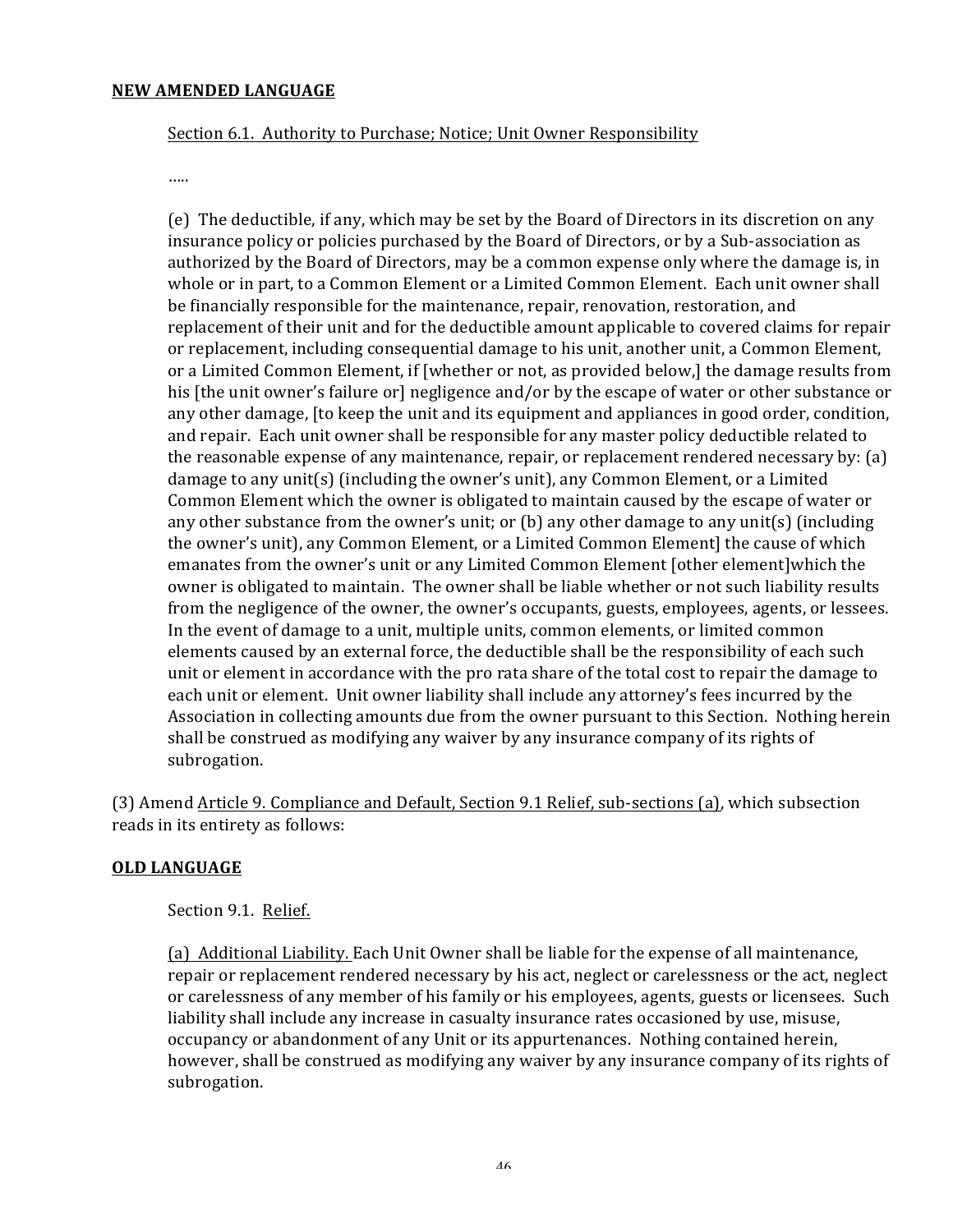**<u>NEW AMENDED LANGUAGE</u>**

<u>Section 6.1. Authority to Purchase; Notice; Unit Owner Responsibility</u>

…..

(e) The deductible, if any, which may be set by the Board of Directors in its discretion on any insurance policy or policies purchased by the Board of Directors, or by a Sub-association as authorized by the Board of Directors, may be a common expense only where the damage is, in whole or in part, to a Common Element or a Limited Common Element. Each unit owner shall be financially responsible for the maintenance, repair, renovation, restoration, and replacement of their unit and for the deductible amount applicable to covered claims for repair or replacement, including consequential damage to his unit, another unit, a Common Element, or a Limited Common Element, if [whether or not, as provided below,] the damage results from his [the unit owner's failure or] negligence and/or by the escape of water or other substance or any other damage, [to keep the unit and its equipment and appliances in good order, condition, and repair. Each unit owner shall be responsible for any master policy deductible related to the reasonable expense of any maintenance, repair, or replacement rendered necessary by: (a) damage to any unit(s) (including the owner's unit), any Common Element, or a Limited Common Element which the owner is obligated to maintain caused by the escape of water or any other substance from the owner's unit; or (b) any other damage to any unit(s) (including the owner's unit), any Common Element, or a Limited Common Element] the cause of which emanates from the owner's unit or any Limited Common Element [other element]which the owner is obligated to maintain. The owner shall be liable whether or not such liability results from the negligence of the owner, the owner's occupants, guests, employees, agents, or lessees. In the event of damage to a unit, multiple units, common elements, or limited common elements caused by an external force, the deductible shall be the responsibility of each such unit or element in accordance with the pro rata share of the total cost to repair the damage to each unit or element. Unit owner liability shall include any attorney's fees incurred by the Association in collecting amounts due from the owner pursuant to this Section. Nothing herein shall be construed as modifying any waiver by any insurance company of its rights of subrogation.

(3) Amend <u>Article 9. Compliance and Default, Section 9.1 Relief, sub-sections (a)</u>, which subsection reads in its entirety as follows:

**<u>OLD LANGUAGE</u>**

Section 9.1. <u>Relief.</u>

<u>(a) Additional Liability.</u> Each Unit Owner shall be liable for the expense of all maintenance, repair or replacement rendered necessary by his act, neglect or carelessness or the act, neglect or carelessness of any member of his family or his employees, agents, guests or licensees. Such liability shall include any increase in casualty insurance rates occasioned by use, misuse, occupancy or abandonment of any Unit or its appurtenances. Nothing contained herein, however, shall be construed as modifying any waiver by any insurance company of its rights of subrogation.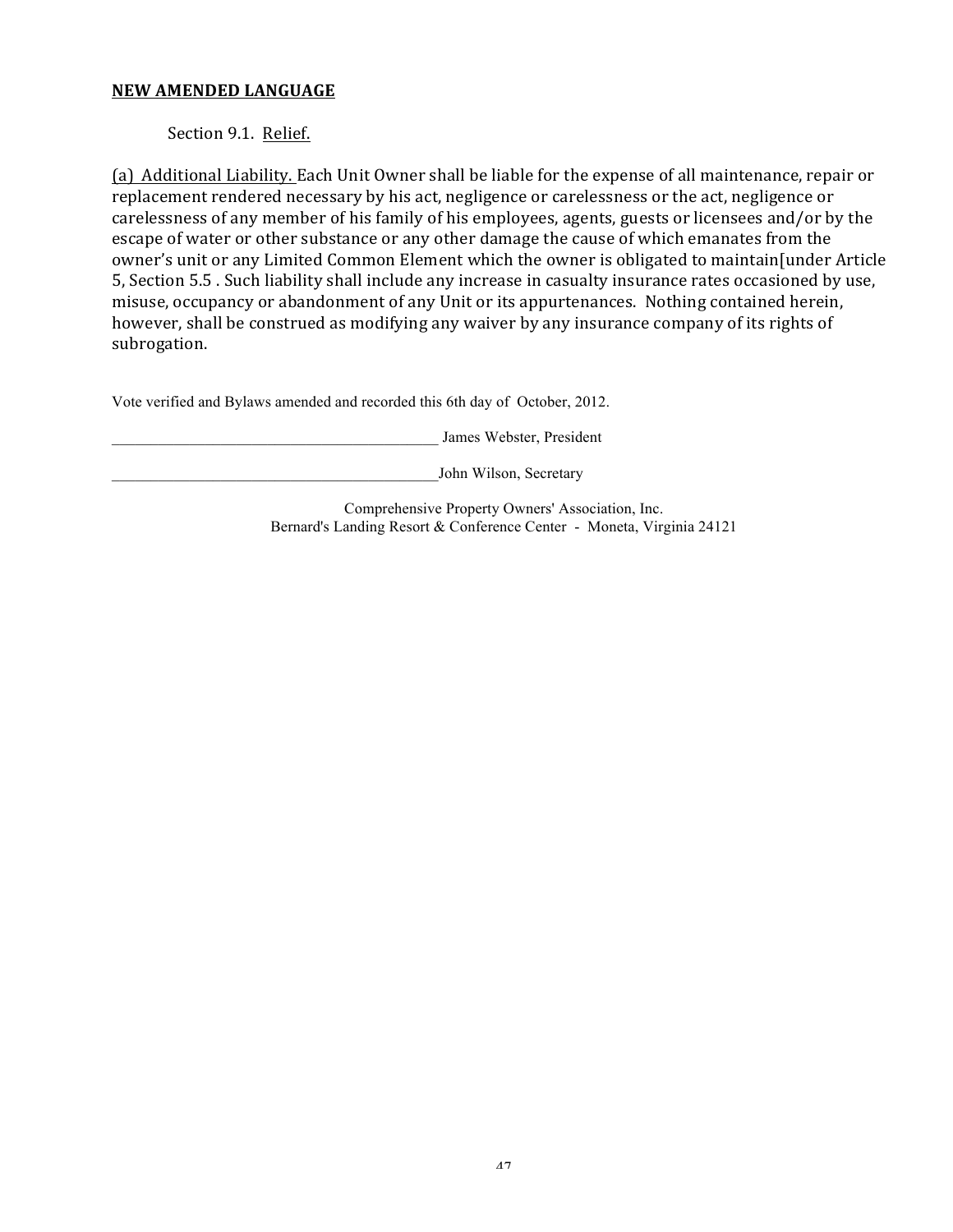**NEW AMENDED LANGUAGE**

Section 9.1. Relief.

(a) Additional Liability. Each Unit Owner shall be liable for the expense of all maintenance, repair or replacement rendered necessary by his act, negligence or carelessness or the act, negligence or carelessness of any member of his family of his employees, agents, guests or licensees and/or by the escape of water or other substance or any other damage the cause of which emanates from the owner's unit or any Limited Common Element which the owner is obligated to maintain[under Article 5, Section 5.5 . Such liability shall include any increase in casualty insurance rates occasioned by use, misuse, occupancy or abandonment of any Unit or its appurtenances. Nothing contained herein, however, shall be construed as modifying any waiver by any insurance company of its rights of subrogation.

Vote verified and Bylaws amended and recorded this 6th day of October, 2012.

\_\_\_\_\_\_\_\_\_\_\_\_\_\_\_\_\_\_\_\_\_\_\_\_\_\_\_\_\_\_\_\_\_\_\_\_\_\_\_\_ James Webster, President

\_\_\_\_\_\_\_\_\_\_\_\_\_\_\_\_\_\_\_\_\_\_\_\_\_\_\_\_\_\_\_\_\_\_\_\_\_\_\_\_ John Wilson, Secretary

Comprehensive Property Owners' Association, Inc.
Bernard's Landing Resort & Conference Center - Moneta, Virginia 24121